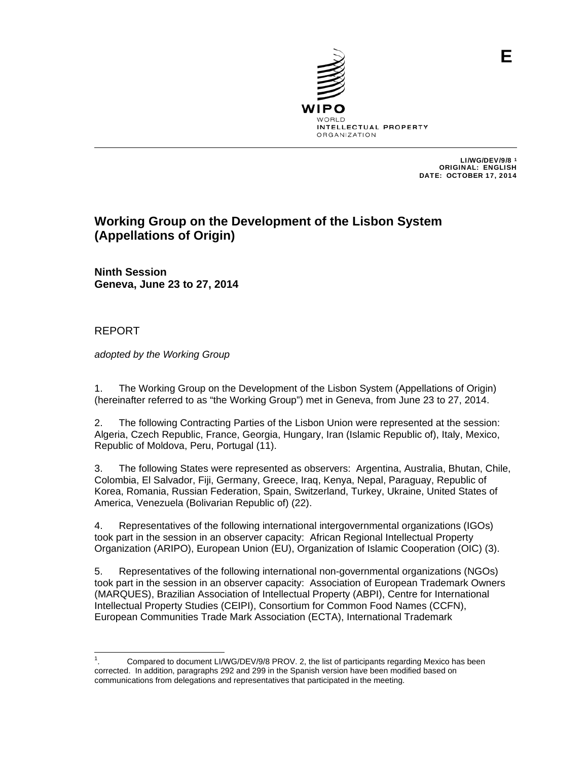E

WIPO
WORLD
INTELLECTUAL PROPERTY
ORGANIZATION

LI/WG/DEV/9/8 [1]
ORIGINAL: ENGLISH
DATE: OCTOBER 17, 2014

# Working Group on the Development of the Lisbon System (Appellations of Origin)

**Ninth Session**
**Geneva, June 23 to 27, 2014**

REPORT

*adopted by the Working Group*

1. The Working Group on the Development of the Lisbon System (Appellations of Origin) (hereinafter referred to as "the Working Group") met in Geneva, from June 23 to 27, 2014.

2. The following Contracting Parties of the Lisbon Union were represented at the session: Algeria, Czech Republic, France, Georgia, Hungary, Iran (Islamic Republic of), Italy, Mexico, Republic of Moldova, Peru, Portugal (11).

3. The following States were represented as observers: Argentina, Australia, Bhutan, Chile, Colombia, El Salvador, Fiji, Germany, Greece, Iraq, Kenya, Nepal, Paraguay, Republic of Korea, Romania, Russian Federation, Spain, Switzerland, Turkey, Ukraine, United States of America, Venezuela (Bolivarian Republic of) (22).

4. Representatives of the following international intergovernmental organizations (IGOs) took part in the session in an observer capacity: African Regional Intellectual Property Organization (ARIPO), European Union (EU), Organization of Islamic Cooperation (OIC) (3).

5. Representatives of the following international non-governmental organizations (NGOs) took part in the session in an observer capacity: Association of European Trademark Owners (MARQUES), Brazilian Association of Intellectual Property (ABPI), Centre for International Intellectual Property Studies (CEIPI), Consortium for Common Food Names (CCFN), European Communities Trade Mark Association (ECTA), International Trademark

---

[1]. Compared to document LI/WG/DEV/9/8 PROV. 2, the list of participants regarding Mexico has been corrected. In addition, paragraphs 292 and 299 in the Spanish version have been modified based on communications from delegations and representatives that participated in the meeting.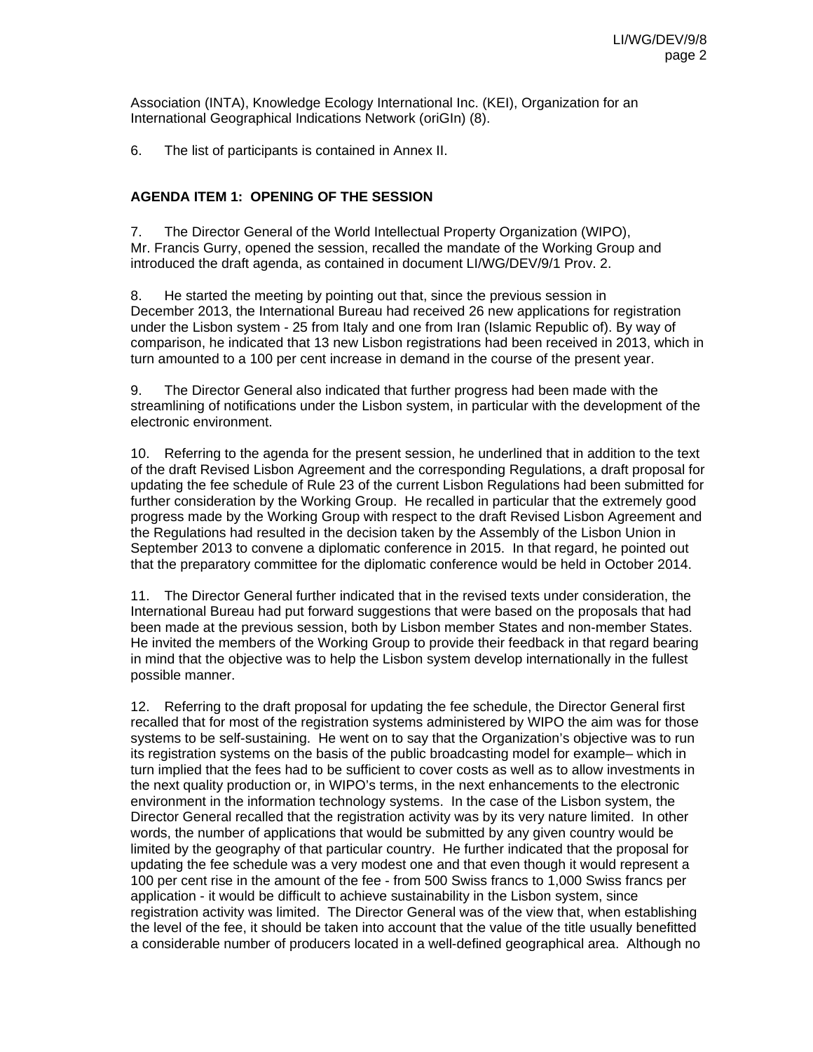Association (INTA), Knowledge Ecology International Inc. (KEI), Organization for an International Geographical Indications Network (oriGIn) (8).

6. The list of participants is contained in Annex II.

## AGENDA ITEM 1: OPENING OF THE SESSION

7. The Director General of the World Intellectual Property Organization (WIPO), Mr. Francis Gurry, opened the session, recalled the mandate of the Working Group and introduced the draft agenda, as contained in document LI/WG/DEV/9/1 Prov. 2.

8. He started the meeting by pointing out that, since the previous session in December 2013, the International Bureau had received 26 new applications for registration under the Lisbon system - 25 from Italy and one from Iran (Islamic Republic of). By way of comparison, he indicated that 13 new Lisbon registrations had been received in 2013, which in turn amounted to a 100 per cent increase in demand in the course of the present year.

9. The Director General also indicated that further progress had been made with the streamlining of notifications under the Lisbon system, in particular with the development of the electronic environment.

10. Referring to the agenda for the present session, he underlined that in addition to the text of the draft Revised Lisbon Agreement and the corresponding Regulations, a draft proposal for updating the fee schedule of Rule 23 of the current Lisbon Regulations had been submitted for further consideration by the Working Group. He recalled in particular that the extremely good progress made by the Working Group with respect to the draft Revised Lisbon Agreement and the Regulations had resulted in the decision taken by the Assembly of the Lisbon Union in September 2013 to convene a diplomatic conference in 2015. In that regard, he pointed out that the preparatory committee for the diplomatic conference would be held in October 2014.

11. The Director General further indicated that in the revised texts under consideration, the International Bureau had put forward suggestions that were based on the proposals that had been made at the previous session, both by Lisbon member States and non-member States. He invited the members of the Working Group to provide their feedback in that regard bearing in mind that the objective was to help the Lisbon system develop internationally in the fullest possible manner.

12. Referring to the draft proposal for updating the fee schedule, the Director General first recalled that for most of the registration systems administered by WIPO the aim was for those systems to be self-sustaining. He went on to say that the Organization's objective was to run its registration systems on the basis of the public broadcasting model for example– which in turn implied that the fees had to be sufficient to cover costs as well as to allow investments in the next quality production or, in WIPO's terms, in the next enhancements to the electronic environment in the information technology systems. In the case of the Lisbon system, the Director General recalled that the registration activity was by its very nature limited. In other words, the number of applications that would be submitted by any given country would be limited by the geography of that particular country. He further indicated that the proposal for updating the fee schedule was a very modest one and that even though it would represent a 100 per cent rise in the amount of the fee - from 500 Swiss francs to 1,000 Swiss francs per application - it would be difficult to achieve sustainability in the Lisbon system, since registration activity was limited. The Director General was of the view that, when establishing the level of the fee, it should be taken into account that the value of the title usually benefitted a considerable number of producers located in a well-defined geographical area. Although no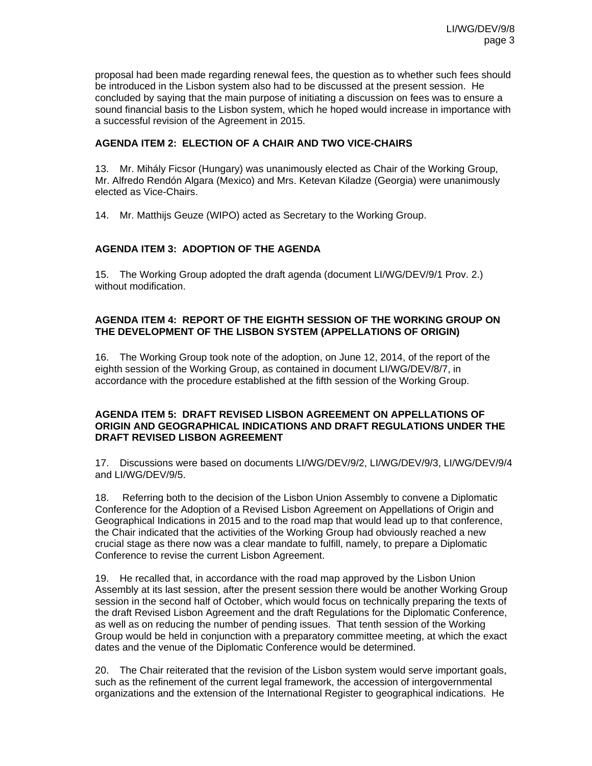proposal had been made regarding renewal fees, the question as to whether such fees should be introduced in the Lisbon system also had to be discussed at the present session. He concluded by saying that the main purpose of initiating a discussion on fees was to ensure a sound financial basis to the Lisbon system, which he hoped would increase in importance with a successful revision of the Agreement in 2015.

**AGENDA ITEM 2: ELECTION OF A CHAIR AND TWO VICE-CHAIRS**

13. Mr. Mihály Ficsor (Hungary) was unanimously elected as Chair of the Working Group, Mr. Alfredo Rendón Algara (Mexico) and Mrs. Ketevan Kiladze (Georgia) were unanimously elected as Vice-Chairs.

14. Mr. Matthijs Geuze (WIPO) acted as Secretary to the Working Group.

**AGENDA ITEM 3: ADOPTION OF THE AGENDA**

15. The Working Group adopted the draft agenda (document LI/WG/DEV/9/1 Prov. 2.) without modification.

**AGENDA ITEM 4: REPORT OF THE EIGHTH SESSION OF THE WORKING GROUP ON THE DEVELOPMENT OF THE LISBON SYSTEM (APPELLATIONS OF ORIGIN)**

16. The Working Group took note of the adoption, on June 12, 2014, of the report of the eighth session of the Working Group, as contained in document LI/WG/DEV/8/7, in accordance with the procedure established at the fifth session of the Working Group.

**AGENDA ITEM 5: DRAFT REVISED LISBON AGREEMENT ON APPELLATIONS OF ORIGIN AND GEOGRAPHICAL INDICATIONS AND DRAFT REGULATIONS UNDER THE DRAFT REVISED LISBON AGREEMENT**

17. Discussions were based on documents LI/WG/DEV/9/2, LI/WG/DEV/9/3, LI/WG/DEV/9/4 and LI/WG/DEV/9/5.

18. Referring both to the decision of the Lisbon Union Assembly to convene a Diplomatic Conference for the Adoption of a Revised Lisbon Agreement on Appellations of Origin and Geographical Indications in 2015 and to the road map that would lead up to that conference, the Chair indicated that the activities of the Working Group had obviously reached a new crucial stage as there now was a clear mandate to fulfill, namely, to prepare a Diplomatic Conference to revise the current Lisbon Agreement.

19. He recalled that, in accordance with the road map approved by the Lisbon Union Assembly at its last session, after the present session there would be another Working Group session in the second half of October, which would focus on technically preparing the texts of the draft Revised Lisbon Agreement and the draft Regulations for the Diplomatic Conference, as well as on reducing the number of pending issues. That tenth session of the Working Group would be held in conjunction with a preparatory committee meeting, at which the exact dates and the venue of the Diplomatic Conference would be determined.

20. The Chair reiterated that the revision of the Lisbon system would serve important goals, such as the refinement of the current legal framework, the accession of intergovernmental organizations and the extension of the International Register to geographical indications. He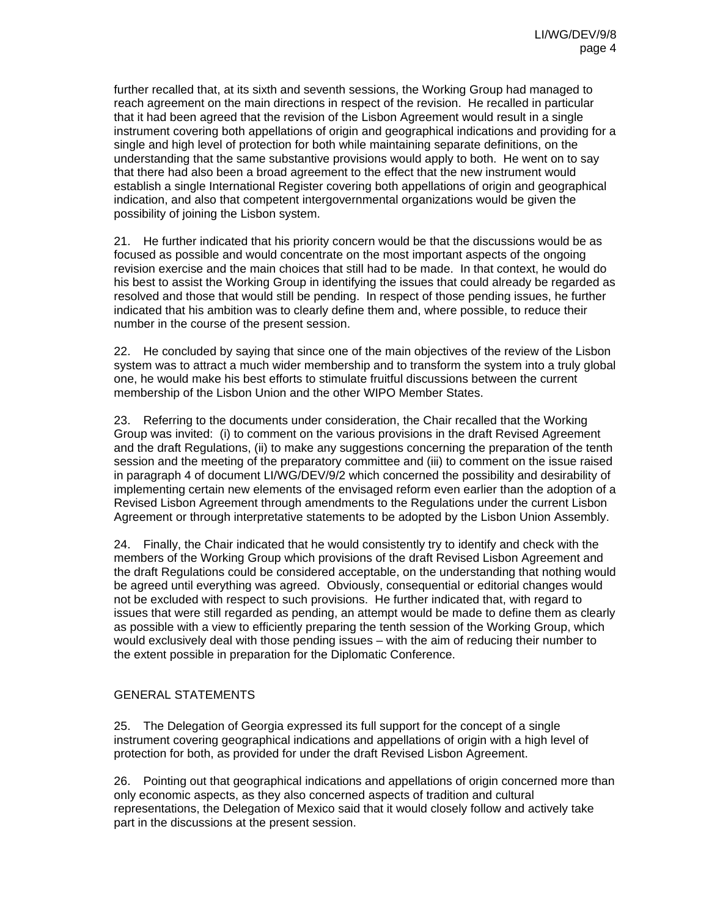further recalled that, at its sixth and seventh sessions, the Working Group had managed to reach agreement on the main directions in respect of the revision. He recalled in particular that it had been agreed that the revision of the Lisbon Agreement would result in a single instrument covering both appellations of origin and geographical indications and providing for a single and high level of protection for both while maintaining separate definitions, on the understanding that the same substantive provisions would apply to both. He went on to say that there had also been a broad agreement to the effect that the new instrument would establish a single International Register covering both appellations of origin and geographical indication, and also that competent intergovernmental organizations would be given the possibility of joining the Lisbon system.

21. He further indicated that his priority concern would be that the discussions would be as focused as possible and would concentrate on the most important aspects of the ongoing revision exercise and the main choices that still had to be made. In that context, he would do his best to assist the Working Group in identifying the issues that could already be regarded as resolved and those that would still be pending. In respect of those pending issues, he further indicated that his ambition was to clearly define them and, where possible, to reduce their number in the course of the present session.

22. He concluded by saying that since one of the main objectives of the review of the Lisbon system was to attract a much wider membership and to transform the system into a truly global one, he would make his best efforts to stimulate fruitful discussions between the current membership of the Lisbon Union and the other WIPO Member States.

23. Referring to the documents under consideration, the Chair recalled that the Working Group was invited: (i) to comment on the various provisions in the draft Revised Agreement and the draft Regulations, (ii) to make any suggestions concerning the preparation of the tenth session and the meeting of the preparatory committee and (iii) to comment on the issue raised in paragraph 4 of document LI/WG/DEV/9/2 which concerned the possibility and desirability of implementing certain new elements of the envisaged reform even earlier than the adoption of a Revised Lisbon Agreement through amendments to the Regulations under the current Lisbon Agreement or through interpretative statements to be adopted by the Lisbon Union Assembly.

24. Finally, the Chair indicated that he would consistently try to identify and check with the members of the Working Group which provisions of the draft Revised Lisbon Agreement and the draft Regulations could be considered acceptable, on the understanding that nothing would be agreed until everything was agreed. Obviously, consequential or editorial changes would not be excluded with respect to such provisions. He further indicated that, with regard to issues that were still regarded as pending, an attempt would be made to define them as clearly as possible with a view to efficiently preparing the tenth session of the Working Group, which would exclusively deal with those pending issues – with the aim of reducing their number to the extent possible in preparation for the Diplomatic Conference.

## GENERAL STATEMENTS

25. The Delegation of Georgia expressed its full support for the concept of a single instrument covering geographical indications and appellations of origin with a high level of protection for both, as provided for under the draft Revised Lisbon Agreement.

26. Pointing out that geographical indications and appellations of origin concerned more than only economic aspects, as they also concerned aspects of tradition and cultural representations, the Delegation of Mexico said that it would closely follow and actively take part in the discussions at the present session.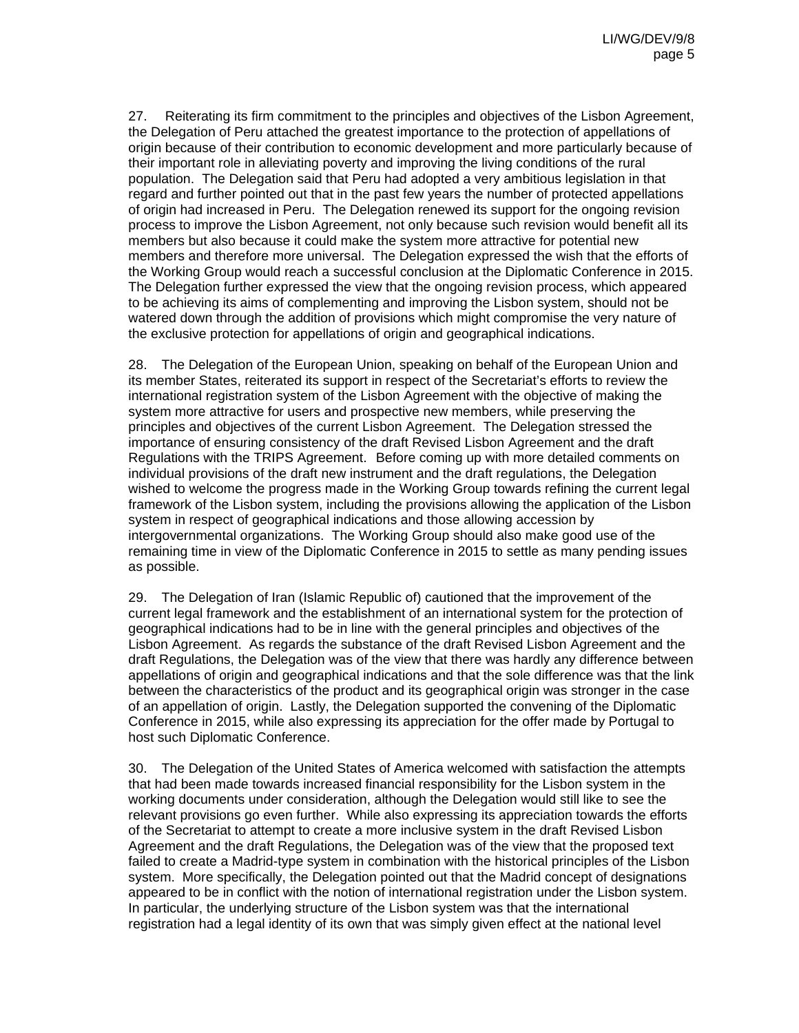27. Reiterating its firm commitment to the principles and objectives of the Lisbon Agreement, the Delegation of Peru attached the greatest importance to the protection of appellations of origin because of their contribution to economic development and more particularly because of their important role in alleviating poverty and improving the living conditions of the rural population. The Delegation said that Peru had adopted a very ambitious legislation in that regard and further pointed out that in the past few years the number of protected appellations of origin had increased in Peru. The Delegation renewed its support for the ongoing revision process to improve the Lisbon Agreement, not only because such revision would benefit all its members but also because it could make the system more attractive for potential new members and therefore more universal. The Delegation expressed the wish that the efforts of the Working Group would reach a successful conclusion at the Diplomatic Conference in 2015. The Delegation further expressed the view that the ongoing revision process, which appeared to be achieving its aims of complementing and improving the Lisbon system, should not be watered down through the addition of provisions which might compromise the very nature of the exclusive protection for appellations of origin and geographical indications.

28. The Delegation of the European Union, speaking on behalf of the European Union and its member States, reiterated its support in respect of the Secretariat's efforts to review the international registration system of the Lisbon Agreement with the objective of making the system more attractive for users and prospective new members, while preserving the principles and objectives of the current Lisbon Agreement. The Delegation stressed the importance of ensuring consistency of the draft Revised Lisbon Agreement and the draft Regulations with the TRIPS Agreement. Before coming up with more detailed comments on individual provisions of the draft new instrument and the draft regulations, the Delegation wished to welcome the progress made in the Working Group towards refining the current legal framework of the Lisbon system, including the provisions allowing the application of the Lisbon system in respect of geographical indications and those allowing accession by intergovernmental organizations. The Working Group should also make good use of the remaining time in view of the Diplomatic Conference in 2015 to settle as many pending issues as possible.

29. The Delegation of Iran (Islamic Republic of) cautioned that the improvement of the current legal framework and the establishment of an international system for the protection of geographical indications had to be in line with the general principles and objectives of the Lisbon Agreement. As regards the substance of the draft Revised Lisbon Agreement and the draft Regulations, the Delegation was of the view that there was hardly any difference between appellations of origin and geographical indications and that the sole difference was that the link between the characteristics of the product and its geographical origin was stronger in the case of an appellation of origin. Lastly, the Delegation supported the convening of the Diplomatic Conference in 2015, while also expressing its appreciation for the offer made by Portugal to host such Diplomatic Conference.

30. The Delegation of the United States of America welcomed with satisfaction the attempts that had been made towards increased financial responsibility for the Lisbon system in the working documents under consideration, although the Delegation would still like to see the relevant provisions go even further. While also expressing its appreciation towards the efforts of the Secretariat to attempt to create a more inclusive system in the draft Revised Lisbon Agreement and the draft Regulations, the Delegation was of the view that the proposed text failed to create a Madrid-type system in combination with the historical principles of the Lisbon system. More specifically, the Delegation pointed out that the Madrid concept of designations appeared to be in conflict with the notion of international registration under the Lisbon system. In particular, the underlying structure of the Lisbon system was that the international registration had a legal identity of its own that was simply given effect at the national level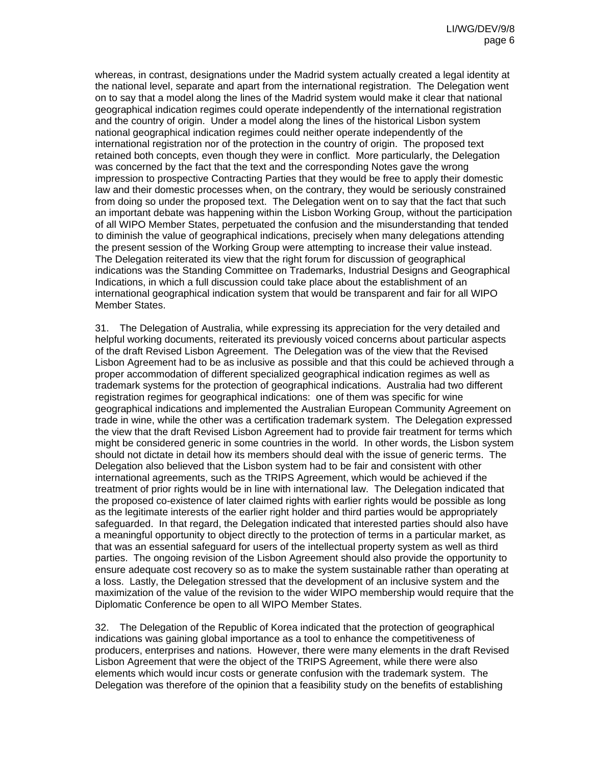whereas, in contrast, designations under the Madrid system actually created a legal identity at the national level, separate and apart from the international registration. The Delegation went on to say that a model along the lines of the Madrid system would make it clear that national geographical indication regimes could operate independently of the international registration and the country of origin. Under a model along the lines of the historical Lisbon system national geographical indication regimes could neither operate independently of the international registration nor of the protection in the country of origin. The proposed text retained both concepts, even though they were in conflict. More particularly, the Delegation was concerned by the fact that the text and the corresponding Notes gave the wrong impression to prospective Contracting Parties that they would be free to apply their domestic law and their domestic processes when, on the contrary, they would be seriously constrained from doing so under the proposed text. The Delegation went on to say that the fact that such an important debate was happening within the Lisbon Working Group, without the participation of all WIPO Member States, perpetuated the confusion and the misunderstanding that tended to diminish the value of geographical indications, precisely when many delegations attending the present session of the Working Group were attempting to increase their value instead. The Delegation reiterated its view that the right forum for discussion of geographical indications was the Standing Committee on Trademarks, Industrial Designs and Geographical Indications, in which a full discussion could take place about the establishment of an international geographical indication system that would be transparent and fair for all WIPO Member States.

31. The Delegation of Australia, while expressing its appreciation for the very detailed and helpful working documents, reiterated its previously voiced concerns about particular aspects of the draft Revised Lisbon Agreement. The Delegation was of the view that the Revised Lisbon Agreement had to be as inclusive as possible and that this could be achieved through a proper accommodation of different specialized geographical indication regimes as well as trademark systems for the protection of geographical indications. Australia had two different registration regimes for geographical indications: one of them was specific for wine geographical indications and implemented the Australian European Community Agreement on trade in wine, while the other was a certification trademark system. The Delegation expressed the view that the draft Revised Lisbon Agreement had to provide fair treatment for terms which might be considered generic in some countries in the world. In other words, the Lisbon system should not dictate in detail how its members should deal with the issue of generic terms. The Delegation also believed that the Lisbon system had to be fair and consistent with other international agreements, such as the TRIPS Agreement, which would be achieved if the treatment of prior rights would be in line with international law. The Delegation indicated that the proposed co-existence of later claimed rights with earlier rights would be possible as long as the legitimate interests of the earlier right holder and third parties would be appropriately safeguarded. In that regard, the Delegation indicated that interested parties should also have a meaningful opportunity to object directly to the protection of terms in a particular market, as that was an essential safeguard for users of the intellectual property system as well as third parties. The ongoing revision of the Lisbon Agreement should also provide the opportunity to ensure adequate cost recovery so as to make the system sustainable rather than operating at a loss. Lastly, the Delegation stressed that the development of an inclusive system and the maximization of the value of the revision to the wider WIPO membership would require that the Diplomatic Conference be open to all WIPO Member States.

32. The Delegation of the Republic of Korea indicated that the protection of geographical indications was gaining global importance as a tool to enhance the competitiveness of producers, enterprises and nations. However, there were many elements in the draft Revised Lisbon Agreement that were the object of the TRIPS Agreement, while there were also elements which would incur costs or generate confusion with the trademark system. The Delegation was therefore of the opinion that a feasibility study on the benefits of establishing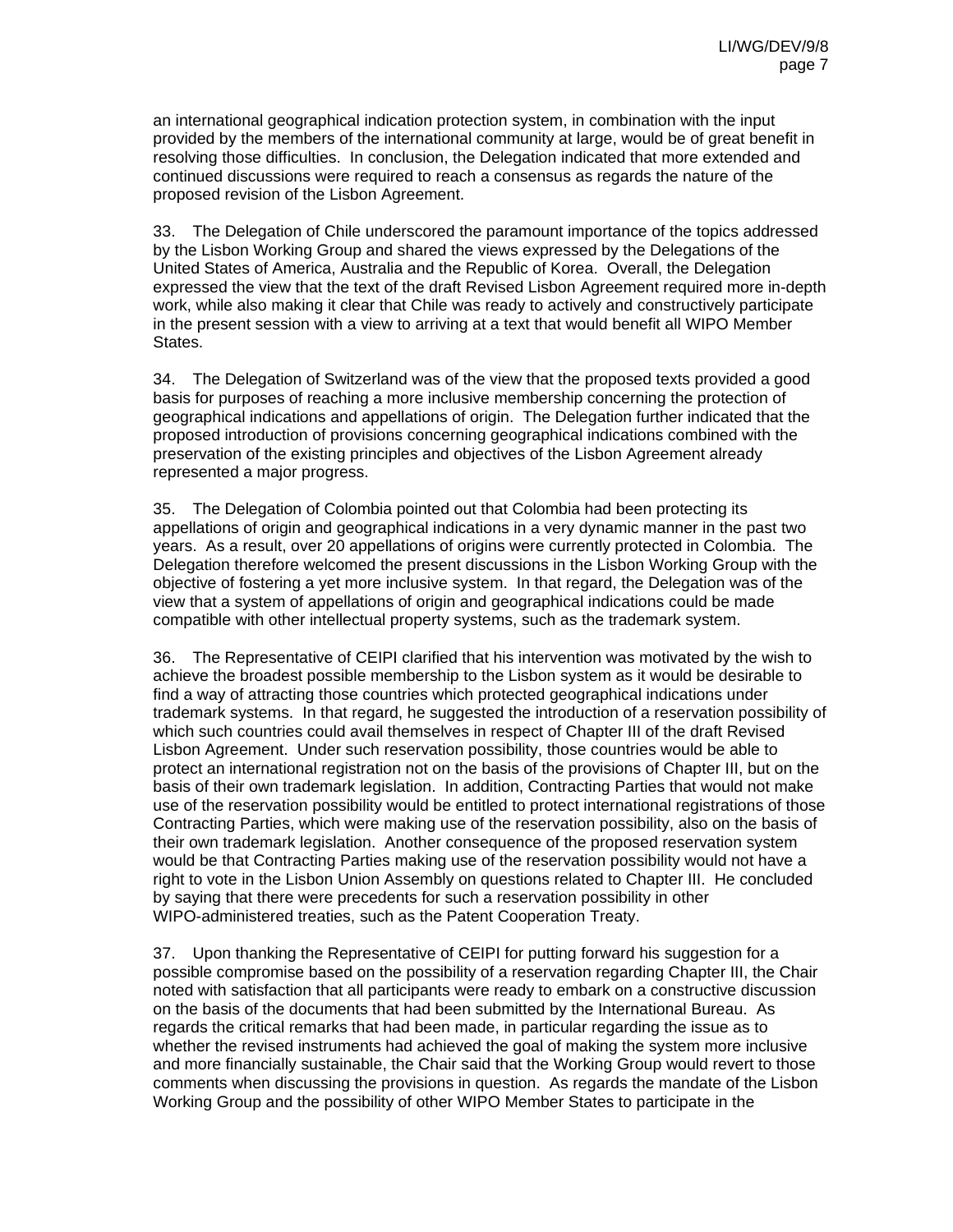an international geographical indication protection system, in combination with the input provided by the members of the international community at large, would be of great benefit in resolving those difficulties. In conclusion, the Delegation indicated that more extended and continued discussions were required to reach a consensus as regards the nature of the proposed revision of the Lisbon Agreement.

33. The Delegation of Chile underscored the paramount importance of the topics addressed by the Lisbon Working Group and shared the views expressed by the Delegations of the United States of America, Australia and the Republic of Korea. Overall, the Delegation expressed the view that the text of the draft Revised Lisbon Agreement required more in-depth work, while also making it clear that Chile was ready to actively and constructively participate in the present session with a view to arriving at a text that would benefit all WIPO Member States.

34. The Delegation of Switzerland was of the view that the proposed texts provided a good basis for purposes of reaching a more inclusive membership concerning the protection of geographical indications and appellations of origin. The Delegation further indicated that the proposed introduction of provisions concerning geographical indications combined with the preservation of the existing principles and objectives of the Lisbon Agreement already represented a major progress.

35. The Delegation of Colombia pointed out that Colombia had been protecting its appellations of origin and geographical indications in a very dynamic manner in the past two years. As a result, over 20 appellations of origins were currently protected in Colombia. The Delegation therefore welcomed the present discussions in the Lisbon Working Group with the objective of fostering a yet more inclusive system. In that regard, the Delegation was of the view that a system of appellations of origin and geographical indications could be made compatible with other intellectual property systems, such as the trademark system.

36. The Representative of CEIPI clarified that his intervention was motivated by the wish to achieve the broadest possible membership to the Lisbon system as it would be desirable to find a way of attracting those countries which protected geographical indications under trademark systems. In that regard, he suggested the introduction of a reservation possibility of which such countries could avail themselves in respect of Chapter III of the draft Revised Lisbon Agreement. Under such reservation possibility, those countries would be able to protect an international registration not on the basis of the provisions of Chapter III, but on the basis of their own trademark legislation. In addition, Contracting Parties that would not make use of the reservation possibility would be entitled to protect international registrations of those Contracting Parties, which were making use of the reservation possibility, also on the basis of their own trademark legislation. Another consequence of the proposed reservation system would be that Contracting Parties making use of the reservation possibility would not have a right to vote in the Lisbon Union Assembly on questions related to Chapter III. He concluded by saying that there were precedents for such a reservation possibility in other WIPO-administered treaties, such as the Patent Cooperation Treaty.

37. Upon thanking the Representative of CEIPI for putting forward his suggestion for a possible compromise based on the possibility of a reservation regarding Chapter III, the Chair noted with satisfaction that all participants were ready to embark on a constructive discussion on the basis of the documents that had been submitted by the International Bureau. As regards the critical remarks that had been made, in particular regarding the issue as to whether the revised instruments had achieved the goal of making the system more inclusive and more financially sustainable, the Chair said that the Working Group would revert to those comments when discussing the provisions in question. As regards the mandate of the Lisbon Working Group and the possibility of other WIPO Member States to participate in the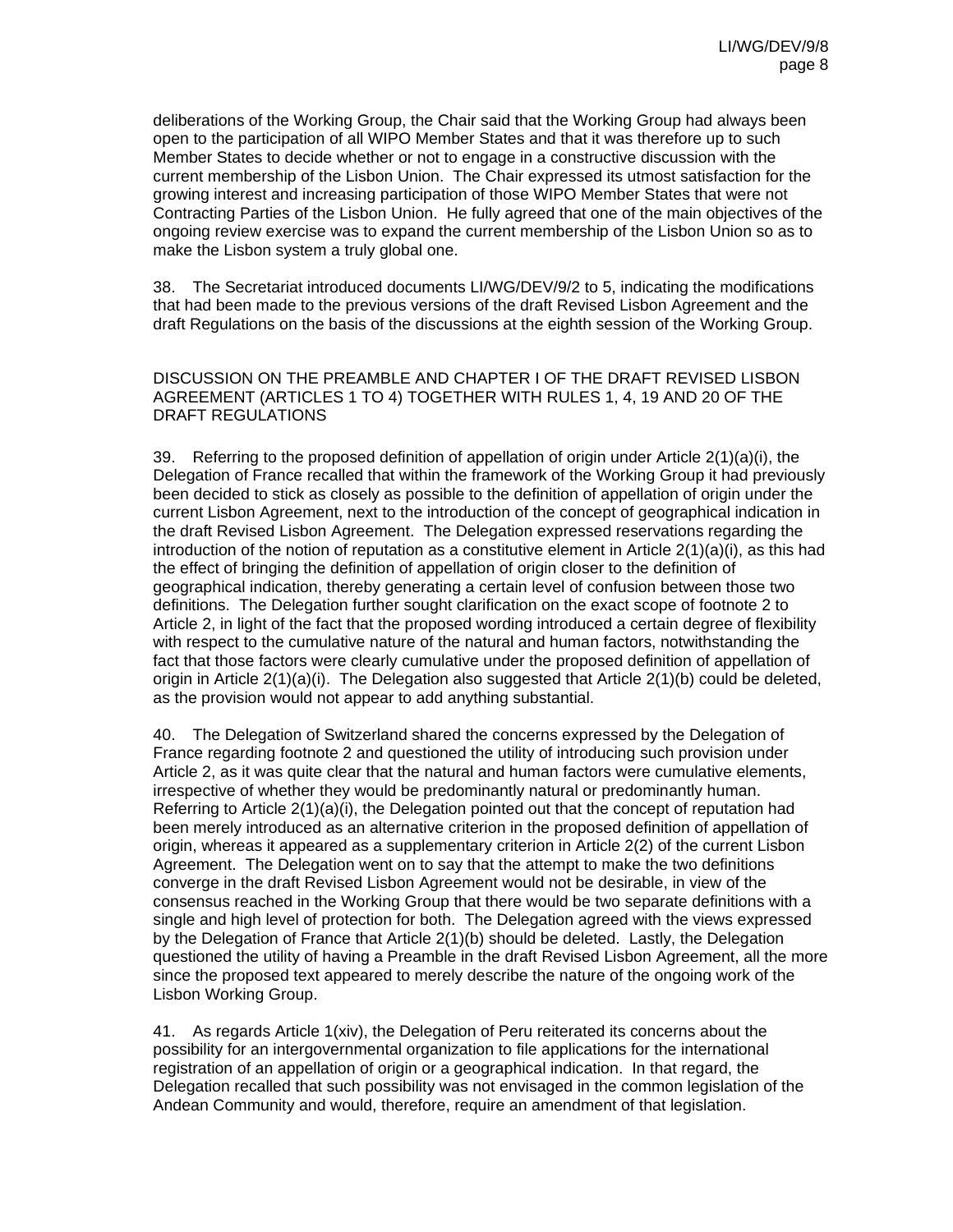deliberations of the Working Group, the Chair said that the Working Group had always been open to the participation of all WIPO Member States and that it was therefore up to such Member States to decide whether or not to engage in a constructive discussion with the current membership of the Lisbon Union. The Chair expressed its utmost satisfaction for the growing interest and increasing participation of those WIPO Member States that were not Contracting Parties of the Lisbon Union. He fully agreed that one of the main objectives of the ongoing review exercise was to expand the current membership of the Lisbon Union so as to make the Lisbon system a truly global one.

38. The Secretariat introduced documents LI/WG/DEV/9/2 to 5, indicating the modifications that had been made to the previous versions of the draft Revised Lisbon Agreement and the draft Regulations on the basis of the discussions at the eighth session of the Working Group.

DISCUSSION ON THE PREAMBLE AND CHAPTER I OF THE DRAFT REVISED LISBON AGREEMENT (ARTICLES 1 TO 4) TOGETHER WITH RULES 1, 4, 19 AND 20 OF THE DRAFT REGULATIONS

39. Referring to the proposed definition of appellation of origin under Article 2(1)(a)(i), the Delegation of France recalled that within the framework of the Working Group it had previously been decided to stick as closely as possible to the definition of the concept of appellation of origin under the current Lisbon Agreement, next to the introduction of the concept of geographical indication in the draft Revised Lisbon Agreement. The Delegation expressed reservations regarding the introduction of the notion of reputation as a constitutive element in Article 2(1)(a)(i), as this had the effect of bringing the definition of appellation of origin closer to the definition of geographical indication, thereby generating a certain level of confusion between those two definitions. The Delegation further sought clarification on the exact scope of footnote 2 to Article 2, in light of the fact that the proposed wording introduced a certain degree of flexibility with respect to the cumulative nature of the natural and human factors, notwithstanding the fact that those factors were clearly cumulative under the proposed definition of appellation of origin in Article 2(1)(a)(i). The Delegation also suggested that Article 2(1)(b) could be deleted, as the provision would not appear to add anything substantial.

40. The Delegation of Switzerland shared the concerns expressed by the Delegation of France regarding footnote 2 and questioned the utility of introducing such provision under Article 2, as it was quite clear that the natural and human factors were cumulative elements, irrespective of whether they would be predominantly natural or predominantly human. Referring to Article 2(1)(a)(i), the Delegation pointed out that the concept of reputation had been merely introduced as an alternative criterion in the proposed definition of appellation of origin, whereas it appeared as a supplementary criterion in Article 2(2) of the current Lisbon Agreement. The Delegation went on to say that the attempt to make the two definitions converge in the draft Revised Lisbon Agreement would not be desirable, in view of the consensus reached in the Working Group that there would be two separate definitions with a single and high level of protection for both. The Delegation agreed with the views expressed by the Delegation of France that Article 2(1)(b) should be deleted. Lastly, the Delegation questioned the utility of having a Preamble in the draft Revised Lisbon Agreement, all the more since the proposed text appeared to merely describe the nature of the ongoing work of the Lisbon Working Group.

41. As regards Article 1(xiv), the Delegation of Peru reiterated its concerns about the possibility for an intergovernmental organization to file applications for the international registration of an appellation of origin or a geographical indication. In that regard, the Delegation recalled that such possibility was not envisaged in the common legislation of the Andean Community and would, therefore, require an amendment of that legislation.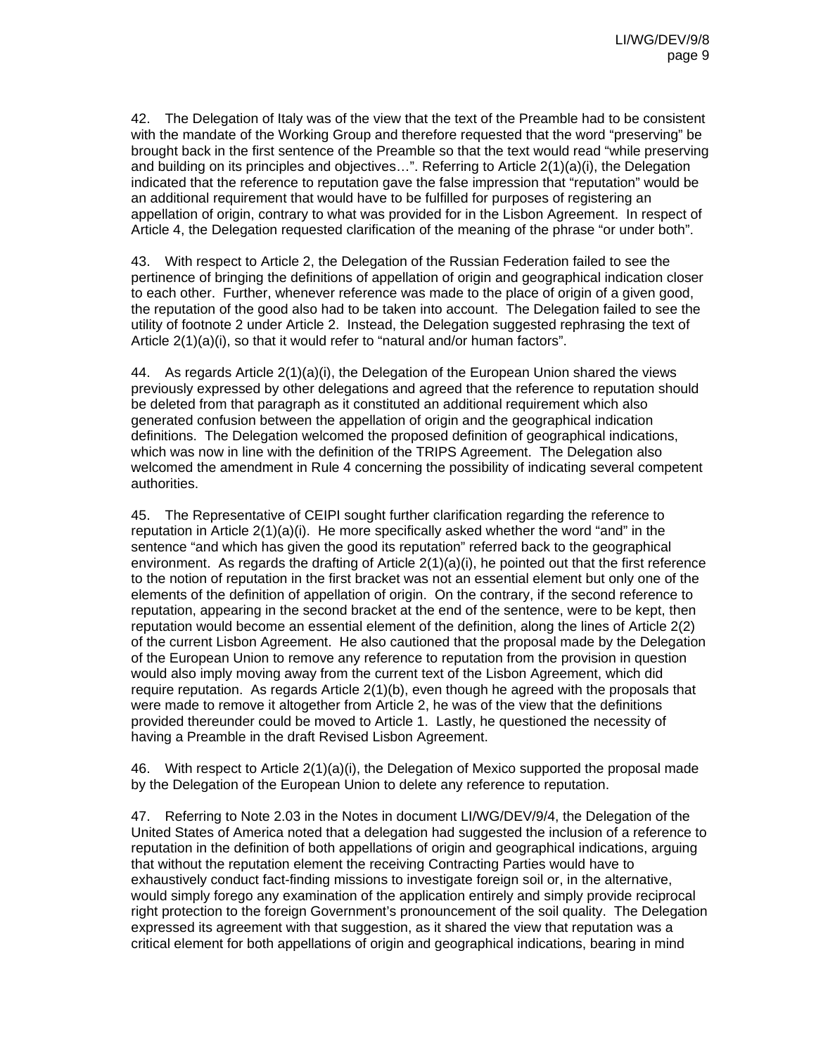42. The Delegation of Italy was of the view that the text of the Preamble had to be consistent with the mandate of the Working Group and therefore requested that the word "preserving" be brought back in the first sentence of the Preamble so that the text would read "while preserving and building on its principles and objectives…". Referring to Article 2(1)(a)(i), the Delegation indicated that the reference to reputation gave the false impression that "reputation" would be an additional requirement that would have to be fulfilled for purposes of registering an appellation of origin, contrary to what was provided for in the Lisbon Agreement. In respect of Article 4, the Delegation requested clarification of the meaning of the phrase "or under both".

43. With respect to Article 2, the Delegation of the Russian Federation failed to see the pertinence of bringing the definitions of appellation of origin and geographical indication closer to each other. Further, whenever reference was made to the place of origin of a given good, the reputation of the good also had to be taken into account. The Delegation failed to see the utility of footnote 2 under Article 2. Instead, the Delegation suggested rephrasing the text of Article 2(1)(a)(i), so that it would refer to "natural and/or human factors".

44. As regards Article 2(1)(a)(i), the Delegation of the European Union shared the views previously expressed by other delegations and agreed that the reference to reputation should be deleted from that paragraph as it constituted an additional requirement which also generated confusion between the appellation of origin and the geographical indication definitions. The Delegation welcomed the proposed definition of geographical indications, which was now in line with the definition of the TRIPS Agreement. The Delegation also welcomed the amendment in Rule 4 concerning the possibility of indicating several competent authorities.

45. The Representative of CEIPI sought further clarification regarding the reference to reputation in Article 2(1)(a)(i). He more specifically asked whether the word "and" in the sentence "and which has given the good its reputation" referred back to the geographical environment. As regards the drafting of Article 2(1)(a)(i), he pointed out that the first reference to the notion of reputation in the first bracket was not an essential element but only one of the elements of the definition of appellation of origin. On the contrary, if the second reference to reputation, appearing in the second bracket at the end of the sentence, were to be kept, then reputation would become an essential element of the definition, along the lines of Article 2(2) of the current Lisbon Agreement. He also cautioned that the proposal made by the Delegation of the European Union to remove any reference to reputation from the provision in question would also imply moving away from the current text of the Lisbon Agreement, which did require reputation. As regards Article 2(1)(b), even though he agreed with the proposals that were made to remove it altogether from Article 2, he was of the view that the definitions provided thereunder could be moved to Article 1. Lastly, he questioned the necessity of having a Preamble in the draft Revised Lisbon Agreement.

46. With respect to Article 2(1)(a)(i), the Delegation of Mexico supported the proposal made by the Delegation of the European Union to delete any reference to reputation.

47. Referring to Note 2.03 in the Notes in document LI/WG/DEV/9/4, the Delegation of the United States of America noted that a delegation had suggested the inclusion of a reference to reputation in the definition of both appellations of origin and geographical indications, arguing that without the reputation element the receiving Contracting Parties would have to exhaustively conduct fact-finding missions to investigate foreign soil or, in the alternative, would simply forego any examination of the application entirely and simply provide reciprocal right protection to the foreign Government's pronouncement of the soil quality. The Delegation expressed its agreement with that suggestion, as it shared the view that reputation was a critical element for both appellations of origin and geographical indications, bearing in mind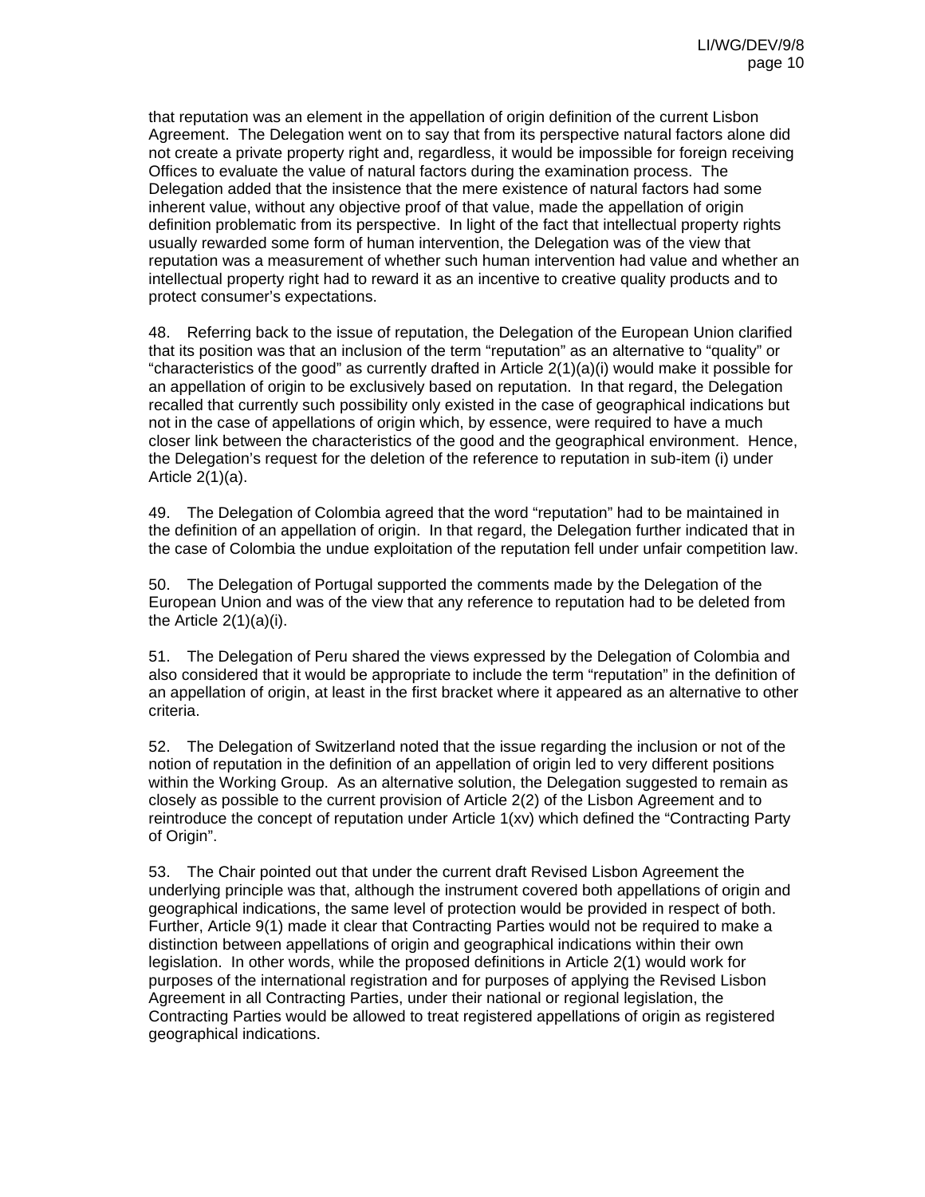that reputation was an element in the appellation of origin definition of the current Lisbon Agreement. The Delegation went on to say that from its perspective natural factors alone did not create a private property right and, regardless, it would be impossible for foreign receiving Offices to evaluate the value of natural factors during the examination process. The Delegation added that the insistence that the mere existence of natural factors had some inherent value, without any objective proof of that value, made the appellation of origin definition problematic from its perspective. In light of the fact that intellectual property rights usually rewarded some form of human intervention, the Delegation was of the view that reputation was a measurement of whether such human intervention had value and whether an intellectual property right had to reward it as an incentive to creative quality products and to protect consumer's expectations.

48. Referring back to the issue of reputation, the Delegation of the European Union clarified that its position was that an inclusion of the term "reputation" as an alternative to "quality" or "characteristics of the good" as currently drafted in Article 2(1)(a)(i) would make it possible for an appellation of origin to be exclusively based on reputation. In that regard, the Delegation recalled that currently such possibility only existed in the case of geographical indications but not in the case of appellations of origin which, by essence, were required to have a much closer link between the characteristics of the good and the geographical environment. Hence, the Delegation's request for the deletion of the reference to reputation in sub-item (i) under Article 2(1)(a).

49. The Delegation of Colombia agreed that the word "reputation" had to be maintained in the definition of an appellation of origin. In that regard, the Delegation further indicated that in the case of Colombia the undue exploitation of the reputation fell under unfair competition law.

50. The Delegation of Portugal supported the comments made by the Delegation of the European Union and was of the view that any reference to reputation had to be deleted from the Article 2(1)(a)(i).

51. The Delegation of Peru shared the views expressed by the Delegation of Colombia and also considered that it would be appropriate to include the term "reputation" in the definition of an appellation of origin, at least in the first bracket where it appeared as an alternative to other criteria.

52. The Delegation of Switzerland noted that the issue regarding the inclusion or not of the notion of reputation in the definition of an appellation of origin led to very different positions within the Working Group. As an alternative solution, the Delegation suggested to remain as closely as possible to the current provision of Article 2(2) of the Lisbon Agreement and to reintroduce the concept of reputation under Article 1(xv) which defined the "Contracting Party of Origin".

53. The Chair pointed out that under the current draft Revised Lisbon Agreement the underlying principle was that, although the instrument covered both appellations of origin and geographical indications, the same level of protection would be provided in respect of both. Further, Article 9(1) made it clear that Contracting Parties would not be required to make a distinction between appellations of origin and geographical indications within their own legislation. In other words, while the proposed definitions in Article 2(1) would work for purposes of the international registration and for purposes of applying the Revised Lisbon Agreement in all Contracting Parties, under their national or regional legislation, the Contracting Parties would be allowed to treat registered appellations of origin as registered geographical indications.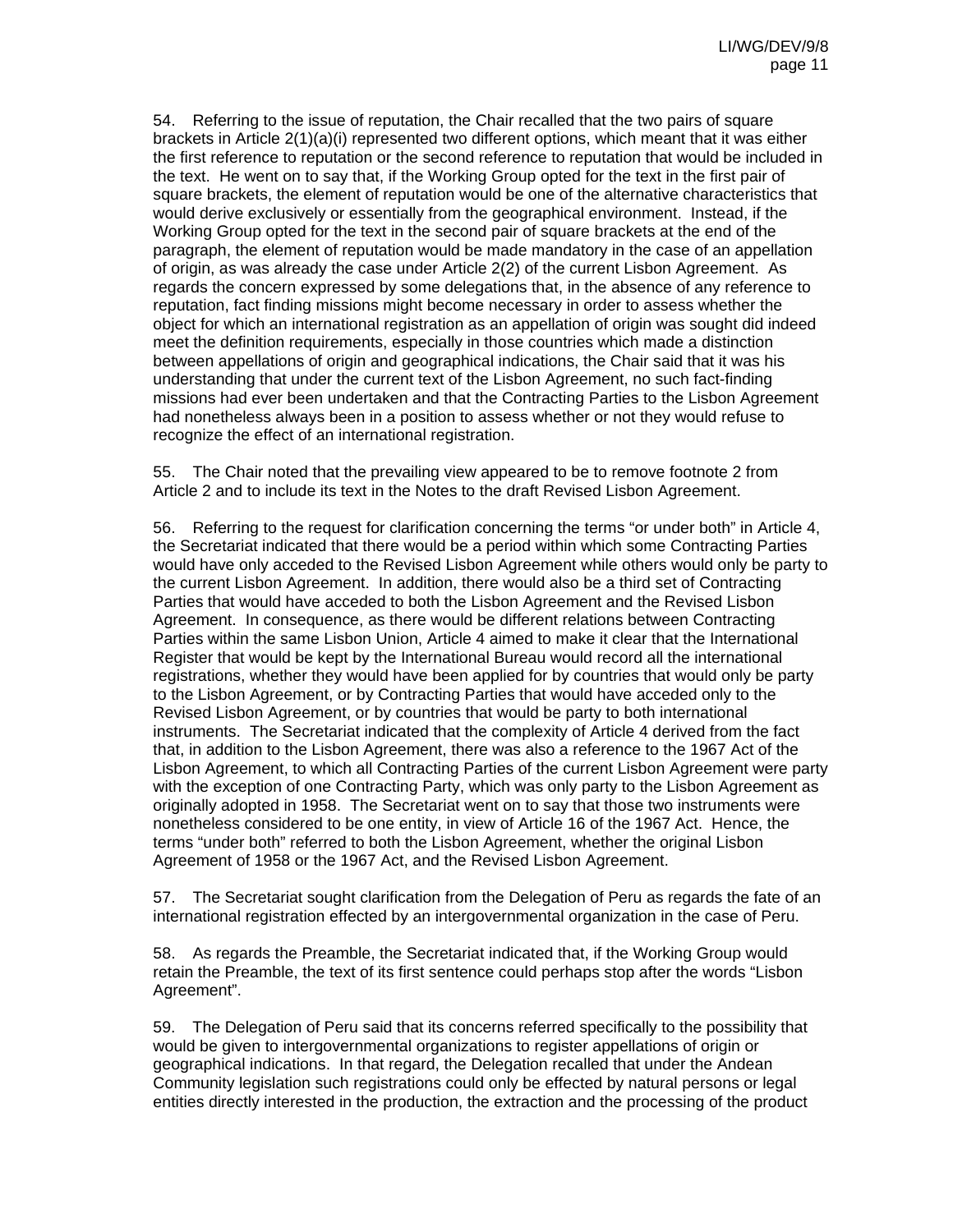54. Referring to the issue of reputation, the Chair recalled that the two pairs of square brackets in Article 2(1)(a)(i) represented two different options, which meant that it was either the first reference to reputation or the second reference to reputation that would be included in the text. He went on to say that, if the Working Group opted for the text in the first pair of square brackets, the element of reputation would be one of the alternative characteristics that would derive exclusively or essentially from the geographical environment. Instead, if the Working Group opted for the text in the second pair of square brackets at the end of the paragraph, the element of reputation would be made mandatory in the case of an appellation of origin, as was already the case under Article 2(2) of the current Lisbon Agreement. As regards the concern expressed by some delegations that, in the absence of any reference to reputation, fact finding missions might become necessary in order to assess whether the object for which an international registration as an appellation of origin was sought did indeed meet the definition requirements, especially in those countries which made a distinction between appellations of origin and geographical indications, the Chair said that it was his understanding that under the current text of the Lisbon Agreement, no such fact-finding missions had ever been undertaken and that the Contracting Parties to the Lisbon Agreement had nonetheless always been in a position to assess whether or not they would refuse to recognize the effect of an international registration.

55. The Chair noted that the prevailing view appeared to be to remove footnote 2 from Article 2 and to include its text in the Notes to the draft Revised Lisbon Agreement.

56. Referring to the request for clarification concerning the terms "or under both" in Article 4, the Secretariat indicated that there would be a period within which some Contracting Parties would have only acceded to the Revised Lisbon Agreement while others would only be party to the current Lisbon Agreement. In addition, there would also be a third set of Contracting Parties that would have acceded to both the Lisbon Agreement and the Revised Lisbon Agreement. In consequence, as there would be different relations between Contracting Parties within the same Lisbon Union, Article 4 aimed to make it clear that the International Register that would be kept by the International Bureau would record all the international registrations, whether they would have been applied for by countries that would only be party to the Lisbon Agreement, or by Contracting Parties that would have acceded only to the Revised Lisbon Agreement, or by countries that would be party to both international instruments. The Secretariat indicated that the complexity of Article 4 derived from the fact that, in addition to the Lisbon Agreement, there was also a reference to the 1967 Act of the Lisbon Agreement, to which all Contracting Parties of the current Lisbon Agreement were party with the exception of one Contracting Party, which was only party to the Lisbon Agreement as originally adopted in 1958. The Secretariat went on to say that those two instruments were nonetheless considered to be one entity, in view of Article 16 of the 1967 Act. Hence, the terms "under both" referred to both the Lisbon Agreement, whether the original Lisbon Agreement of 1958 or the 1967 Act, and the Revised Lisbon Agreement.

57. The Secretariat sought clarification from the Delegation of Peru as regards the fate of an international registration effected by an intergovernmental organization in the case of Peru.

58. As regards the Preamble, the Secretariat indicated that, if the Working Group would retain the Preamble, the text of its first sentence could perhaps stop after the words "Lisbon Agreement".

59. The Delegation of Peru said that its concerns referred specifically to the possibility that would be given to intergovernmental organizations to register appellations of origin or geographical indications. In that regard, the Delegation recalled that under the Andean Community legislation such registrations could only be effected by natural persons or legal entities directly interested in the production, the extraction and the processing of the product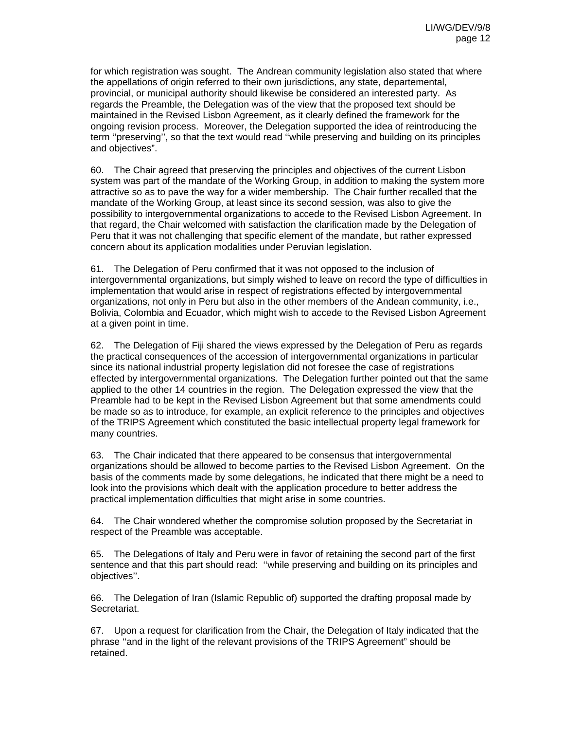for which registration was sought. The Andrean community legislation also stated that where the appellations of origin referred to their own jurisdictions, any state, departemental, provincial, or municipal authority should likewise be considered an interested party. As regards the Preamble, the Delegation was of the view that the proposed text should be maintained in the Revised Lisbon Agreement, as it clearly defined the framework for the ongoing revision process. Moreover, the Delegation supported the idea of reintroducing the term ''preserving'', so that the text would read ''while preserving and building on its principles and objectives".

60. The Chair agreed that preserving the principles and objectives of the current Lisbon system was part of the mandate of the Working Group, in addition to making the system more attractive so as to pave the way for a wider membership. The Chair further recalled that the mandate of the Working Group, at least since its second session, was also to give the possibility to intergovernmental organizations to accede to the Revised Lisbon Agreement. In that regard, the Chair welcomed with satisfaction the clarification made by the Delegation of Peru that it was not challenging that specific element of the mandate, but rather expressed concern about its application modalities under Peruvian legislation.

61. The Delegation of Peru confirmed that it was not opposed to the inclusion of intergovernmental organizations, but simply wished to leave on record the type of difficulties in implementation that would arise in respect of registrations effected by intergovernmental organizations, not only in Peru but also in the other members of the Andean community, i.e., Bolivia, Colombia and Ecuador, which might wish to accede to the Revised Lisbon Agreement at a given point in time.

62. The Delegation of Fiji shared the views expressed by the Delegation of Peru as regards the practical consequences of the accession of intergovernmental organizations in particular since its national industrial property legislation did not foresee the case of registrations effected by intergovernmental organizations. The Delegation further pointed out that the same applied to the other 14 countries in the region. The Delegation expressed the view that the Preamble had to be kept in the Revised Lisbon Agreement but that some amendments could be made so as to introduce, for example, an explicit reference to the principles and objectives of the TRIPS Agreement which constituted the basic intellectual property legal framework for many countries.

63. The Chair indicated that there appeared to be consensus that intergovernmental organizations should be allowed to become parties to the Revised Lisbon Agreement. On the basis of the comments made by some delegations, he indicated that there might be a need to look into the provisions which dealt with the application procedure to better address the practical implementation difficulties that might arise in some countries.

64. The Chair wondered whether the compromise solution proposed by the Secretariat in respect of the Preamble was acceptable.

65. The Delegations of Italy and Peru were in favor of retaining the second part of the first sentence and that this part should read: ''while preserving and building on its principles and objectives''.

66. The Delegation of Iran (Islamic Republic of) supported the drafting proposal made by Secretariat.

67. Upon a request for clarification from the Chair, the Delegation of Italy indicated that the phrase ''and in the light of the relevant provisions of the TRIPS Agreement" should be retained.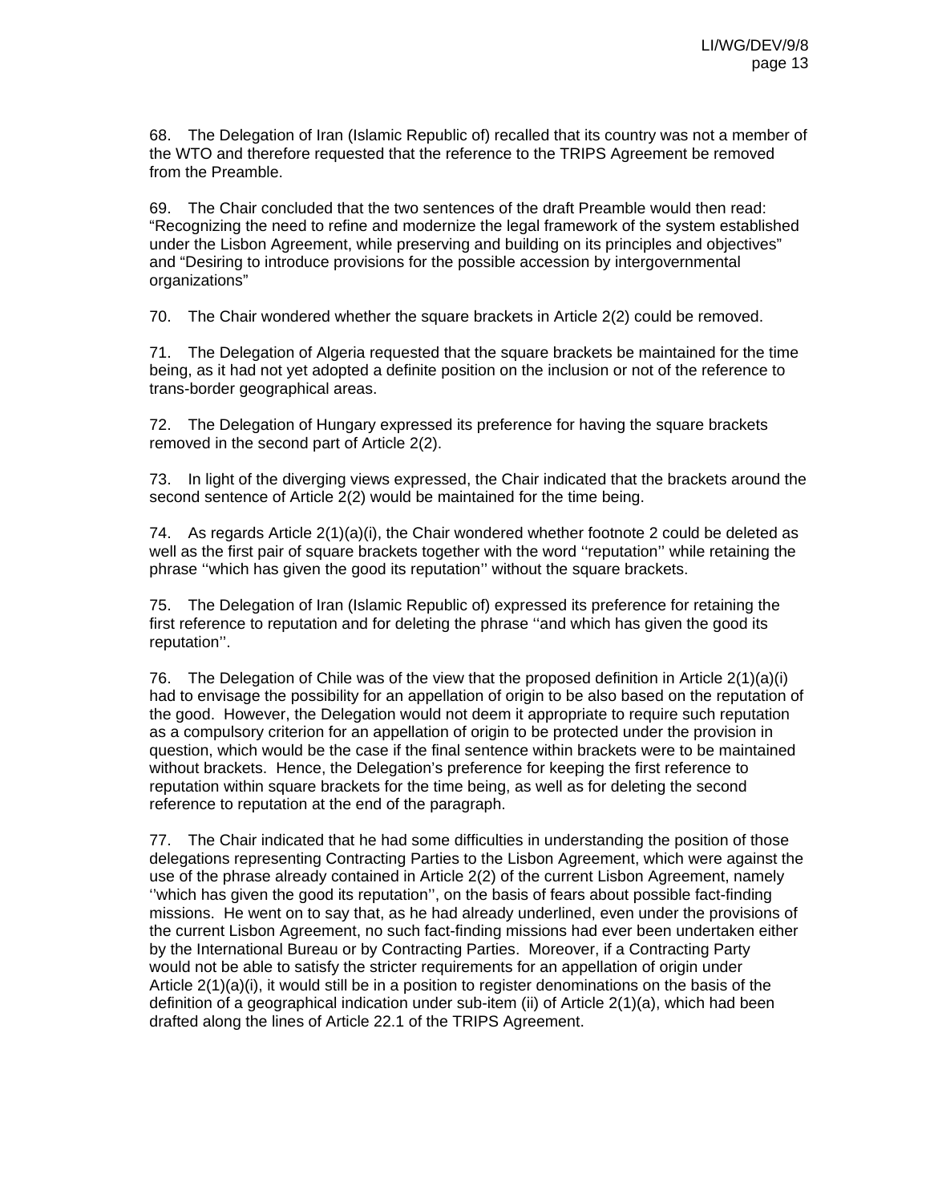68. The Delegation of Iran (Islamic Republic of) recalled that its country was not a member of the WTO and therefore requested that the reference to the TRIPS Agreement be removed from the Preamble.

69. The Chair concluded that the two sentences of the draft Preamble would then read: "Recognizing the need to refine and modernize the legal framework of the system established under the Lisbon Agreement, while preserving and building on its principles and objectives" and "Desiring to introduce provisions for the possible accession by intergovernmental organizations"

70. The Chair wondered whether the square brackets in Article 2(2) could be removed.

71. The Delegation of Algeria requested that the square brackets be maintained for the time being, as it had not yet adopted a definite position on the inclusion or not of the reference to trans-border geographical areas.

72. The Delegation of Hungary expressed its preference for having the square brackets removed in the second part of Article 2(2).

73. In light of the diverging views expressed, the Chair indicated that the brackets around the second sentence of Article 2(2) would be maintained for the time being.

74. As regards Article 2(1)(a)(i), the Chair wondered whether footnote 2 could be deleted as well as the first pair of square brackets together with the word ''reputation'' while retaining the phrase ''which has given the good its reputation'' without the square brackets.

75. The Delegation of Iran (Islamic Republic of) expressed its preference for retaining the first reference to reputation and for deleting the phrase ''and which has given the good its reputation''.

76. The Delegation of Chile was of the view that the proposed definition in Article 2(1)(a)(i) had to envisage the possibility for an appellation of origin to be also based on the reputation of the good. However, the Delegation would not deem it appropriate to require such reputation as a compulsory criterion for an appellation of origin to be protected under the provision in question, which would be the case if the final sentence within brackets were to be maintained without brackets. Hence, the Delegation's preference for keeping the first reference to reputation within square brackets for the time being, as well as for deleting the second reference to reputation at the end of the paragraph.

77. The Chair indicated that he had some difficulties in understanding the position of those delegations representing Contracting Parties to the Lisbon Agreement, which were against the use of the phrase already contained in Article 2(2) of the current Lisbon Agreement, namely ''which has given the good its reputation'', on the basis of fears about possible fact-finding missions. He went on to say that, as he had already underlined, even under the provisions of the current Lisbon Agreement, no such fact-finding missions had ever been undertaken either by the International Bureau or by Contracting Parties. Moreover, if a Contracting Party would not be able to satisfy the stricter requirements for an appellation of origin under Article 2(1)(a)(i), it would still be in a position to register denominations on the basis of the definition of a geographical indication under sub-item (ii) of Article 2(1)(a), which had been drafted along the lines of Article 22.1 of the TRIPS Agreement.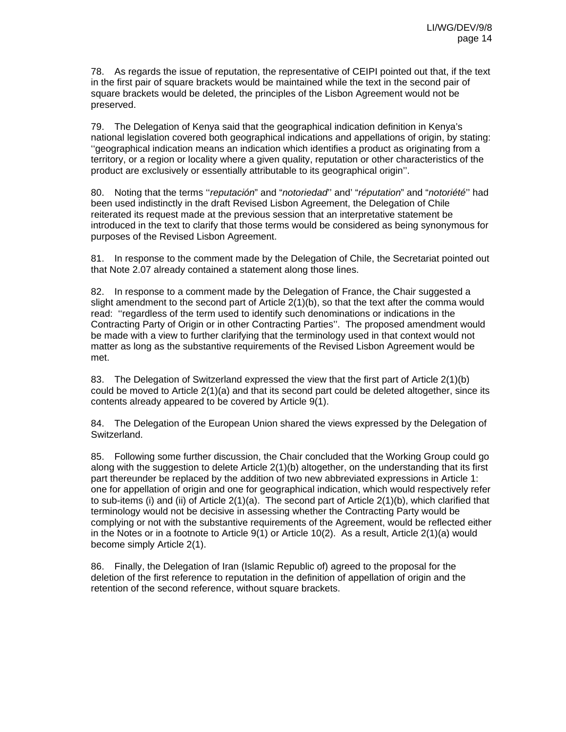78. As regards the issue of reputation, the representative of CEIPI pointed out that, if the text in the first pair of square brackets would be maintained while the text in the second pair of square brackets would be deleted, the principles of the Lisbon Agreement would not be preserved.

79. The Delegation of Kenya said that the geographical indication definition in Kenya's national legislation covered both geographical indications and appellations of origin, by stating: ''geographical indication means an indication which identifies a product as originating from a territory, or a region or locality where a given quality, reputation or other characteristics of the product are exclusively or essentially attributable to its geographical origin''.

80. Noting that the terms ''*reputación*" and "*notoriedad*'' and' "*réputation*" and "*notoriété*'' had been used indistinctly in the draft Revised Lisbon Agreement, the Delegation of Chile reiterated its request made at the previous session that an interpretative statement be introduced in the text to clarify that those terms would be considered as being synonymous for purposes of the Revised Lisbon Agreement.

81. In response to the comment made by the Delegation of Chile, the Secretariat pointed out that Note 2.07 already contained a statement along those lines.

82. In response to a comment made by the Delegation of France, the Chair suggested a slight amendment to the second part of Article 2(1)(b), so that the text after the comma would read: ''regardless of the term used to identify such denominations or indications in the Contracting Party of Origin or in other Contracting Parties''. The proposed amendment would be made with a view to further clarifying that the terminology used in that context would not matter as long as the substantive requirements of the Revised Lisbon Agreement would be met.

83. The Delegation of Switzerland expressed the view that the first part of Article 2(1)(b) could be moved to Article 2(1)(a) and that its second part could be deleted altogether, since its contents already appeared to be covered by Article 9(1).

84. The Delegation of the European Union shared the views expressed by the Delegation of Switzerland.

85. Following some further discussion, the Chair concluded that the Working Group could go along with the suggestion to delete Article 2(1)(b) altogether, on the understanding that its first part thereunder be replaced by the addition of two new abbreviated expressions in Article 1: one for appellation of origin and one for geographical indication, which would respectively refer to sub-items (i) and (ii) of Article 2(1)(a). The second part of Article 2(1)(b), which clarified that terminology would not be decisive in assessing whether the Contracting Party would be complying or not with the substantive requirements of the Agreement, would be reflected either in the Notes or in a footnote to Article 9(1) or Article 10(2). As a result, Article 2(1)(a) would become simply Article 2(1).

86. Finally, the Delegation of Iran (Islamic Republic of) agreed to the proposal for the deletion of the first reference to reputation in the definition of appellation of origin and the retention of the second reference, without square brackets.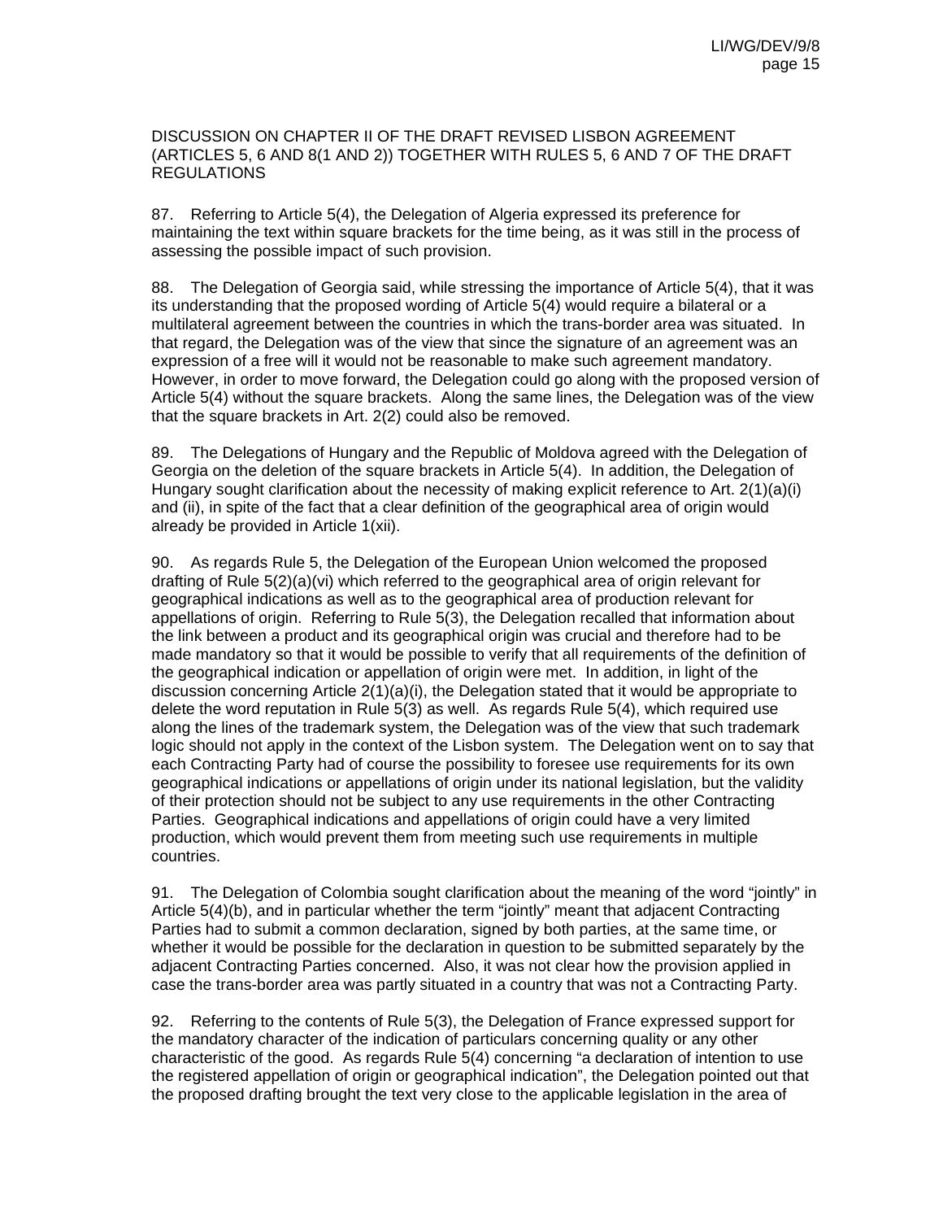DISCUSSION ON CHAPTER II OF THE DRAFT REVISED LISBON AGREEMENT (ARTICLES 5, 6 AND 8(1 AND 2)) TOGETHER WITH RULES 5, 6 AND 7 OF THE DRAFT REGULATIONS

87. Referring to Article 5(4), the Delegation of Algeria expressed its preference for maintaining the text within square brackets for the time being, as it was still in the process of assessing the possible impact of such provision.

88. The Delegation of Georgia said, while stressing the importance of Article 5(4), that it was its understanding that the proposed wording of Article 5(4) would require a bilateral or a multilateral agreement between the countries in which the trans-border area was situated. In that regard, the Delegation was of the view that since the signature of an agreement was an expression of a free will it would not be reasonable to make such agreement mandatory. However, in order to move forward, the Delegation could go along with the proposed version of Article 5(4) without the square brackets. Along the same lines, the Delegation was of the view that the square brackets in Art. 2(2) could also be removed.

89. The Delegations of Hungary and the Republic of Moldova agreed with the Delegation of Georgia on the deletion of the square brackets in Article 5(4). In addition, the Delegation of Hungary sought clarification about the necessity of making explicit reference to Art. 2(1)(a)(i) and (ii), in spite of the fact that a clear definition of the geographical area of origin would already be provided in Article 1(xii).

90. As regards Rule 5, the Delegation of the European Union welcomed the proposed drafting of Rule 5(2)(a)(vi) which referred to the geographical area of origin relevant for geographical indications as well as to the geographical area of production relevant for appellations of origin. Referring to Rule 5(3), the Delegation recalled that information about the link between a product and its geographical origin was crucial and therefore had to be made mandatory so that it would be possible to verify that all requirements of the definition of the geographical indication or appellation of origin were met. In addition, in light of the discussion concerning Article 2(1)(a)(i), the Delegation stated that it would be appropriate to delete the word reputation in Rule 5(3) as well. As regards Rule 5(4), which required use along the lines of the trademark system, the Delegation was of the view that such trademark logic should not apply in the context of the Lisbon system. The Delegation went on to say that each Contracting Party had of course the possibility to foresee use requirements for its own geographical indications or appellations of origin under its national legislation, but the validity of their protection should not be subject to any use requirements in the other Contracting Parties. Geographical indications and appellations of origin could have a very limited production, which would prevent them from meeting such use requirements in multiple countries.

91. The Delegation of Colombia sought clarification about the meaning of the word "jointly" in Article 5(4)(b), and in particular whether the term "jointly" meant that adjacent Contracting Parties had to submit a common declaration, signed by both parties, at the same time, or whether it would be possible for the declaration in question to be submitted separately by the adjacent Contracting Parties concerned. Also, it was not clear how the provision applied in case the trans-border area was partly situated in a country that was not a Contracting Party.

92. Referring to the contents of Rule 5(3), the Delegation of France expressed support for the mandatory character of the indication of particulars concerning quality or any other characteristic of the good. As regards Rule 5(4) concerning "a declaration of intention to use the registered appellation of origin or geographical indication", the Delegation pointed out that the proposed drafting brought the text very close to the applicable legislation in the area of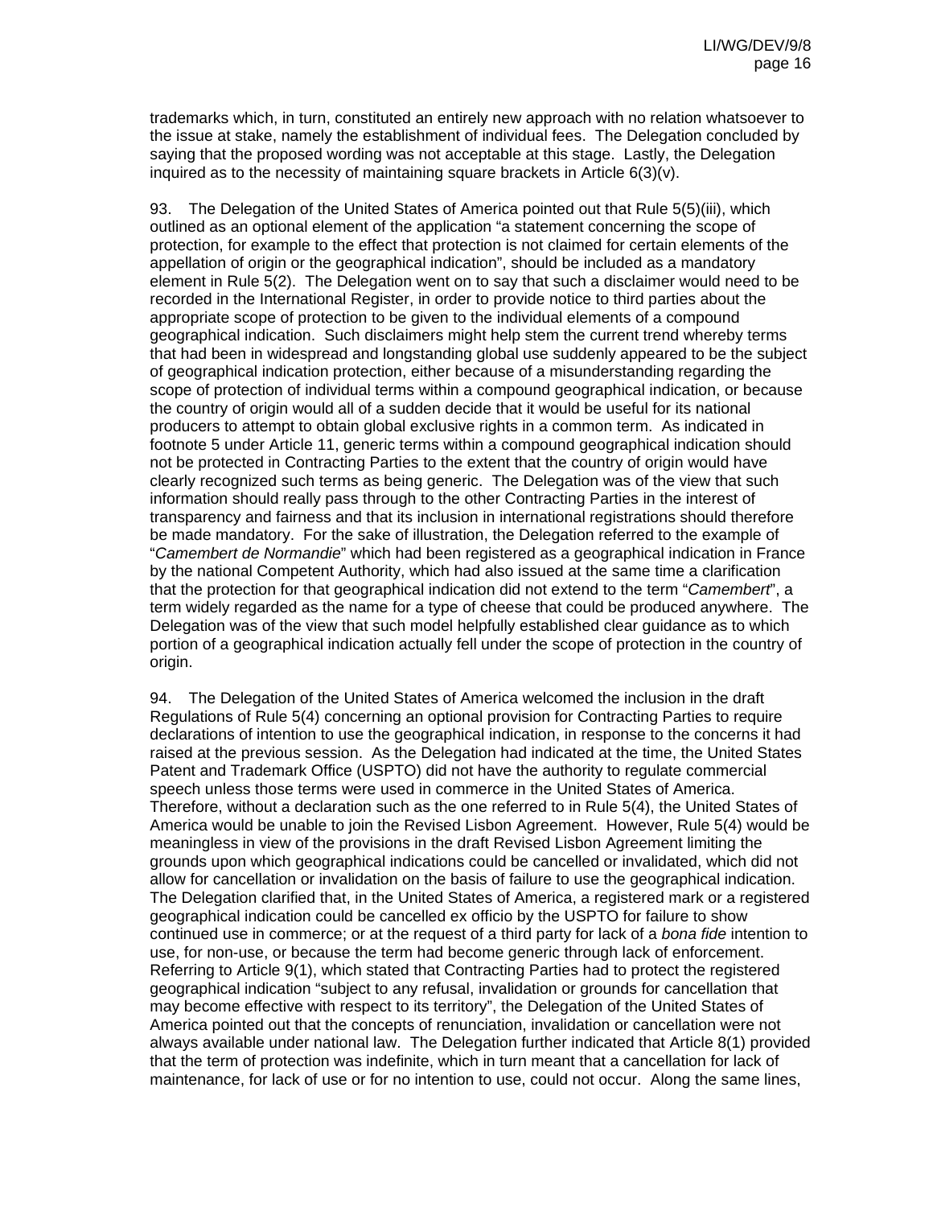trademarks which, in turn, constituted an entirely new approach with no relation whatsoever to the issue at stake, namely the establishment of individual fees. The Delegation concluded by saying that the proposed wording was not acceptable at this stage. Lastly, the Delegation inquired as to the necessity of maintaining square brackets in Article 6(3)(v).

93. The Delegation of the United States of America pointed out that Rule 5(5)(iii), which outlined as an optional element of the application "a statement concerning the scope of protection, for example to the effect that protection is not claimed for certain elements of the appellation of origin or the geographical indication", should be included as a mandatory element in Rule 5(2). The Delegation went on to say that such a disclaimer would need to be recorded in the International Register, in order to provide notice to third parties about the appropriate scope of protection to be given to the individual elements of a compound geographical indication. Such disclaimers might help stem the current trend whereby terms that had been in widespread and longstanding global use suddenly appeared to be the subject of geographical indication protection, either because of a misunderstanding regarding the scope of protection of individual terms within a compound geographical indication, or because the country of origin would all of a sudden decide that it would be useful for its national producers to attempt to obtain global exclusive rights in a common term. As indicated in footnote 5 under Article 11, generic terms within a compound geographical indication should not be protected in Contracting Parties to the extent that the country of origin would have clearly recognized such terms as being generic. The Delegation was of the view that such information should really pass through to the other Contracting Parties in the interest of transparency and fairness and that its inclusion in international registrations should therefore be made mandatory. For the sake of illustration, the Delegation referred to the example of "*Camembert de Normandie*" which had been registered as a geographical indication in France by the national Competent Authority, which had also issued at the same time a clarification that the protection for that geographical indication did not extend to the term "*Camembert*", a term widely regarded as the name for a type of cheese that could be produced anywhere. The Delegation was of the view that such model helpfully established clear guidance as to which portion of a geographical indication actually fell under the scope of protection in the country of origin.

94. The Delegation of the United States of America welcomed the inclusion in the draft Regulations of Rule 5(4) concerning an optional provision for Contracting Parties to require declarations of intention to use the geographical indication, in response to the concerns it had raised at the previous session. As the Delegation had indicated at the time, the United States Patent and Trademark Office (USPTO) did not have the authority to regulate commercial speech unless those terms were used in commerce in the United States of America. Therefore, without a declaration such as the one referred to in Rule 5(4), the United States of America would be unable to join the Revised Lisbon Agreement. However, Rule 5(4) would be meaningless in view of the provisions in the draft Revised Lisbon Agreement limiting the grounds upon which geographical indications could be cancelled or invalidated, which did not allow for cancellation or invalidation on the basis of failure to use the geographical indication. The Delegation clarified that, in the United States of America, a registered mark or a registered geographical indication could be cancelled ex officio by the USPTO for failure to show continued use in commerce; or at the request of a third party for lack of a *bona fide* intention to use, for non-use, or because the term had become generic through lack of enforcement. Referring to Article 9(1), which stated that Contracting Parties had to protect the registered geographical indication "subject to any refusal, invalidation or grounds for cancellation that may become effective with respect to its territory", the Delegation of the United States of America pointed out that the concepts of renunciation, invalidation or cancellation were not always available under national law. The Delegation further indicated that Article 8(1) provided that the term of protection was indefinite, which in turn meant that a cancellation for lack of maintenance, for lack of use or for no intention to use, could not occur. Along the same lines,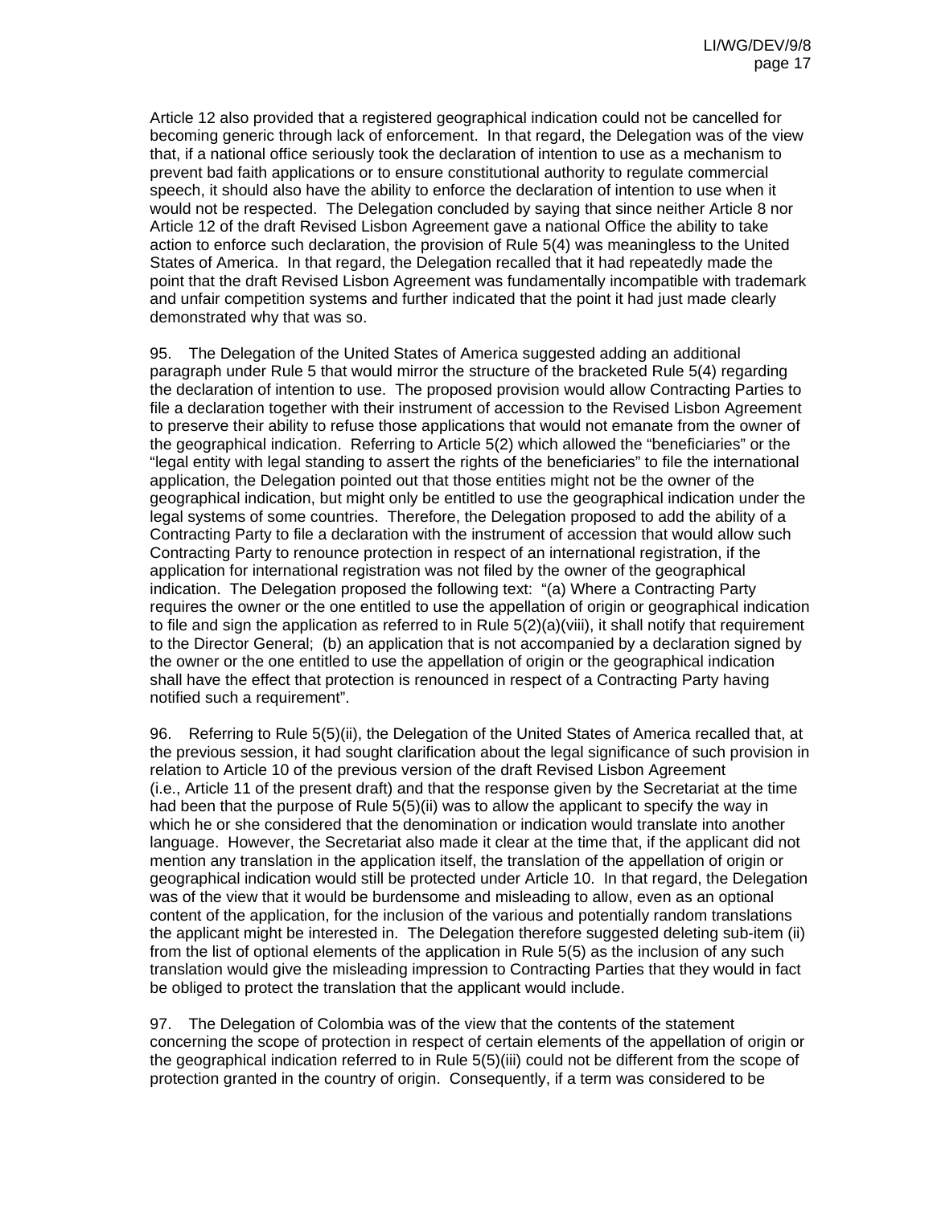Article 12 also provided that a registered geographical indication could not be cancelled for becoming generic through lack of enforcement. In that regard, the Delegation was of the view that, if a national office seriously took the declaration of intention to use as a mechanism to prevent bad faith applications or to ensure constitutional authority to regulate commercial speech, it should also have the ability to enforce the declaration of intention to use when it would not be respected. The Delegation concluded by saying that since neither Article 8 nor Article 12 of the draft Revised Lisbon Agreement gave a national Office the ability to take action to enforce such declaration, the provision of Rule 5(4) was meaningless to the United States of America. In that regard, the Delegation recalled that it had repeatedly made the point that the draft Revised Lisbon Agreement was fundamentally incompatible with trademark and unfair competition systems and further indicated that the point it had just made clearly demonstrated why that was so.

95. The Delegation of the United States of America suggested adding an additional paragraph under Rule 5 that would mirror the structure of the bracketed Rule 5(4) regarding the declaration of intention to use. The proposed provision would allow Contracting Parties to file a declaration together with their instrument of accession to the Revised Lisbon Agreement to preserve their ability to refuse those applications that would not emanate from the owner of the geographical indication. Referring to Article 5(2) which allowed the "beneficiaries" or the "legal entity with legal standing to assert the rights of the beneficiaries" to file the international application, the Delegation pointed out that those entities might not be the owner of the geographical indication, but might only be entitled to use the geographical indication under the legal systems of some countries. Therefore, the Delegation proposed to add the ability of a Contracting Party to file a declaration with the instrument of accession that would allow such Contracting Party to renounce protection in respect of an international registration, if the application for international registration was not filed by the owner of the geographical indication. The Delegation proposed the following text: "(a) Where a Contracting Party requires the owner or the one entitled to use the appellation of origin or geographical indication to file and sign the application as referred to in Rule 5(2)(a)(viii), it shall notify that requirement to the Director General; (b) an application that is not accompanied by a declaration signed by the owner or the one entitled to use the appellation of origin or the geographical indication shall have the effect that protection is renounced in respect of a Contracting Party having notified such a requirement".

96. Referring to Rule 5(5)(ii), the Delegation of the United States of America recalled that, at the previous session, it had sought clarification about the legal significance of such provision in relation to Article 10 of the previous version of the draft Revised Lisbon Agreement (i.e., Article 11 of the present draft) and that the response given by the Secretariat at the time had been that the purpose of Rule 5(5)(ii) was to allow the applicant to specify the way in which he or she considered that the denomination or indication would translate into another language. However, the Secretariat also made it clear at the time that, if the applicant did not mention any translation in the application itself, the translation of the appellation of origin or geographical indication would still be protected under Article 10. In that regard, the Delegation was of the view that it would be burdensome and misleading to allow, even as an optional content of the application, for the inclusion of the various and potentially random translations the applicant might be interested in. The Delegation therefore suggested deleting sub-item (ii) from the list of optional elements of the application in Rule 5(5) as the inclusion of any such translation would give the misleading impression to Contracting Parties that they would in fact be obliged to protect the translation that the applicant would include.

97. The Delegation of Colombia was of the view that the contents of the statement concerning the scope of protection in respect of certain elements of the appellation of origin or the geographical indication referred to in Rule 5(5)(iii) could not be different from the scope of protection granted in the country of origin. Consequently, if a term was considered to be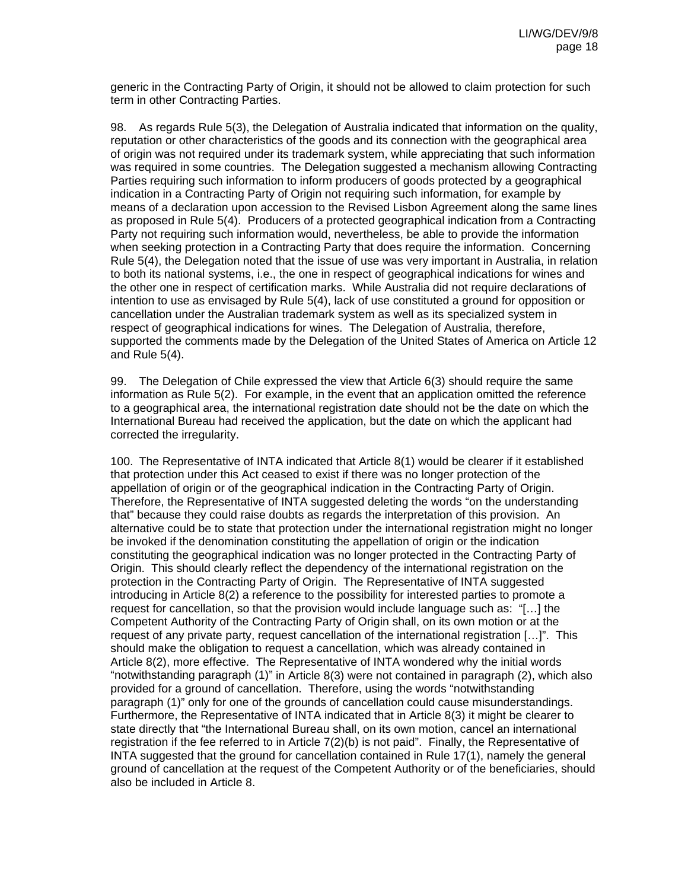generic in the Contracting Party of Origin, it should not be allowed to claim protection for such term in other Contracting Parties.

98. As regards Rule 5(3), the Delegation of Australia indicated that information on the quality, reputation or other characteristics of the goods and its connection with the geographical area of origin was not required under its trademark system, while appreciating that such information was required in some countries. The Delegation suggested a mechanism allowing Contracting Parties requiring such information to inform producers of goods protected by a geographical indication in a Contracting Party of Origin not requiring such information, for example by means of a declaration upon accession to the Revised Lisbon Agreement along the same lines as proposed in Rule 5(4). Producers of a protected geographical indication from a Contracting Party not requiring such information would, nevertheless, be able to provide the information when seeking protection in a Contracting Party that does require the information. Concerning Rule 5(4), the Delegation noted that the issue of use was very important in Australia, in relation to both its national systems, i.e., the one in respect of geographical indications for wines and the other one in respect of certification marks. While Australia did not require declarations of intention to use as envisaged by Rule 5(4), lack of use constituted a ground for opposition or cancellation under the Australian trademark system as well as its specialized system in respect of geographical indications for wines. The Delegation of Australia, therefore, supported the comments made by the Delegation of the United States of America on Article 12 and Rule 5(4).

99. The Delegation of Chile expressed the view that Article 6(3) should require the same information as Rule 5(2). For example, in the event that an application omitted the reference to a geographical area, the international registration date should not be the date on which the International Bureau had received the application, but the date on which the applicant had corrected the irregularity.

100. The Representative of INTA indicated that Article 8(1) would be clearer if it established that protection under this Act ceased to exist if there was no longer protection of the appellation of origin or of the geographical indication in the Contracting Party of Origin. Therefore, the Representative of INTA suggested deleting the words "on the understanding that" because they could raise doubts as regards the interpretation of this provision. An alternative could be to state that protection under the international registration might no longer be invoked if the denomination constituting the appellation of origin or the indication constituting the geographical indication was no longer protected in the Contracting Party of Origin. This should clearly reflect the dependency of the international registration on the protection in the Contracting Party of Origin. The Representative of INTA suggested introducing in Article 8(2) a reference to the possibility for interested parties to promote a request for cancellation, so that the provision would include language such as: "[…] the Competent Authority of the Contracting Party of Origin shall, on its own motion or at the request of any private party, request cancellation of the international registration […]". This should make the obligation to request a cancellation, which was already contained in Article 8(2), more effective. The Representative of INTA wondered why the initial words "notwithstanding paragraph (1)" in Article 8(3) were not contained in paragraph (2), which also provided for a ground of cancellation. Therefore, using the words "notwithstanding paragraph (1)" only for one of the grounds of cancellation could cause misunderstandings. Furthermore, the Representative of INTA indicated that in Article 8(3) it might be clearer to state directly that "the International Bureau shall, on its own motion, cancel an international registration if the fee referred to in Article 7(2)(b) is not paid". Finally, the Representative of INTA suggested that the ground for cancellation contained in Rule 17(1), namely the general ground of cancellation at the request of the Competent Authority or of the beneficiaries, should also be included in Article 8.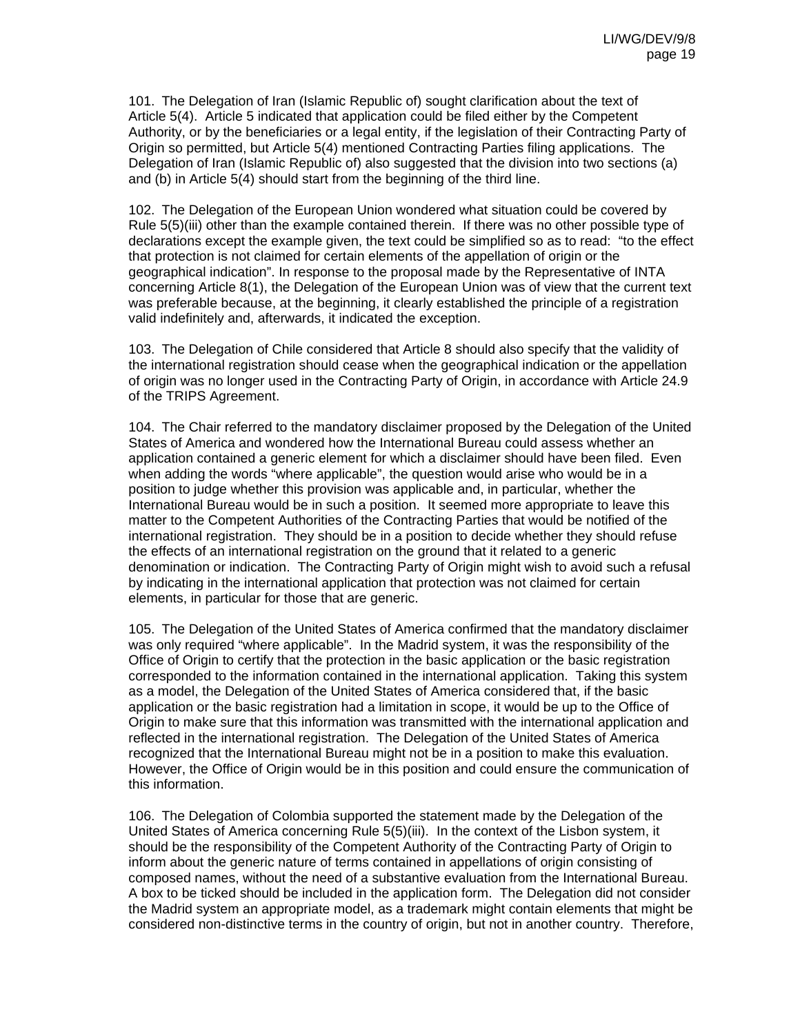101. The Delegation of Iran (Islamic Republic of) sought clarification about the text of Article 5(4). Article 5 indicated that application could be filed either by the Competent Authority, or by the beneficiaries or a legal entity, if the legislation of their Contracting Party of Origin so permitted, but Article 5(4) mentioned Contracting Parties filing applications. The Delegation of Iran (Islamic Republic of) also suggested that the division into two sections (a) and (b) in Article 5(4) should start from the beginning of the third line.

102. The Delegation of the European Union wondered what situation could be covered by Rule 5(5)(iii) other than the example contained therein. If there was no other possible type of declarations except the example given, the text could be simplified so as to read: "to the effect that protection is not claimed for certain elements of the appellation of origin or the geographical indication". In response to the proposal made by the Representative of INTA concerning Article 8(1), the Delegation of the European Union was of view that the current text was preferable because, at the beginning, it clearly established the principle of a registration valid indefinitely and, afterwards, it indicated the exception.

103. The Delegation of Chile considered that Article 8 should also specify that the validity of the international registration should cease when the geographical indication or the appellation of origin was no longer used in the Contracting Party of Origin, in accordance with Article 24.9 of the TRIPS Agreement.

104. The Chair referred to the mandatory disclaimer proposed by the Delegation of the United States of America and wondered how the International Bureau could assess whether an application contained a generic element for which a disclaimer should have been filed. Even when adding the words "where applicable", the question would arise who would be in a position to judge whether this provision was applicable and, in particular, whether the International Bureau would be in such a position. It seemed more appropriate to leave this matter to the Competent Authorities of the Contracting Parties that would be notified of the international registration. They should be in a position to decide whether they should refuse the effects of an international registration on the ground that it related to a generic denomination or indication. The Contracting Party of Origin might wish to avoid such a refusal by indicating in the international application that protection was not claimed for certain elements, in particular for those that are generic.

105. The Delegation of the United States of America confirmed that the mandatory disclaimer was only required "where applicable". In the Madrid system, it was the responsibility of the Office of Origin to certify that the protection in the basic application or the basic registration corresponded to the information contained in the international application. Taking this system as a model, the Delegation of the United States of America considered that, if the basic application or the basic registration had a limitation in scope, it would be up to the Office of Origin to make sure that this information was transmitted with the international application and reflected in the international registration. The Delegation of the United States of America recognized that the International Bureau might not be in a position to make this evaluation. However, the Office of Origin would be in this position and could ensure the communication of this information.

106. The Delegation of Colombia supported the statement made by the Delegation of the United States of America concerning Rule 5(5)(iii). In the context of the Lisbon system, it should be the responsibility of the Competent Authority of the Contracting Party of Origin to inform about the generic nature of terms contained in appellations of origin consisting of composed names, without the need of a substantive evaluation from the International Bureau. A box to be ticked should be included in the application form. The Delegation did not consider the Madrid system an appropriate model, as a trademark might contain elements that might be considered non-distinctive terms in the country of origin, but not in another country. Therefore,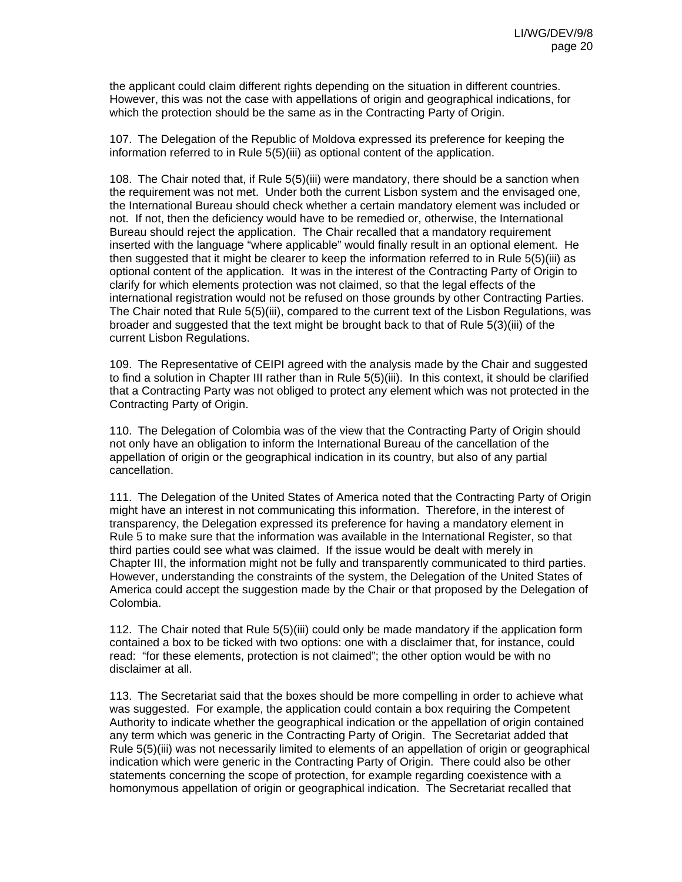the applicant could claim different rights depending on the situation in different countries. However, this was not the case with appellations of origin and geographical indications, for which the protection should be the same as in the Contracting Party of Origin.

107. The Delegation of the Republic of Moldova expressed its preference for keeping the information referred to in Rule 5(5)(iii) as optional content of the application.

108. The Chair noted that, if Rule 5(5)(iii) were mandatory, there should be a sanction when the requirement was not met. Under both the current Lisbon system and the envisaged one, the International Bureau should check whether a certain mandatory element was included or not. If not, then the deficiency would have to be remedied or, otherwise, the International Bureau should reject the application. The Chair recalled that a mandatory requirement inserted with the language "where applicable" would finally result in an optional element. He then suggested that it might be clearer to keep the information referred to in Rule 5(5)(iii) as optional content of the application. It was in the interest of the Contracting Party of Origin to clarify for which elements protection was not claimed, so that the legal effects of the international registration would not be refused on those grounds by other Contracting Parties. The Chair noted that Rule 5(5)(iii), compared to the current text of the Lisbon Regulations, was broader and suggested that the text might be brought back to that of Rule 5(3)(iii) of the current Lisbon Regulations.

109. The Representative of CEIPI agreed with the analysis made by the Chair and suggested to find a solution in Chapter III rather than in Rule 5(5)(iii). In this context, it should be clarified that a Contracting Party was not obliged to protect any element which was not protected in the Contracting Party of Origin.

110. The Delegation of Colombia was of the view that the Contracting Party of Origin should not only have an obligation to inform the International Bureau of the cancellation of the appellation of origin or the geographical indication in its country, but also of any partial cancellation.

111. The Delegation of the United States of America noted that the Contracting Party of Origin might have an interest in not communicating this information. Therefore, in the interest of transparency, the Delegation expressed its preference for having a mandatory element in Rule 5 to make sure that the information was available in the International Register, so that third parties could see what was claimed. If the issue would be dealt with merely in Chapter III, the information might not be fully and transparently communicated to third parties. However, understanding the constraints of the system, the Delegation of the United States of America could accept the suggestion made by the Chair or that proposed by the Delegation of Colombia.

112. The Chair noted that Rule 5(5)(iii) could only be made mandatory if the application form contained a box to be ticked with two options: one with a disclaimer that, for instance, could read: "for these elements, protection is not claimed"; the other option would be with no disclaimer at all.

113. The Secretariat said that the boxes should be more compelling in order to achieve what was suggested. For example, the application could contain a box requiring the Competent Authority to indicate whether the geographical indication or the appellation of origin contained any term which was generic in the Contracting Party of Origin. The Secretariat added that Rule 5(5)(iii) was not necessarily limited to elements of an appellation of origin or geographical indication which were generic in the Contracting Party of Origin. There could also be other statements concerning the scope of protection, for example regarding coexistence with a homonymous appellation of origin or geographical indication. The Secretariat recalled that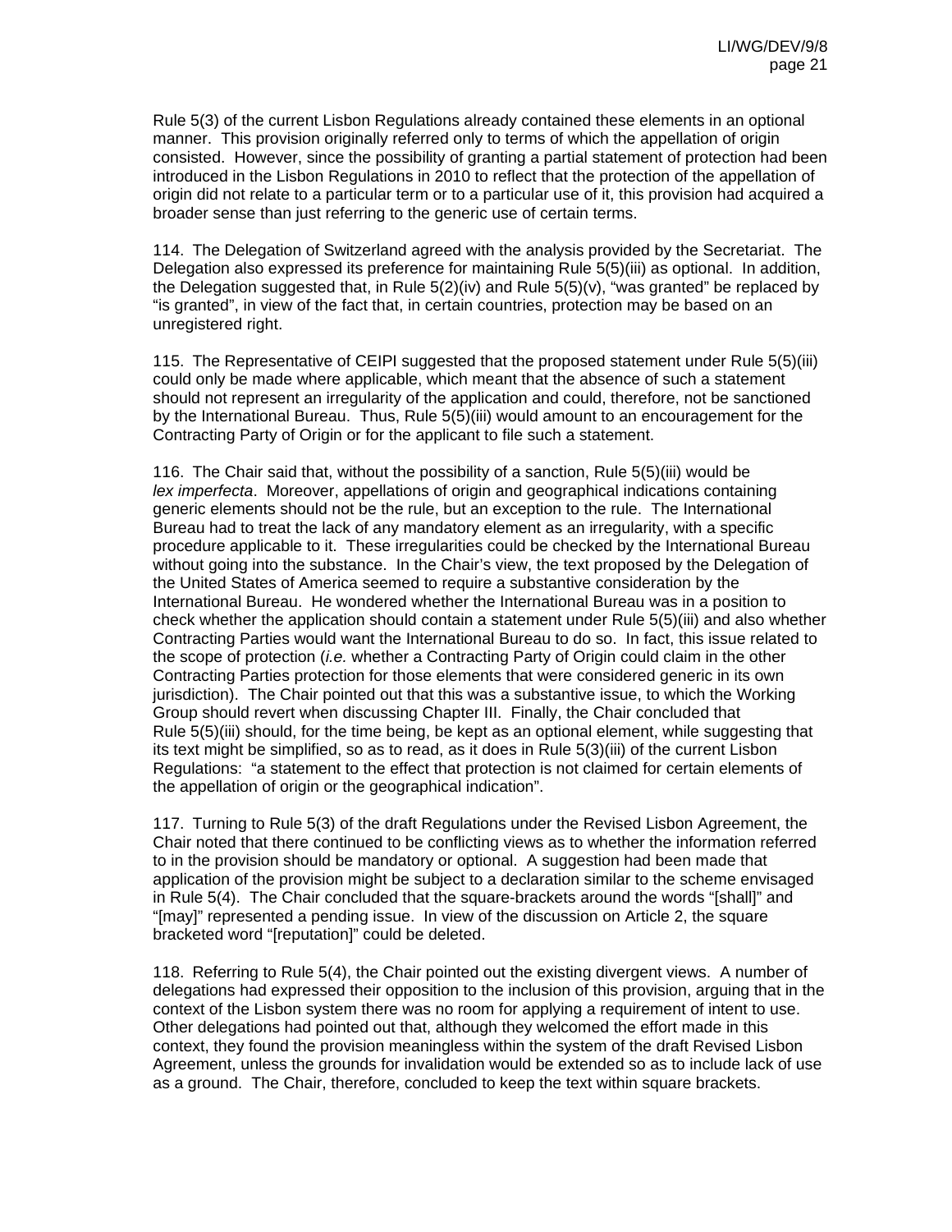Rule 5(3) of the current Lisbon Regulations already contained these elements in an optional manner. This provision originally referred only to terms of which the appellation of origin consisted. However, since the possibility of granting a partial statement of protection had been introduced in the Lisbon Regulations in 2010 to reflect that the protection of the appellation of origin did not relate to a particular term or to a particular use of it, this provision had acquired a broader sense than just referring to the generic use of certain terms.

114. The Delegation of Switzerland agreed with the analysis provided by the Secretariat. The Delegation also expressed its preference for maintaining Rule 5(5)(iii) as optional. In addition, the Delegation suggested that, in Rule 5(2)(iv) and Rule 5(5)(v), "was granted" be replaced by "is granted", in view of the fact that, in certain countries, protection may be based on an unregistered right.

115. The Representative of CEIPI suggested that the proposed statement under Rule 5(5)(iii) could only be made where applicable, which meant that the absence of such a statement should not represent an irregularity of the application and could, therefore, not be sanctioned by the International Bureau. Thus, Rule 5(5)(iii) would amount to an encouragement for the Contracting Party of Origin or for the applicant to file such a statement.

116. The Chair said that, without the possibility of a sanction, Rule 5(5)(iii) would be *lex imperfecta*. Moreover, appellations of origin and geographical indications containing generic elements should not be the rule, but an exception to the rule. The International Bureau had to treat the lack of any mandatory element as an irregularity, with a specific procedure applicable to it. These irregularities could be checked by the International Bureau without going into the substance. In the Chair's view, the text proposed by the Delegation of the United States of America seemed to require a substantive consideration by the International Bureau. He wondered whether the International Bureau was in a position to check whether the application should contain a statement under Rule 5(5)(iii) and also whether Contracting Parties would want the International Bureau to do so. In fact, this issue related to the scope of protection (*i.e.* whether a Contracting Party of Origin could claim in the other Contracting Parties protection for those elements that were considered generic in its own jurisdiction). The Chair pointed out that this was a substantive issue, to which the Working Group should revert when discussing Chapter III. Finally, the Chair concluded that Rule 5(5)(iii) should, for the time being, be kept as an optional element, while suggesting that its text might be simplified, so as to read, as it does in Rule 5(3)(iii) of the current Lisbon Regulations: "a statement to the effect that protection is not claimed for certain elements of the appellation of origin or the geographical indication".

117. Turning to Rule 5(3) of the draft Regulations under the Revised Lisbon Agreement, the Chair noted that there continued to be conflicting views as to whether the information referred to in the provision should be mandatory or optional. A suggestion had been made that application of the provision might be subject to a declaration similar to the scheme envisaged in Rule 5(4). The Chair concluded that the square-brackets around the words "[shall]" and "[may]" represented a pending issue. In view of the discussion on Article 2, the square bracketed word "[reputation]" could be deleted.

118. Referring to Rule 5(4), the Chair pointed out the existing divergent views. A number of delegations had expressed their opposition to the inclusion of this provision, arguing that in the context of the Lisbon system there was no room for applying a requirement of intent to use. Other delegations had pointed out that, although they welcomed the effort made in this context, they found the provision meaningless within the system of the draft Revised Lisbon Agreement, unless the grounds for invalidation would be extended so as to include lack of use as a ground. The Chair, therefore, concluded to keep the text within square brackets.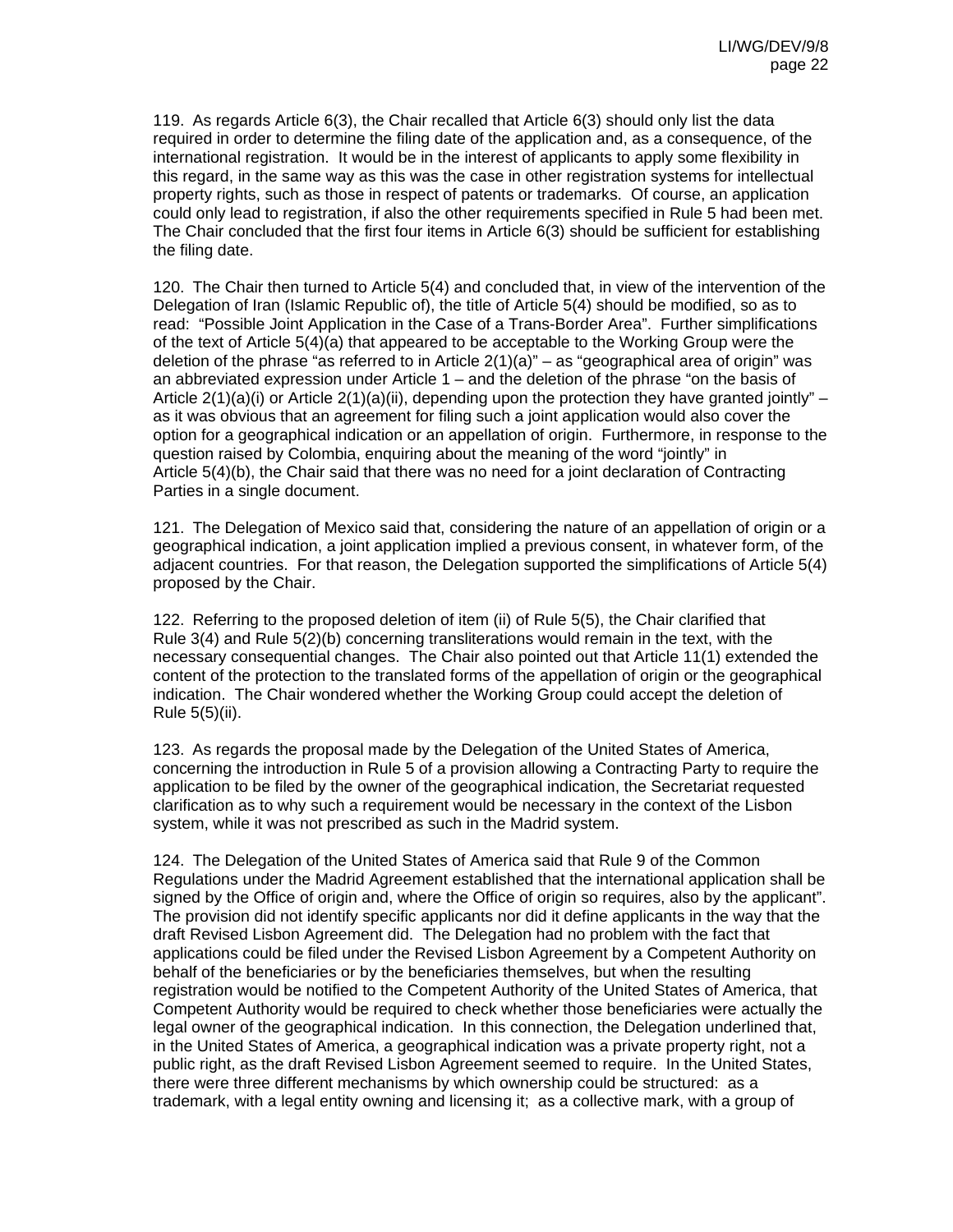119. As regards Article 6(3), the Chair recalled that Article 6(3) should only list the data required in order to determine the filing date of the application and, as a consequence, of the international registration. It would be in the interest of applicants to apply some flexibility in this regard, in the same way as this was the case in other registration systems for intellectual property rights, such as those in respect of patents or trademarks. Of course, an application could only lead to registration, if also the other requirements specified in Rule 5 had been met. The Chair concluded that the first four items in Article 6(3) should be sufficient for establishing the filing date.

120. The Chair then turned to Article 5(4) and concluded that, in view of the intervention of the Delegation of Iran (Islamic Republic of), the title of Article 5(4) should be modified, so as to read: "Possible Joint Application in the Case of a Trans-Border Area". Further simplifications of the text of Article 5(4)(a) that appeared to be acceptable to the Working Group were the deletion of the phrase "as referred to in Article 2(1)(a)" – as "geographical area of origin" was an abbreviated expression under Article 1 – and the deletion of the phrase "on the basis of Article 2(1)(a)(i) or Article 2(1)(a)(ii), depending upon the protection they have granted jointly" – as it was obvious that an agreement for filing such a joint application would also cover the option for a geographical indication or an appellation of origin. Furthermore, in response to the question raised by Colombia, enquiring about the meaning of the word "jointly" in Article 5(4)(b), the Chair said that there was no need for a joint declaration of Contracting Parties in a single document.

121. The Delegation of Mexico said that, considering the nature of an appellation of origin or a geographical indication, a joint application implied a previous consent, in whatever form, of the adjacent countries. For that reason, the Delegation supported the simplifications of Article 5(4) proposed by the Chair.

122. Referring to the proposed deletion of item (ii) of Rule 5(5), the Chair clarified that Rule 3(4) and Rule 5(2)(b) concerning transliterations would remain in the text, with the necessary consequential changes. The Chair also pointed out that Article 11(1) extended the content of the protection to the translated forms of the appellation of origin or the geographical indication. The Chair wondered whether the Working Group could accept the deletion of Rule 5(5)(ii).

123. As regards the proposal made by the Delegation of the United States of America, concerning the introduction in Rule 5 of a provision allowing a Contracting Party to require the application to be filed by the owner of the geographical indication, the Secretariat requested clarification as to why such a requirement would be necessary in the context of the Lisbon system, while it was not prescribed as such in the Madrid system.

124. The Delegation of the United States of America said that Rule 9 of the Common Regulations under the Madrid Agreement established that the international application shall be signed by the Office of origin and, where the Office of origin so requires, also by the applicant". The provision did not identify specific applicants nor did it define applicants in the way that the draft Revised Lisbon Agreement did. The Delegation had no problem with the fact that applications could be filed under the Revised Lisbon Agreement by a Competent Authority on behalf of the beneficiaries or by the beneficiaries themselves, but when the resulting registration would be notified to the Competent Authority of the United States of America, that Competent Authority would be required to check whether those beneficiaries were actually the legal owner of the geographical indication. In this connection, the Delegation underlined that, in the United States of America, a geographical indication was a private property right, not a public right, as the draft Revised Lisbon Agreement seemed to require. In the United States, there were three different mechanisms by which ownership could be structured: as a trademark, with a legal entity owning and licensing it; as a collective mark, with a group of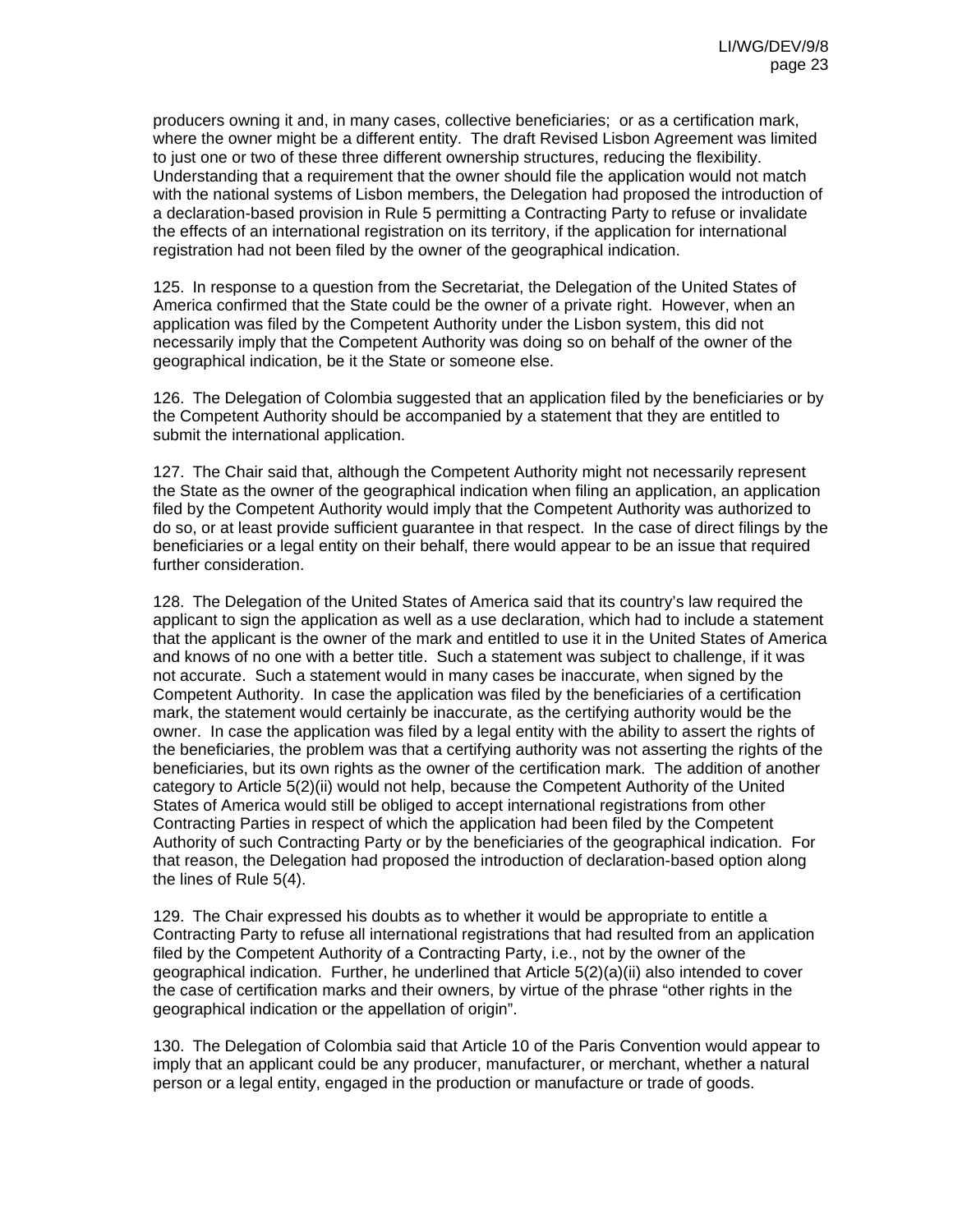producers owning it and, in many cases, collective beneficiaries; or as a certification mark, where the owner might be a different entity. The draft Revised Lisbon Agreement was limited to just one or two of these three different ownership structures, reducing the flexibility. Understanding that a requirement that the owner should file the application would not match with the national systems of Lisbon members, the Delegation had proposed the introduction of a declaration-based provision in Rule 5 permitting a Contracting Party to refuse or invalidate the effects of an international registration on its territory, if the application for international registration had not been filed by the owner of the geographical indication.

125. In response to a question from the Secretariat, the Delegation of the United States of America confirmed that the State could be the owner of a private right. However, when an application was filed by the Competent Authority under the Lisbon system, this did not necessarily imply that the Competent Authority was doing so on behalf of the owner of the geographical indication, be it the State or someone else.

126. The Delegation of Colombia suggested that an application filed by the beneficiaries or by the Competent Authority should be accompanied by a statement that they are entitled to submit the international application.

127. The Chair said that, although the Competent Authority might not necessarily represent the State as the owner of the geographical indication when filing an application, an application filed by the Competent Authority would imply that the Competent Authority was authorized to do so, or at least provide sufficient guarantee in that respect. In the case of direct filings by the beneficiaries or a legal entity on their behalf, there would appear to be an issue that required further consideration.

128. The Delegation of the United States of America said that its country's law required the applicant to sign the application as well as a use declaration, which had to include a statement that the applicant is the owner of the mark and entitled to use it in the United States of America and knows of no one with a better title. Such a statement was subject to challenge, if it was not accurate. Such a statement would in many cases be inaccurate, when signed by the Competent Authority. In case the application was filed by the beneficiaries of a certification mark, the statement would certainly be inaccurate, as the certifying authority would be the owner. In case the application was filed by a legal entity with the ability to assert the rights of the beneficiaries, the problem was that a certifying authority was not asserting the rights of the beneficiaries, but its own rights as the owner of the certification mark. The addition of another category to Article 5(2)(ii) would not help, because the Competent Authority of the United States of America would still be obliged to accept international registrations from other Contracting Parties in respect of which the application had been filed by the Competent Authority of such Contracting Party or by the beneficiaries of the geographical indication. For that reason, the Delegation had proposed the introduction of declaration-based option along the lines of Rule 5(4).

129. The Chair expressed his doubts as to whether it would be appropriate to entitle a Contracting Party to refuse all international registrations that had resulted from an application filed by the Competent Authority of a Contracting Party, i.e., not by the owner of the geographical indication. Further, he underlined that Article 5(2)(a)(ii) also intended to cover the case of certification marks and their owners, by virtue of the phrase "other rights in the geographical indication or the appellation of origin".

130. The Delegation of Colombia said that Article 10 of the Paris Convention would appear to imply that an applicant could be any producer, manufacturer, or merchant, whether a natural person or a legal entity, engaged in the production or manufacture or trade of goods.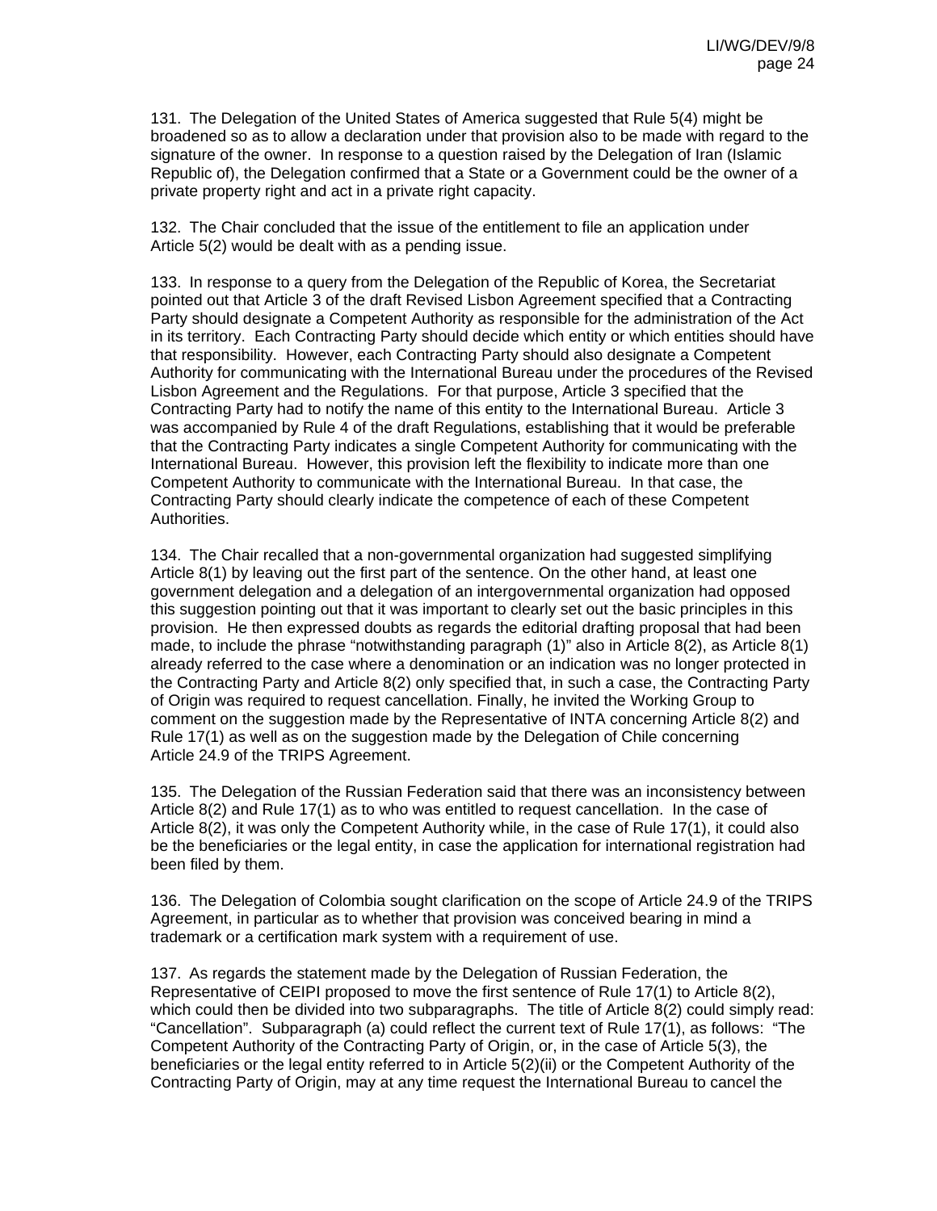131. The Delegation of the United States of America suggested that Rule 5(4) might be broadened so as to allow a declaration under that provision also to be made with regard to the signature of the owner. In response to a question raised by the Delegation of Iran (Islamic Republic of), the Delegation confirmed that a State or a Government could be the owner of a private property right and act in a private right capacity.

132. The Chair concluded that the issue of the entitlement to file an application under Article 5(2) would be dealt with as a pending issue.

133. In response to a query from the Delegation of the Republic of Korea, the Secretariat pointed out that Article 3 of the draft Revised Lisbon Agreement specified that a Contracting Party should designate a Competent Authority as responsible for the administration of the Act in its territory. Each Contracting Party should decide which entity or which entities should have that responsibility. However, each Contracting Party should also designate a Competent Authority for communicating with the International Bureau under the procedures of the Revised Lisbon Agreement and the Regulations. For that purpose, Article 3 specified that the Contracting Party had to notify the name of this entity to the International Bureau. Article 3 was accompanied by Rule 4 of the draft Regulations, establishing that it would be preferable that the Contracting Party indicates a single Competent Authority for communicating with the International Bureau. However, this provision left the flexibility to indicate more than one Competent Authority to communicate with the International Bureau. In that case, the Contracting Party should clearly indicate the competence of each of these Competent Authorities.

134. The Chair recalled that a non-governmental organization had suggested simplifying Article 8(1) by leaving out the first part of the sentence. On the other hand, at least one government delegation and a delegation of an intergovernmental organization had opposed this suggestion pointing out that it was important to clearly set out the basic principles in this provision. He then expressed doubts as regards the editorial drafting proposal that had been made, to include the phrase "notwithstanding paragraph (1)" also in Article 8(2), as Article 8(1) already referred to the case where a denomination or an indication was no longer protected in the Contracting Party and Article 8(2) only specified that, in such a case, the Contracting Party of Origin was required to request cancellation. Finally, he invited the Working Group to comment on the suggestion made by the Representative of INTA concerning Article 8(2) and Rule 17(1) as well as on the suggestion made by the Delegation of Chile concerning Article 24.9 of the TRIPS Agreement.

135. The Delegation of the Russian Federation said that there was an inconsistency between Article 8(2) and Rule 17(1) as to who was entitled to request cancellation. In the case of Article 8(2), it was only the Competent Authority while, in the case of Rule 17(1), it could also be the beneficiaries or the legal entity, in case the application for international registration had been filed by them.

136. The Delegation of Colombia sought clarification on the scope of Article 24.9 of the TRIPS Agreement, in particular as to whether that provision was conceived bearing in mind a trademark or a certification mark system with a requirement of use.

137. As regards the statement made by the Delegation of Russian Federation, the Representative of CEIPI proposed to move the first sentence of Rule 17(1) to Article 8(2), which could then be divided into two subparagraphs. The title of Article 8(2) could simply read: "Cancellation". Subparagraph (a) could reflect the current text of Rule 17(1), as follows: "The Competent Authority of the Contracting Party of Origin, or, in the case of Article 5(3), the beneficiaries or the legal entity referred to in Article 5(2)(ii) or the Competent Authority of the Contracting Party of Origin, may at any time request the International Bureau to cancel the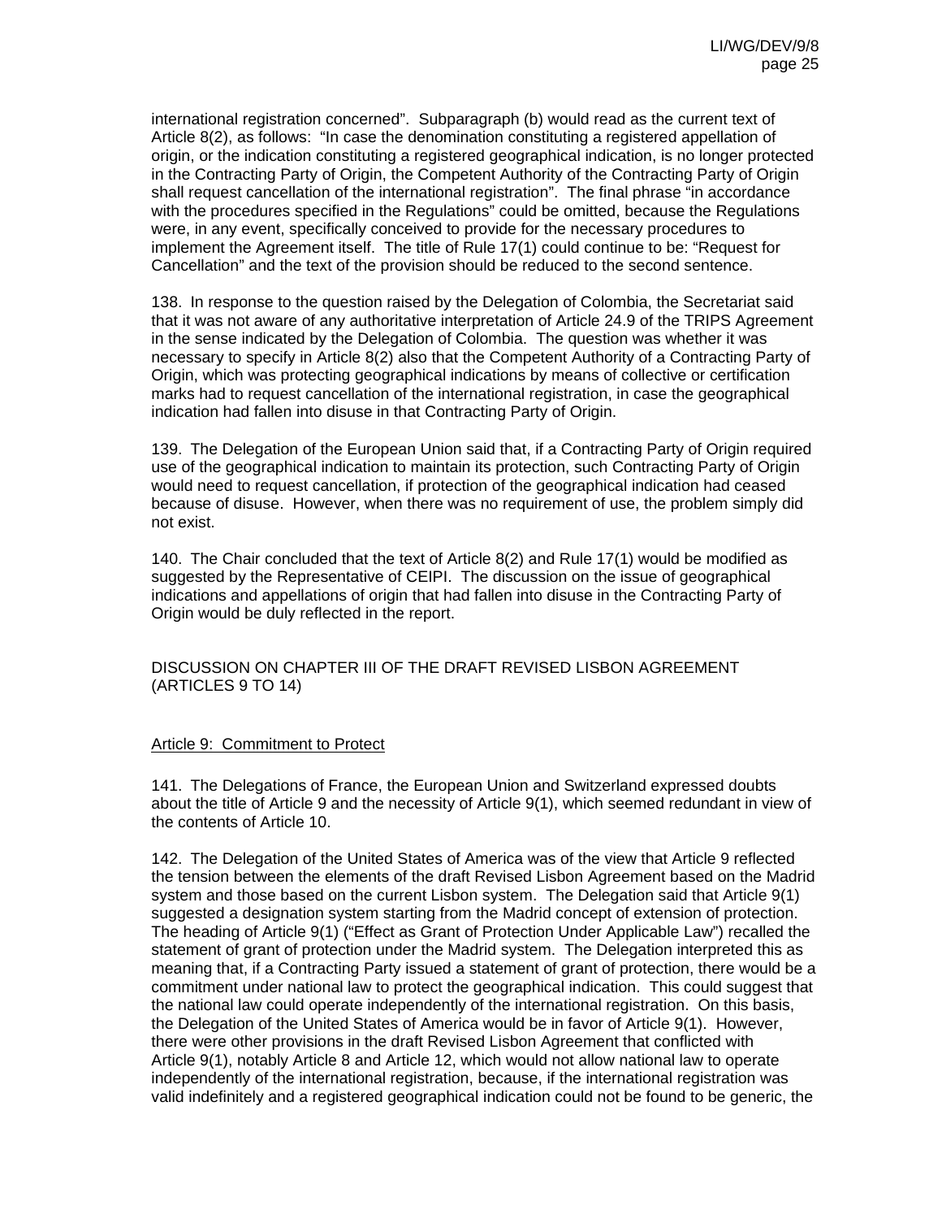international registration concerned". Subparagraph (b) would read as the current text of Article 8(2), as follows: "In case the denomination constituting a registered appellation of origin, or the indication constituting a registered geographical indication, is no longer protected in the Contracting Party of Origin, the Competent Authority of the Contracting Party of Origin shall request cancellation of the international registration". The final phrase "in accordance with the procedures specified in the Regulations" could be omitted, because the Regulations were, in any event, specifically conceived to provide for the necessary procedures to implement the Agreement itself. The title of Rule 17(1) could continue to be: "Request for Cancellation" and the text of the provision should be reduced to the second sentence.

138. In response to the question raised by the Delegation of Colombia, the Secretariat said that it was not aware of any authoritative interpretation of Article 24.9 of the TRIPS Agreement in the sense indicated by the Delegation of Colombia. The question was whether it was necessary to specify in Article 8(2) also that the Competent Authority of a Contracting Party of Origin, which was protecting geographical indications by means of collective or certification marks had to request cancellation of the international registration, in case the geographical indication had fallen into disuse in that Contracting Party of Origin.

139. The Delegation of the European Union said that, if a Contracting Party of Origin required use of the geographical indication to maintain its protection, such Contracting Party of Origin would need to request cancellation, if protection of the geographical indication had ceased because of disuse. However, when there was no requirement of use, the problem simply did not exist.

140. The Chair concluded that the text of Article 8(2) and Rule 17(1) would be modified as suggested by the Representative of CEIPI. The discussion on the issue of geographical indications and appellations of origin that had fallen into disuse in the Contracting Party of Origin would be duly reflected in the report.

## DISCUSSION ON CHAPTER III OF THE DRAFT REVISED LISBON AGREEMENT (ARTICLES 9 TO 14)

### Article 9: Commitment to Protect

141. The Delegations of France, the European Union and Switzerland expressed doubts about the title of Article 9 and the necessity of Article 9(1), which seemed redundant in view of the contents of Article 10.

142. The Delegation of the United States of America was of the view that Article 9 reflected the tension between the elements of the draft Revised Lisbon Agreement based on the Madrid system and those based on the current Lisbon system. The Delegation said that Article 9(1) suggested a designation system starting from the Madrid concept of extension of protection. The heading of Article 9(1) ("Effect as Grant of Protection Under Applicable Law") recalled the statement of grant of protection under the Madrid system. The Delegation interpreted this as meaning that, if a Contracting Party issued a statement of grant of protection, there would be a commitment under national law to protect the geographical indication. This could suggest that the national law could operate independently of the international registration. On this basis, the Delegation of the United States of America would be in favor of Article 9(1). However, there were other provisions in the draft Revised Lisbon Agreement that conflicted with Article 9(1), notably Article 8 and Article 12, which would not allow national law to operate independently of the international registration, because, if the international registration was valid indefinitely and a registered geographical indication could not be found to be generic, the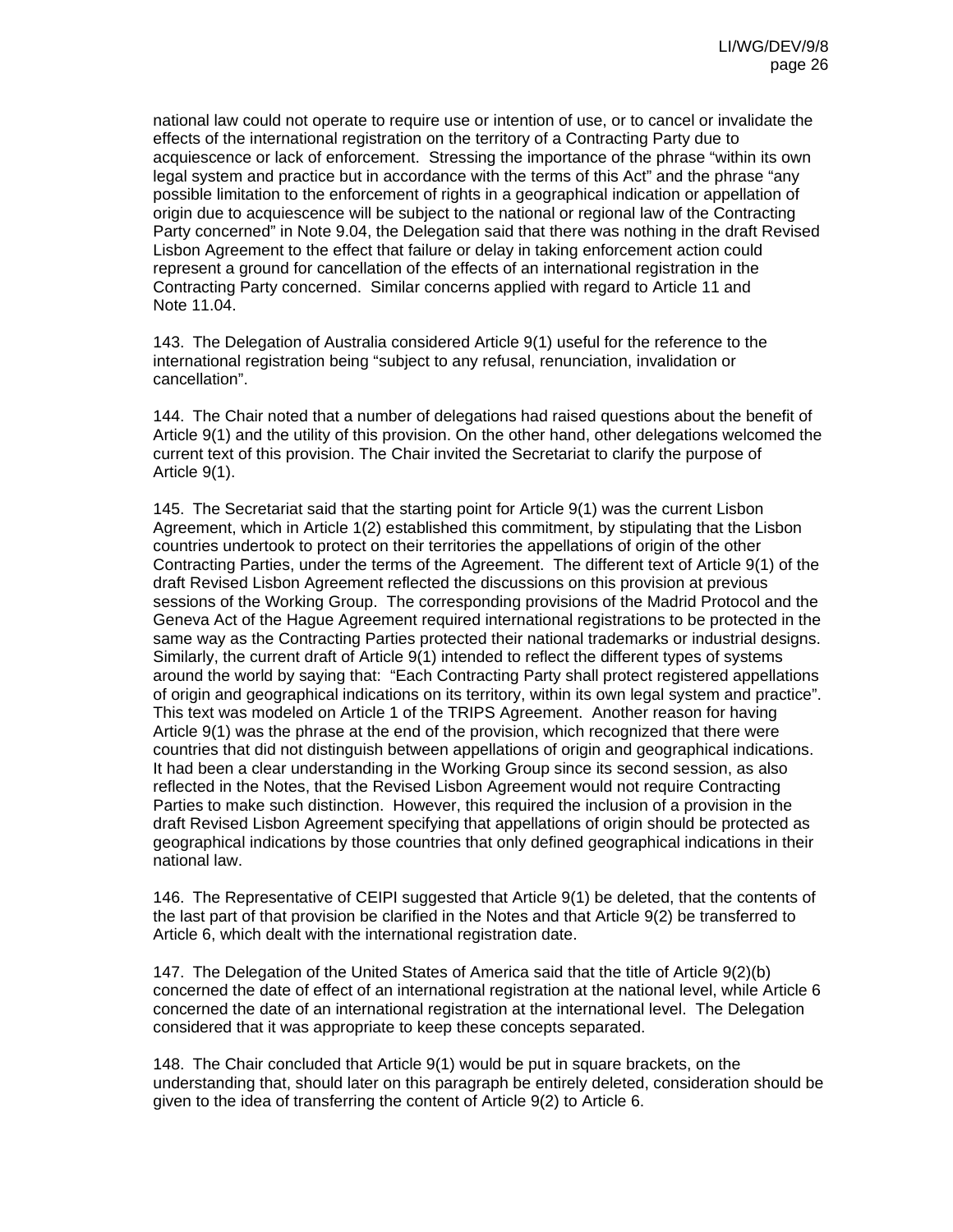national law could not operate to require use or intention of use, or to cancel or invalidate the effects of the international registration on the territory of a Contracting Party due to acquiescence or lack of enforcement. Stressing the importance of the phrase "within its own legal system and practice but in accordance with the terms of this Act" and the phrase "any possible limitation to the enforcement of rights in a geographical indication or appellation of origin due to acquiescence will be subject to the national or regional law of the Contracting Party concerned" in Note 9.04, the Delegation said that there was nothing in the draft Revised Lisbon Agreement to the effect that failure or delay in taking enforcement action could represent a ground for cancellation of the effects of an international registration in the Contracting Party concerned. Similar concerns applied with regard to Article 11 and Note 11.04.

143. The Delegation of Australia considered Article 9(1) useful for the reference to the international registration being "subject to any refusal, renunciation, invalidation or cancellation".

144. The Chair noted that a number of delegations had raised questions about the benefit of Article 9(1) and the utility of this provision. On the other hand, other delegations welcomed the current text of this provision. The Chair invited the Secretariat to clarify the purpose of Article 9(1).

145. The Secretariat said that the starting point for Article 9(1) was the current Lisbon Agreement, which in Article 1(2) established this commitment, by stipulating that the Lisbon countries undertook to protect on their territories the appellations of origin of the other Contracting Parties, under the terms of the Agreement. The different text of Article 9(1) of the draft Revised Lisbon Agreement reflected the discussions on this provision at previous sessions of the Working Group. The corresponding provisions of the Madrid Protocol and the Geneva Act of the Hague Agreement required international registrations to be protected in the same way as the Contracting Parties protected their national trademarks or industrial designs. Similarly, the current draft of Article 9(1) intended to reflect the different types of systems around the world by saying that: "Each Contracting Party shall protect registered appellations of origin and geographical indications on its territory, within its own legal system and practice". This text was modeled on Article 1 of the TRIPS Agreement. Another reason for having Article 9(1) was the phrase at the end of the provision, which recognized that there were countries that did not distinguish between appellations of origin and geographical indications. It had been a clear understanding in the Working Group since its second session, as also reflected in the Notes, that the Revised Lisbon Agreement would not require Contracting Parties to make such distinction. However, this required the inclusion of a provision in the draft Revised Lisbon Agreement specifying that appellations of origin should be protected as geographical indications by those countries that only defined geographical indications in their national law.

146. The Representative of CEIPI suggested that Article 9(1) be deleted, that the contents of the last part of that provision be clarified in the Notes and that Article 9(2) be transferred to Article 6, which dealt with the international registration date.

147. The Delegation of the United States of America said that the title of Article 9(2)(b) concerned the date of effect of an international registration at the national level, while Article 6 concerned the date of an international registration at the international level. The Delegation considered that it was appropriate to keep these concepts separated.

148. The Chair concluded that Article 9(1) would be put in square brackets, on the understanding that, should later on this paragraph be entirely deleted, consideration should be given to the idea of transferring the content of Article 9(2) to Article 6.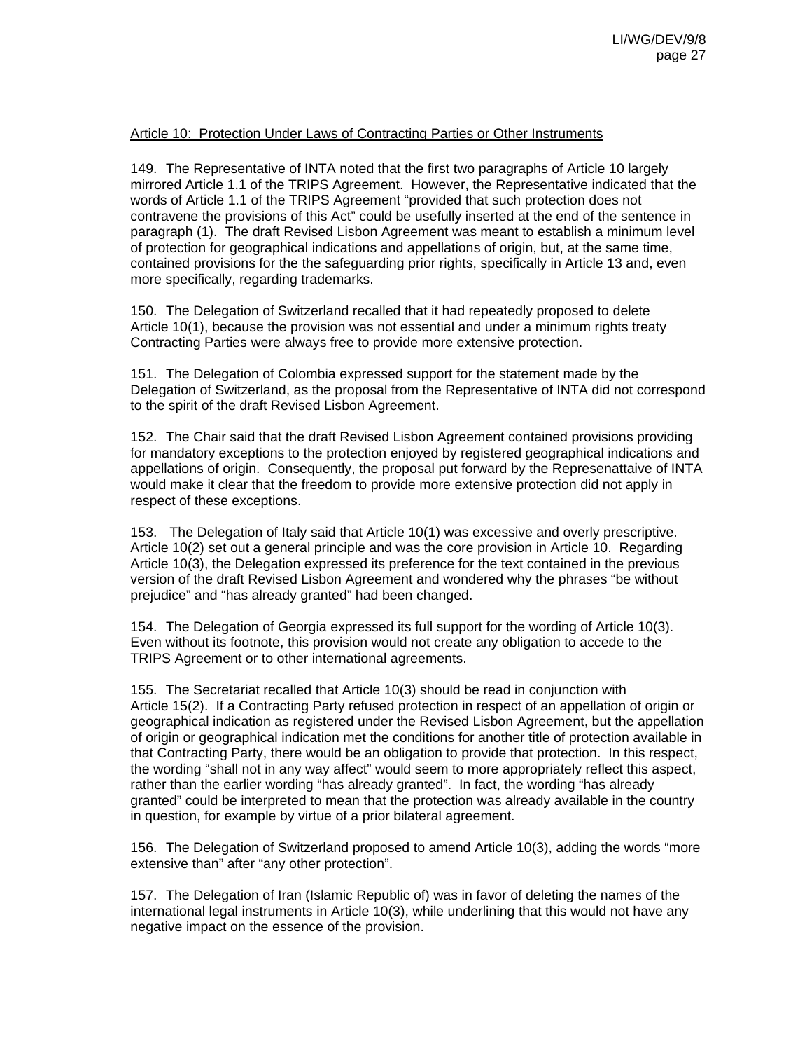Article 10: Protection Under Laws of Contracting Parties or Other Instruments

149. The Representative of INTA noted that the first two paragraphs of Article 10 largely mirrored Article 1.1 of the TRIPS Agreement. However, the Representative indicated that the words of Article 1.1 of the TRIPS Agreement "provided that such protection does not contravene the provisions of this Act" could be usefully inserted at the end of the sentence in paragraph (1). The draft Revised Lisbon Agreement was meant to establish a minimum level of protection for geographical indications and appellations of origin, but, at the same time, contained provisions for the the safeguarding prior rights, specifically in Article 13 and, even more specifically, regarding trademarks.

150. The Delegation of Switzerland recalled that it had repeatedly proposed to delete Article 10(1), because the provision was not essential and under a minimum rights treaty Contracting Parties were always free to provide more extensive protection.

151. The Delegation of Colombia expressed support for the statement made by the Delegation of Switzerland, as the proposal from the Representative of INTA did not correspond to the spirit of the draft Revised Lisbon Agreement.

152. The Chair said that the draft Revised Lisbon Agreement contained provisions providing for mandatory exceptions to the protection enjoyed by registered geographical indications and appellations of origin. Consequently, the proposal put forward by the Represenattaive of INTA would make it clear that the freedom to provide more extensive protection did not apply in respect of these exceptions.

153. The Delegation of Italy said that Article 10(1) was excessive and overly prescriptive. Article 10(2) set out a general principle and was the core provision in Article 10. Regarding Article 10(3), the Delegation expressed its preference for the text contained in the previous version of the draft Revised Lisbon Agreement and wondered why the phrases "be without prejudice" and "has already granted" had been changed.

154. The Delegation of Georgia expressed its full support for the wording of Article 10(3). Even without its footnote, this provision would not create any obligation to accede to the TRIPS Agreement or to other international agreements.

155. The Secretariat recalled that Article 10(3) should be read in conjunction with Article 15(2). If a Contracting Party refused protection in respect of an appellation of origin or geographical indication as registered under the Revised Lisbon Agreement, but the appellation of origin or geographical indication met the conditions for another title of protection available in that Contracting Party, there would be an obligation to provide that protection. In this respect, the wording "shall not in any way affect" would seem to more appropriately reflect this aspect, rather than the earlier wording "has already granted". In fact, the wording "has already granted" could be interpreted to mean that the protection was already available in the country in question, for example by virtue of a prior bilateral agreement.

156. The Delegation of Switzerland proposed to amend Article 10(3), adding the words "more extensive than" after "any other protection".

157. The Delegation of Iran (Islamic Republic of) was in favor of deleting the names of the international legal instruments in Article 10(3), while underlining that this would not have any negative impact on the essence of the provision.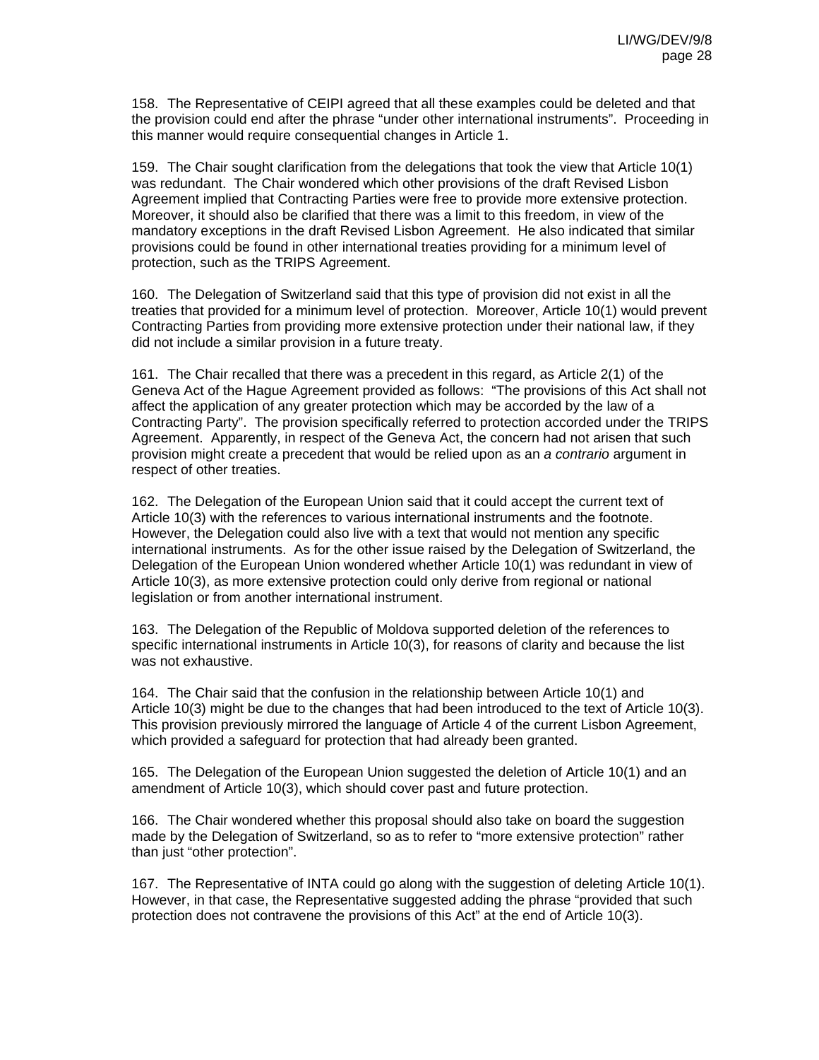158. The Representative of CEIPI agreed that all these examples could be deleted and that the provision could end after the phrase "under other international instruments". Proceeding in this manner would require consequential changes in Article 1.

159. The Chair sought clarification from the delegations that took the view that Article 10(1) was redundant. The Chair wondered which other provisions of the draft Revised Lisbon Agreement implied that Contracting Parties were free to provide more extensive protection. Moreover, it should also be clarified that there was a limit to this freedom, in view of the mandatory exceptions in the draft Revised Lisbon Agreement. He also indicated that similar provisions could be found in other international treaties providing for a minimum level of protection, such as the TRIPS Agreement.

160. The Delegation of Switzerland said that this type of provision did not exist in all the treaties that provided for a minimum level of protection. Moreover, Article 10(1) would prevent Contracting Parties from providing more extensive protection under their national law, if they did not include a similar provision in a future treaty.

161. The Chair recalled that there was a precedent in this regard, as Article 2(1) of the Geneva Act of the Hague Agreement provided as follows: "The provisions of this Act shall not affect the application of any greater protection which may be accorded by the law of a Contracting Party". The provision specifically referred to protection accorded under the TRIPS Agreement. Apparently, in respect of the Geneva Act, the concern had not arisen that such provision might create a precedent that would be relied upon as an *a contrario* argument in respect of other treaties.

162. The Delegation of the European Union said that it could accept the current text of Article 10(3) with the references to various international instruments and the footnote. However, the Delegation could also live with a text that would not mention any specific international instruments. As for the other issue raised by the Delegation of Switzerland, the Delegation of the European Union wondered whether Article 10(1) was redundant in view of Article 10(3), as more extensive protection could only derive from regional or national legislation or from another international instrument.

163. The Delegation of the Republic of Moldova supported deletion of the references to specific international instruments in Article 10(3), for reasons of clarity and because the list was not exhaustive.

164. The Chair said that the confusion in the relationship between Article 10(1) and Article 10(3) might be due to the changes that had been introduced to the text of Article 10(3). This provision previously mirrored the language of Article 4 of the current Lisbon Agreement, which provided a safeguard for protection that had already been granted.

165. The Delegation of the European Union suggested the deletion of Article 10(1) and an amendment of Article 10(3), which should cover past and future protection.

166. The Chair wondered whether this proposal should also take on board the suggestion made by the Delegation of Switzerland, so as to refer to "more extensive protection" rather than just "other protection".

167. The Representative of INTA could go along with the suggestion of deleting Article 10(1). However, in that case, the Representative suggested adding the phrase "provided that such protection does not contravene the provisions of this Act" at the end of Article 10(3).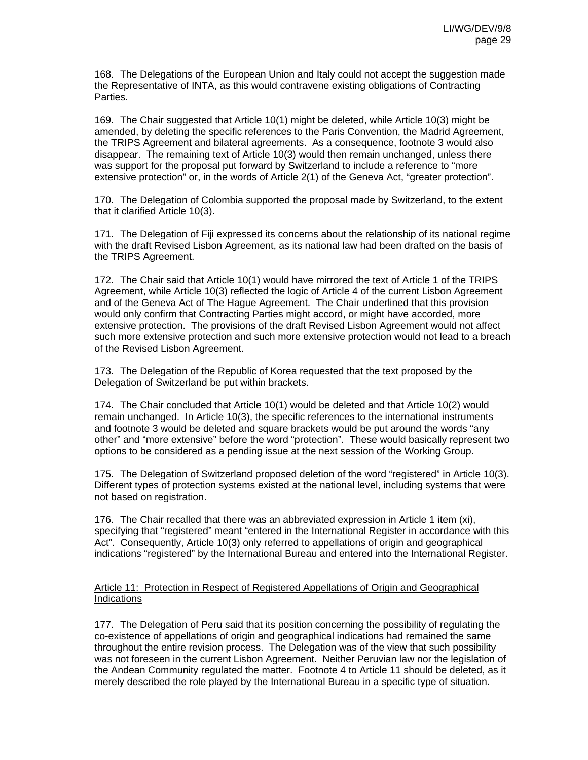168. The Delegations of the European Union and Italy could not accept the suggestion made the Representative of INTA, as this would contravene existing obligations of Contracting Parties.

169. The Chair suggested that Article 10(1) might be deleted, while Article 10(3) might be amended, by deleting the specific references to the Paris Convention, the Madrid Agreement, the TRIPS Agreement and bilateral agreements. As a consequence, footnote 3 would also disappear. The remaining text of Article 10(3) would then remain unchanged, unless there was support for the proposal put forward by Switzerland to include a reference to "more extensive protection" or, in the words of Article 2(1) of the Geneva Act, "greater protection".

170. The Delegation of Colombia supported the proposal made by Switzerland, to the extent that it clarified Article 10(3).

171. The Delegation of Fiji expressed its concerns about the relationship of its national regime with the draft Revised Lisbon Agreement, as its national law had been drafted on the basis of the TRIPS Agreement.

172. The Chair said that Article 10(1) would have mirrored the text of Article 1 of the TRIPS Agreement, while Article 10(3) reflected the logic of Article 4 of the current Lisbon Agreement and of the Geneva Act of The Hague Agreement. The Chair underlined that this provision would only confirm that Contracting Parties might accord, or might have accorded, more extensive protection. The provisions of the draft Revised Lisbon Agreement would not affect such more extensive protection and such more extensive protection would not lead to a breach of the Revised Lisbon Agreement.

173. The Delegation of the Republic of Korea requested that the text proposed by the Delegation of Switzerland be put within brackets.

174. The Chair concluded that Article 10(1) would be deleted and that Article 10(2) would remain unchanged. In Article 10(3), the specific references to the international instruments and footnote 3 would be deleted and square brackets would be put around the words "any other" and "more extensive" before the word "protection". These would basically represent two options to be considered as a pending issue at the next session of the Working Group.

175. The Delegation of Switzerland proposed deletion of the word "registered" in Article 10(3). Different types of protection systems existed at the national level, including systems that were not based on registration.

176. The Chair recalled that there was an abbreviated expression in Article 1 item (xi), specifying that "registered" meant "entered in the International Register in accordance with this Act". Consequently, Article 10(3) only referred to appellations of origin and geographical indications "registered" by the International Bureau and entered into the International Register.

Article 11: Protection in Respect of Registered Appellations of Origin and Geographical Indications

177. The Delegation of Peru said that its position concerning the possibility of regulating the co-existence of appellations of origin and geographical indications had remained the same throughout the entire revision process. The Delegation was of the view that such possibility was not foreseen in the current Lisbon Agreement. Neither Peruvian law nor the legislation of the Andean Community regulated the matter. Footnote 4 to Article 11 should be deleted, as it merely described the role played by the International Bureau in a specific type of situation.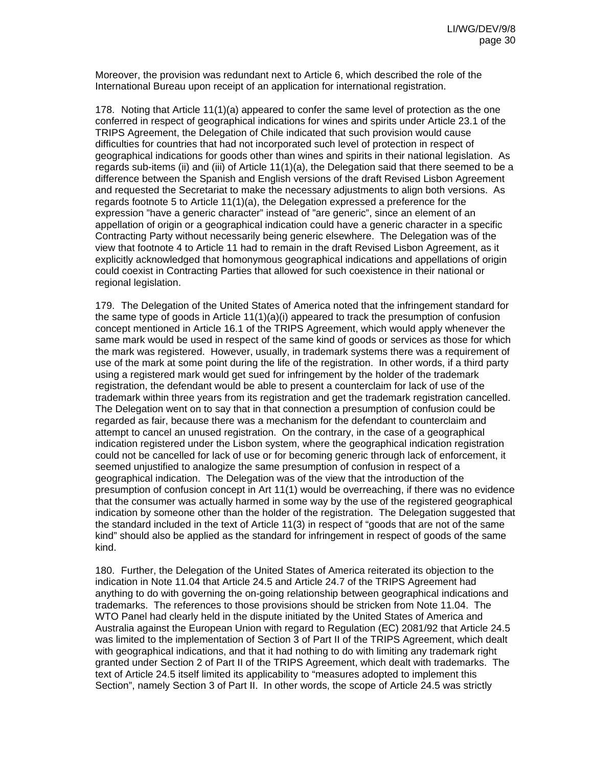Moreover, the provision was redundant next to Article 6, which described the role of the International Bureau upon receipt of an application for international registration.

178. Noting that Article 11(1)(a) appeared to confer the same level of protection as the one conferred in respect of geographical indications for wines and spirits under Article 23.1 of the TRIPS Agreement, the Delegation of Chile indicated that such provision would cause difficulties for countries that had not incorporated such level of protection in respect of geographical indications for goods other than wines and spirits in their national legislation. As regards sub-items (ii) and (iii) of Article 11(1)(a), the Delegation said that there seemed to be a difference between the Spanish and English versions of the draft Revised Lisbon Agreement and requested the Secretariat to make the necessary adjustments to align both versions. As regards footnote 5 to Article 11(1)(a), the Delegation expressed a preference for the expression "have a generic character" instead of "are generic", since an element of an appellation of origin or a geographical indication could have a generic character in a specific Contracting Party without necessarily being generic elsewhere. The Delegation was of the view that footnote 4 to Article 11 had to remain in the draft Revised Lisbon Agreement, as it explicitly acknowledged that homonymous geographical indications and appellations of origin could coexist in Contracting Parties that allowed for such coexistence in their national or regional legislation.

179. The Delegation of the United States of America noted that the infringement standard for the same type of goods in Article 11(1)(a)(i) appeared to track the presumption of confusion concept mentioned in Article 16.1 of the TRIPS Agreement, which would apply whenever the same mark would be used in respect of the same kind of goods or services as those for which the mark was registered. However, usually, in trademark systems there was a requirement of use of the mark at some point during the life of the registration. In other words, if a third party using a registered mark would get sued for infringement by the holder of the trademark registration, the defendant would be able to present a counterclaim for lack of use of the trademark within three years from its registration and get the trademark registration cancelled. The Delegation went on to say that in that connection a presumption of confusion could be regarded as fair, because there was a mechanism for the defendant to counterclaim and attempt to cancel an unused registration. On the contrary, in the case of a geographical indication registered under the Lisbon system, where the geographical indication registration could not be cancelled for lack of use or for becoming generic through lack of enforcement, it seemed unjustified to analogize the same presumption of confusion in respect of a geographical indication. The Delegation was of the view that the introduction of the presumption of confusion concept in Art 11(1) would be overreaching, if there was no evidence that the consumer was actually harmed in some way by the use of the registered geographical indication by someone other than the holder of the registration. The Delegation suggested that the standard included in the text of Article 11(3) in respect of "goods that are not of the same kind" should also be applied as the standard for infringement in respect of goods of the same kind.

180. Further, the Delegation of the United States of America reiterated its objection to the indication in Note 11.04 that Article 24.5 and Article 24.7 of the TRIPS Agreement had anything to do with governing the on-going relationship between geographical indications and trademarks. The references to those provisions should be stricken from Note 11.04. The WTO Panel had clearly held in the dispute initiated by the United States of America and Australia against the European Union with regard to Regulation (EC) 2081/92 that Article 24.5 was limited to the implementation of Section 3 of Part II of the TRIPS Agreement, which dealt with geographical indications, and that it had nothing to do with limiting any trademark right granted under Section 2 of Part II of the TRIPS Agreement, which dealt with trademarks. The text of Article 24.5 itself limited its applicability to "measures adopted to implement this Section", namely Section 3 of Part II. In other words, the scope of Article 24.5 was strictly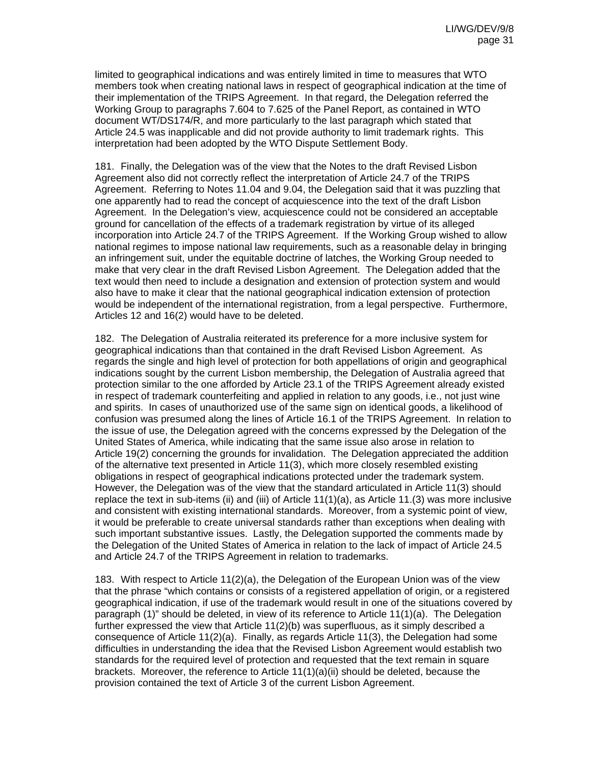limited to geographical indications and was entirely limited in time to measures that WTO members took when creating national laws in respect of geographical indication at the time of their implementation of the TRIPS Agreement. In that regard, the Delegation referred the Working Group to paragraphs 7.604 to 7.625 of the Panel Report, as contained in WTO document WT/DS174/R, and more particularly to the last paragraph which stated that Article 24.5 was inapplicable and did not provide authority to limit trademark rights. This interpretation had been adopted by the WTO Dispute Settlement Body.

181. Finally, the Delegation was of the view that the Notes to the draft Revised Lisbon Agreement also did not correctly reflect the interpretation of Article 24.7 of the TRIPS Agreement. Referring to Notes 11.04 and 9.04, the Delegation said that it was puzzling that one apparently had to read the concept of acquiescence into the text of the draft Lisbon Agreement. In the Delegation's view, acquiescence could not be considered an acceptable ground for cancellation of the effects of a trademark registration by virtue of its alleged incorporation into Article 24.7 of the TRIPS Agreement. If the Working Group wished to allow national regimes to impose national law requirements, such as a reasonable delay in bringing an infringement suit, under the equitable doctrine of latches, the Working Group needed to make that very clear in the draft Revised Lisbon Agreement. The Delegation added that the text would then need to include a designation and extension of protection system and would also have to make it clear that the national geographical indication extension of protection would be independent of the international registration, from a legal perspective. Furthermore, Articles 12 and 16(2) would have to be deleted.

182. The Delegation of Australia reiterated its preference for a more inclusive system for geographical indications than that contained in the draft Revised Lisbon Agreement. As regards the single and high level of protection for both appellations of origin and geographical indications sought by the current Lisbon membership, the Delegation of Australia agreed that protection similar to the one afforded by Article 23.1 of the TRIPS Agreement already existed in respect of trademark counterfeiting and applied in relation to any goods, i.e., not just wine and spirits. In cases of unauthorized use of the same sign on identical goods, a likelihood of confusion was presumed along the lines of Article 16.1 of the TRIPS Agreement. In relation to the issue of use, the Delegation agreed with the concerns expressed by the Delegation of the United States of America, while indicating that the same issue also arose in relation to Article 19(2) concerning the grounds for invalidation. The Delegation appreciated the addition of the alternative text presented in Article 11(3), which more closely resembled existing obligations in respect of geographical indications protected under the trademark system. However, the Delegation was of the view that the standard articulated in Article 11(3) should replace the text in sub-items (ii) and (iii) of Article 11(1)(a), as Article 11.(3) was more inclusive and consistent with existing international standards. Moreover, from a systemic point of view, it would be preferable to create universal standards rather than exceptions when dealing with such important substantive issues. Lastly, the Delegation supported the comments made by the Delegation of the United States of America in relation to the lack of impact of Article 24.5 and Article 24.7 of the TRIPS Agreement in relation to trademarks.

183. With respect to Article 11(2)(a), the Delegation of the European Union was of the view that the phrase "which contains or consists of a registered appellation of origin, or a registered geographical indication, if use of the trademark would result in one of the situations covered by paragraph (1)" should be deleted, in view of its reference to Article 11(1)(a). The Delegation further expressed the view that Article 11(2)(b) was superfluous, as it simply described a consequence of Article 11(2)(a). Finally, as regards Article 11(3), the Delegation had some difficulties in understanding the idea that the Revised Lisbon Agreement would establish two standards for the required level of protection and requested that the text remain in square brackets. Moreover, the reference to Article 11(1)(a)(ii) should be deleted, because the provision contained the text of Article 3 of the current Lisbon Agreement.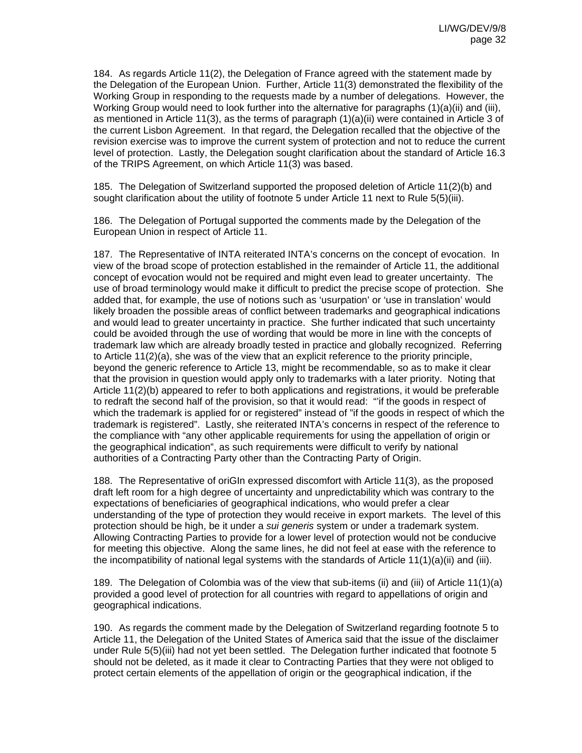184. As regards Article 11(2), the Delegation of France agreed with the statement made by the Delegation of the European Union. Further, Article 11(3) demonstrated the flexibility of the Working Group in responding to the requests made by a number of delegations. However, the Working Group would need to look further into the alternative for paragraphs (1)(a)(ii) and (iii), as mentioned in Article 11(3), as the terms of paragraph (1)(a)(ii) were contained in Article 3 of the current Lisbon Agreement. In that regard, the Delegation recalled that the objective of the revision exercise was to improve the current system of protection and not to reduce the current level of protection. Lastly, the Delegation sought clarification about the standard of Article 16.3 of the TRIPS Agreement, on which Article 11(3) was based.

185. The Delegation of Switzerland supported the proposed deletion of Article 11(2)(b) and sought clarification about the utility of footnote 5 under Article 11 next to Rule 5(5)(iii).

186. The Delegation of Portugal supported the comments made by the Delegation of the European Union in respect of Article 11.

187. The Representative of INTA reiterated INTA's concerns on the concept of evocation. In view of the broad scope of protection established in the remainder of Article 11, the additional concept of evocation would not be required and might even lead to greater uncertainty. The use of broad terminology would make it difficult to predict the precise scope of protection. She added that, for example, the use of notions such as 'usurpation' or 'use in translation' would likely broaden the possible areas of conflict between trademarks and geographical indications and would lead to greater uncertainty in practice. She further indicated that such uncertainty could be avoided through the use of wording that would be more in line with the concepts of trademark law which are already broadly tested in practice and globally recognized. Referring to Article 11(2)(a), she was of the view that an explicit reference to the priority principle, beyond the generic reference to Article 13, might be recommendable, so as to make it clear that the provision in question would apply only to trademarks with a later priority. Noting that Article 11(2)(b) appeared to refer to both applications and registrations, it would be preferable to redraft the second half of the provision, so that it would read: "'if the goods in respect of which the trademark is applied for or registered" instead of "if the goods in respect of which the trademark is registered". Lastly, she reiterated INTA's concerns in respect of the reference to the compliance with "any other applicable requirements for using the appellation of origin or the geographical indication", as such requirements were difficult to verify by national authorities of a Contracting Party other than the Contracting Party of Origin.

188. The Representative of oriGIn expressed discomfort with Article 11(3), as the proposed draft left room for a high degree of uncertainty and unpredictability which was contrary to the expectations of beneficiaries of geographical indications, who would prefer a clear understanding of the type of protection they would receive in export markets. The level of this protection should be high, be it under a *sui generis* system or under a trademark system. Allowing Contracting Parties to provide for a lower level of protection would not be conducive for meeting this objective. Along the same lines, he did not feel at ease with the reference to the incompatibility of national legal systems with the standards of Article 11(1)(a)(ii) and (iii).

189. The Delegation of Colombia was of the view that sub-items (ii) and (iii) of Article 11(1)(a) provided a good level of protection for all countries with regard to appellations of origin and geographical indications.

190. As regards the comment made by the Delegation of Switzerland regarding footnote 5 to Article 11, the Delegation of the United States of America said that the issue of the disclaimer under Rule 5(5)(iii) had not yet been settled. The Delegation further indicated that footnote 5 should not be deleted, as it made it clear to Contracting Parties that they were not obliged to protect certain elements of the appellation of origin or the geographical indication, if the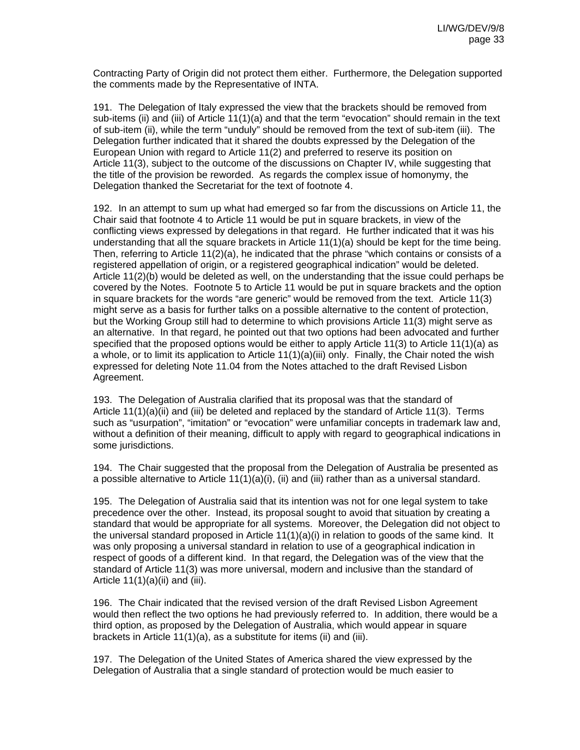Contracting Party of Origin did not protect them either. Furthermore, the Delegation supported the comments made by the Representative of INTA.

191. The Delegation of Italy expressed the view that the brackets should be removed from sub-items (ii) and (iii) of Article 11(1)(a) and that the term "evocation" should remain in the text of sub-item (ii), while the term "unduly" should be removed from the text of sub-item (iii). The Delegation further indicated that it shared the doubts expressed by the Delegation of the European Union with regard to Article 11(2) and preferred to reserve its position on Article 11(3), subject to the outcome of the discussions on Chapter IV, while suggesting that the title of the provision be reworded. As regards the complex issue of homonymy, the Delegation thanked the Secretariat for the text of footnote 4.

192. In an attempt to sum up what had emerged so far from the discussions on Article 11, the Chair said that footnote 4 to Article 11 would be put in square brackets, in view of the conflicting views expressed by delegations in that regard. He further indicated that it was his understanding that all the square brackets in Article 11(1)(a) should be kept for the time being. Then, referring to Article 11(2)(a), he indicated that the phrase "which contains or consists of a registered appellation of origin, or a registered geographical indication" would be deleted. Article 11(2)(b) would be deleted as well, on the understanding that the issue could perhaps be covered by the Notes. Footnote 5 to Article 11 would be put in square brackets and the option in square brackets for the words "are generic" would be removed from the text. Article 11(3) might serve as a basis for further talks on a possible alternative to the content of protection, but the Working Group still had to determine to which provisions Article 11(3) might serve as an alternative. In that regard, he pointed out that two options had been advocated and further specified that the proposed options would be either to apply Article 11(3) to Article 11(1)(a) as a whole, or to limit its application to Article 11(1)(a)(iii) only. Finally, the Chair noted the wish expressed for deleting Note 11.04 from the Notes attached to the draft Revised Lisbon Agreement.

193. The Delegation of Australia clarified that its proposal was that the standard of Article 11(1)(a)(ii) and (iii) be deleted and replaced by the standard of Article 11(3). Terms such as "usurpation", "imitation" or "evocation" were unfamiliar concepts in trademark law and, without a definition of their meaning, difficult to apply with regard to geographical indications in some jurisdictions.

194. The Chair suggested that the proposal from the Delegation of Australia be presented as a possible alternative to Article 11(1)(a)(i), (ii) and (iii) rather than as a universal standard.

195. The Delegation of Australia said that its intention was not for one legal system to take precedence over the other. Instead, its proposal sought to avoid that situation by creating a standard that would be appropriate for all systems. Moreover, the Delegation did not object to the universal standard proposed in Article 11(1)(a)(i) in relation to goods of the same kind. It was only proposing a universal standard in relation to use of a geographical indication in respect of goods of a different kind. In that regard, the Delegation was of the view that the standard of Article 11(3) was more universal, modern and inclusive than the standard of Article 11(1)(a)(ii) and (iii).

196. The Chair indicated that the revised version of the draft Revised Lisbon Agreement would then reflect the two options he had previously referred to. In addition, there would be a third option, as proposed by the Delegation of Australia, which would appear in square brackets in Article 11(1)(a), as a substitute for items (ii) and (iii).

197. The Delegation of the United States of America shared the view expressed by the Delegation of Australia that a single standard of protection would be much easier to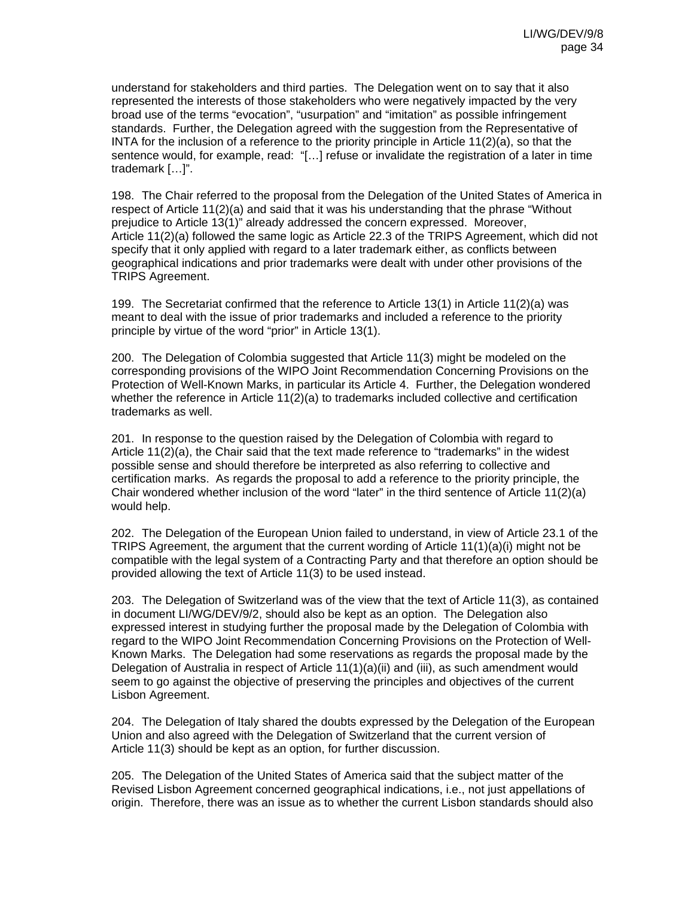understand for stakeholders and third parties. The Delegation went on to say that it also represented the interests of those stakeholders who were negatively impacted by the very broad use of the terms "evocation", "usurpation" and "imitation" as possible infringement standards. Further, the Delegation agreed with the suggestion from the Representative of INTA for the inclusion of a reference to the priority principle in Article 11(2)(a), so that the sentence would, for example, read: "[…] refuse or invalidate the registration of a later in time trademark […]".

198. The Chair referred to the proposal from the Delegation of the United States of America in respect of Article 11(2)(a) and said that it was his understanding that the phrase "Without prejudice to Article 13(1)" already addressed the concern expressed. Moreover, Article 11(2)(a) followed the same logic as Article 22.3 of the TRIPS Agreement, which did not specify that it only applied with regard to a later trademark either, as conflicts between geographical indications and prior trademarks were dealt with under other provisions of the TRIPS Agreement.

199. The Secretariat confirmed that the reference to Article 13(1) in Article 11(2)(a) was meant to deal with the issue of prior trademarks and included a reference to the priority principle by virtue of the word "prior" in Article 13(1).

200. The Delegation of Colombia suggested that Article 11(3) might be modeled on the corresponding provisions of the WIPO Joint Recommendation Concerning Provisions on the Protection of Well-Known Marks, in particular its Article 4. Further, the Delegation wondered whether the reference in Article 11(2)(a) to trademarks included collective and certification trademarks as well.

201. In response to the question raised by the Delegation of Colombia with regard to Article 11(2)(a), the Chair said that the text made reference to "trademarks" in the widest possible sense and should therefore be interpreted as also referring to collective and certification marks. As regards the proposal to add a reference to the priority principle, the Chair wondered whether inclusion of the word "later" in the third sentence of Article 11(2)(a) would help.

202. The Delegation of the European Union failed to understand, in view of Article 23.1 of the TRIPS Agreement, the argument that the current wording of Article 11(1)(a)(i) might not be compatible with the legal system of a Contracting Party and that therefore an option should be provided allowing the text of Article 11(3) to be used instead.

203. The Delegation of Switzerland was of the view that the text of Article 11(3), as contained in document LI/WG/DEV/9/2, should also be kept as an option. The Delegation also expressed interest in studying further the proposal made by the Delegation of Colombia with regard to the WIPO Joint Recommendation Concerning Provisions on the Protection of Well-Known Marks. The Delegation had some reservations as regards the proposal made by the Delegation of Australia in respect of Article 11(1)(a)(ii) and (iii), as such amendment would seem to go against the objective of preserving the principles and objectives of the current Lisbon Agreement.

204. The Delegation of Italy shared the doubts expressed by the Delegation of the European Union and also agreed with the Delegation of Switzerland that the current version of Article 11(3) should be kept as an option, for further discussion.

205. The Delegation of the United States of America said that the subject matter of the Revised Lisbon Agreement concerned geographical indications, i.e., not just appellations of origin. Therefore, there was an issue as to whether the current Lisbon standards should also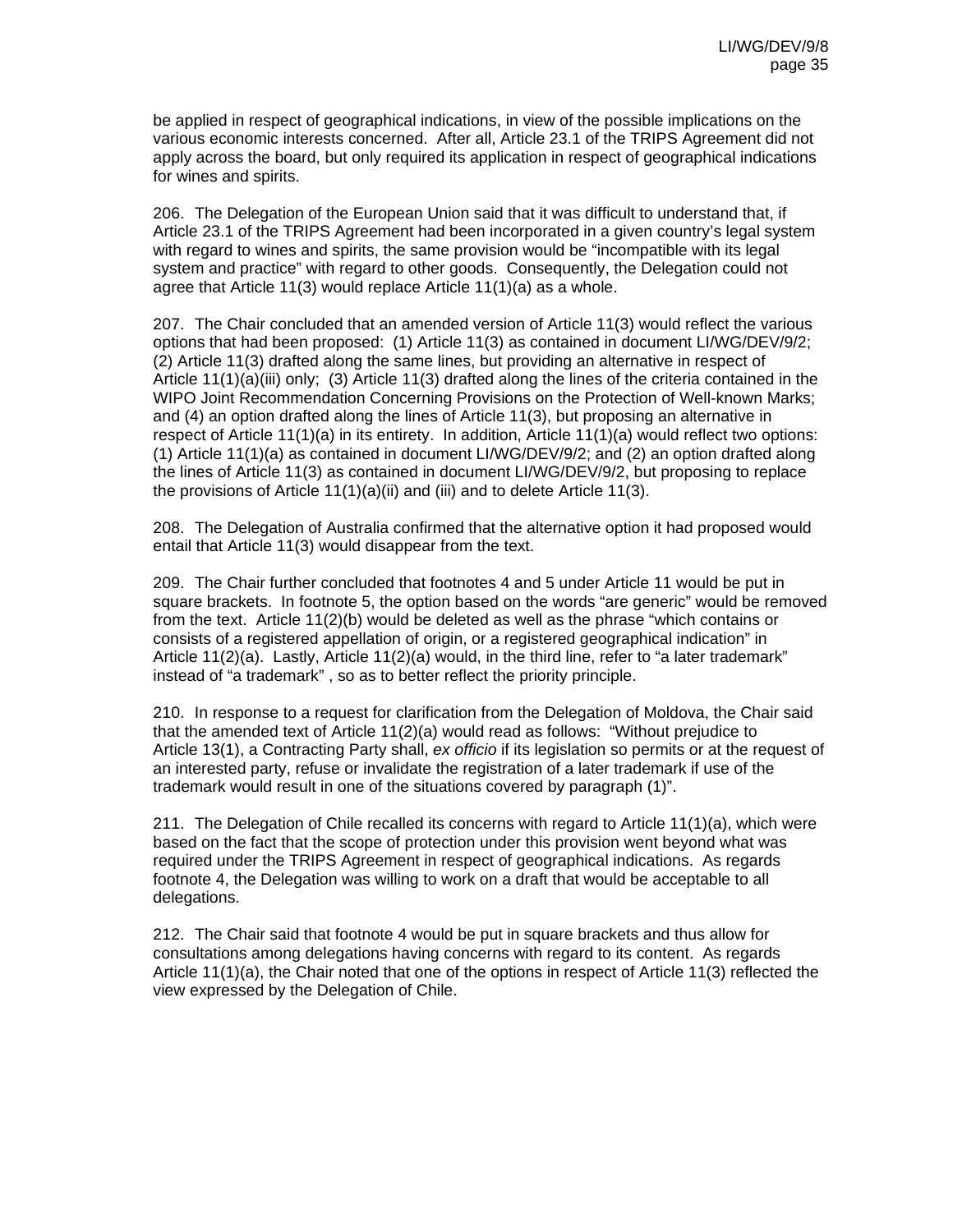be applied in respect of geographical indications, in view of the possible implications on the various economic interests concerned. After all, Article 23.1 of the TRIPS Agreement did not apply across the board, but only required its application in respect of geographical indications for wines and spirits.

206. The Delegation of the European Union said that it was difficult to understand that, if Article 23.1 of the TRIPS Agreement had been incorporated in a given country's legal system with regard to wines and spirits, the same provision would be "incompatible with its legal system and practice" with regard to other goods. Consequently, the Delegation could not agree that Article 11(3) would replace Article 11(1)(a) as a whole.

207. The Chair concluded that an amended version of Article 11(3) would reflect the various options that had been proposed: (1) Article 11(3) as contained in document LI/WG/DEV/9/2; (2) Article 11(3) drafted along the same lines, but providing an alternative in respect of Article 11(1)(a)(iii) only; (3) Article 11(3) drafted along the lines of the criteria contained in the WIPO Joint Recommendation Concerning Provisions on the Protection of Well-known Marks; and (4) an option drafted along the lines of Article 11(3), but proposing an alternative in respect of Article 11(1)(a) in its entirety. In addition, Article 11(1)(a) would reflect two options: (1) Article 11(1)(a) as contained in document LI/WG/DEV/9/2; and (2) an option drafted along the lines of Article 11(3) as contained in document LI/WG/DEV/9/2, but proposing to replace the provisions of Article 11(1)(a)(ii) and (iii) and to delete Article 11(3).

208. The Delegation of Australia confirmed that the alternative option it had proposed would entail that Article 11(3) would disappear from the text.

209. The Chair further concluded that footnotes 4 and 5 under Article 11 would be put in square brackets. In footnote 5, the option based on the words "are generic" would be removed from the text. Article 11(2)(b) would be deleted as well as the phrase "which contains or consists of a registered appellation of origin, or a registered geographical indication" in Article 11(2)(a). Lastly, Article 11(2)(a) would, in the third line, refer to "a later trademark" instead of "a trademark" , so as to better reflect the priority principle.

210. In response to a request for clarification from the Delegation of Moldova, the Chair said that the amended text of Article 11(2)(a) would read as follows: "Without prejudice to Article 13(1), a Contracting Party shall, *ex officio* if its legislation so permits or at the request of an interested party, refuse or invalidate the registration of a later trademark if use of the trademark would result in one of the situations covered by paragraph (1)".

211. The Delegation of Chile recalled its concerns with regard to Article 11(1)(a), which were based on the fact that the scope of protection under this provision went beyond what was required under the TRIPS Agreement in respect of geographical indications. As regards footnote 4, the Delegation was willing to work on a draft that would be acceptable to all delegations.

212. The Chair said that footnote 4 would be put in square brackets and thus allow for consultations among delegations having concerns with regard to its content. As regards Article 11(1)(a), the Chair noted that one of the options in respect of Article 11(3) reflected the view expressed by the Delegation of Chile.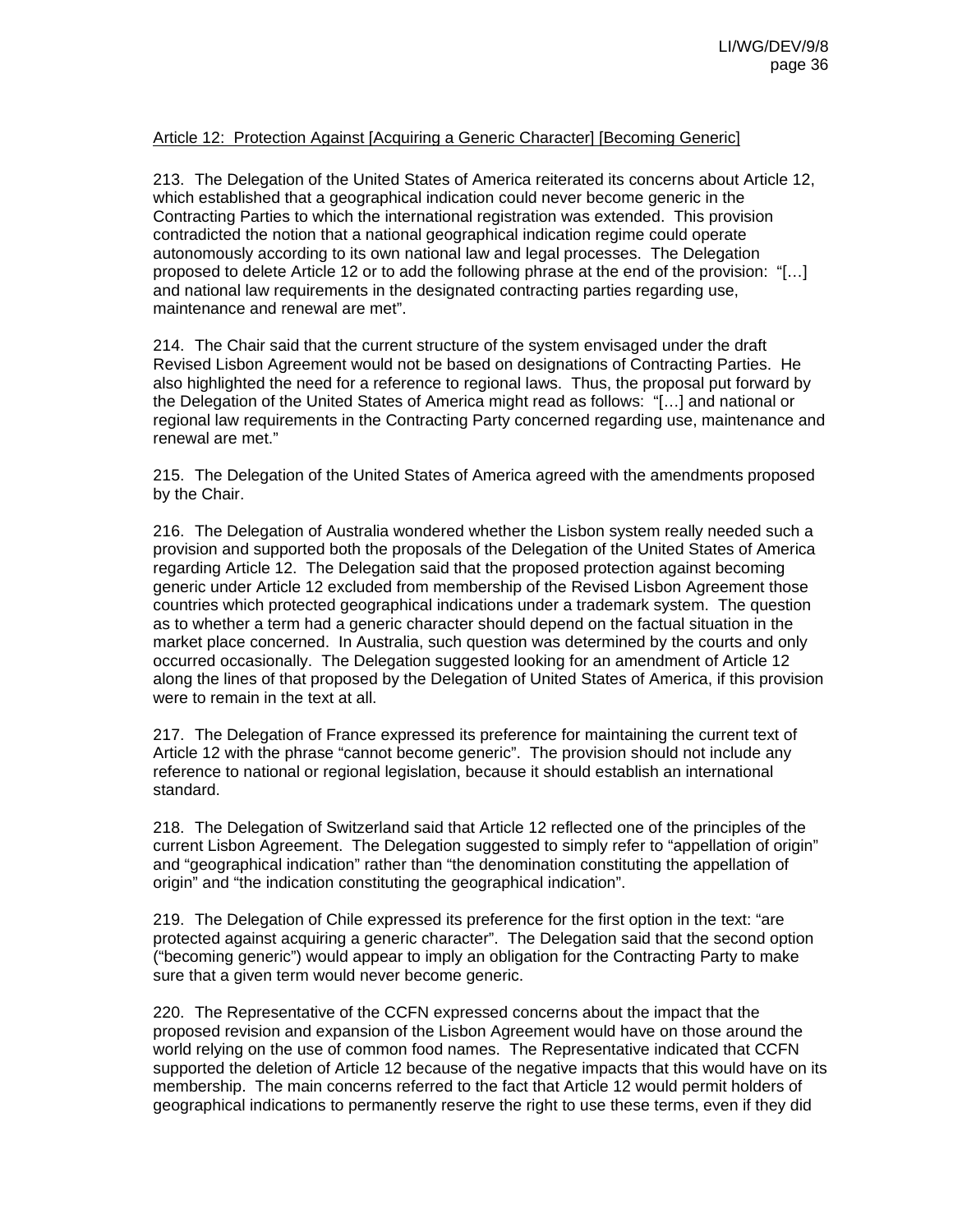Article 12: Protection Against [Acquiring a Generic Character] [Becoming Generic]

213. The Delegation of the United States of America reiterated its concerns about Article 12, which established that a geographical indication could never become generic in the Contracting Parties to which the international registration was extended. This provision contradicted the notion that a national geographical indication regime could operate autonomously according to its own national law and legal processes. The Delegation proposed to delete Article 12 or to add the following phrase at the end of the provision: "[…] and national law requirements in the designated contracting parties regarding use, maintenance and renewal are met".

214. The Chair said that the current structure of the system envisaged under the draft Revised Lisbon Agreement would not be based on designations of Contracting Parties. He also highlighted the need for a reference to regional laws. Thus, the proposal put forward by the Delegation of the United States of America might read as follows: "[…] and national or regional law requirements in the Contracting Party concerned regarding use, maintenance and renewal are met."

215. The Delegation of the United States of America agreed with the amendments proposed by the Chair.

216. The Delegation of Australia wondered whether the Lisbon system really needed such a provision and supported both the proposals of the Delegation of the United States of America regarding Article 12. The Delegation said that the proposed protection against becoming generic under Article 12 excluded from membership of the Revised Lisbon Agreement those countries which protected geographical indications under a trademark system. The question as to whether a term had a generic character should depend on the factual situation in the market place concerned. In Australia, such question was determined by the courts and only occurred occasionally. The Delegation suggested looking for an amendment of Article 12 along the lines of that proposed by the Delegation of United States of America, if this provision were to remain in the text at all.

217. The Delegation of France expressed its preference for maintaining the current text of Article 12 with the phrase "cannot become generic". The provision should not include any reference to national or regional legislation, because it should establish an international standard.

218. The Delegation of Switzerland said that Article 12 reflected one of the principles of the current Lisbon Agreement. The Delegation suggested to simply refer to "appellation of origin" and "geographical indication" rather than "the denomination constituting the appellation of origin" and "the indication constituting the geographical indication".

219. The Delegation of Chile expressed its preference for the first option in the text: "are protected against acquiring a generic character". The Delegation said that the second option ("becoming generic") would appear to imply an obligation for the Contracting Party to make sure that a given term would never become generic.

220. The Representative of the CCFN expressed concerns about the impact that the proposed revision and expansion of the Lisbon Agreement would have on those around the world relying on the use of common food names. The Representative indicated that CCFN supported the deletion of Article 12 because of the negative impacts that this would have on its membership. The main concerns referred to the fact that Article 12 would permit holders of geographical indications to permanently reserve the right to use these terms, even if they did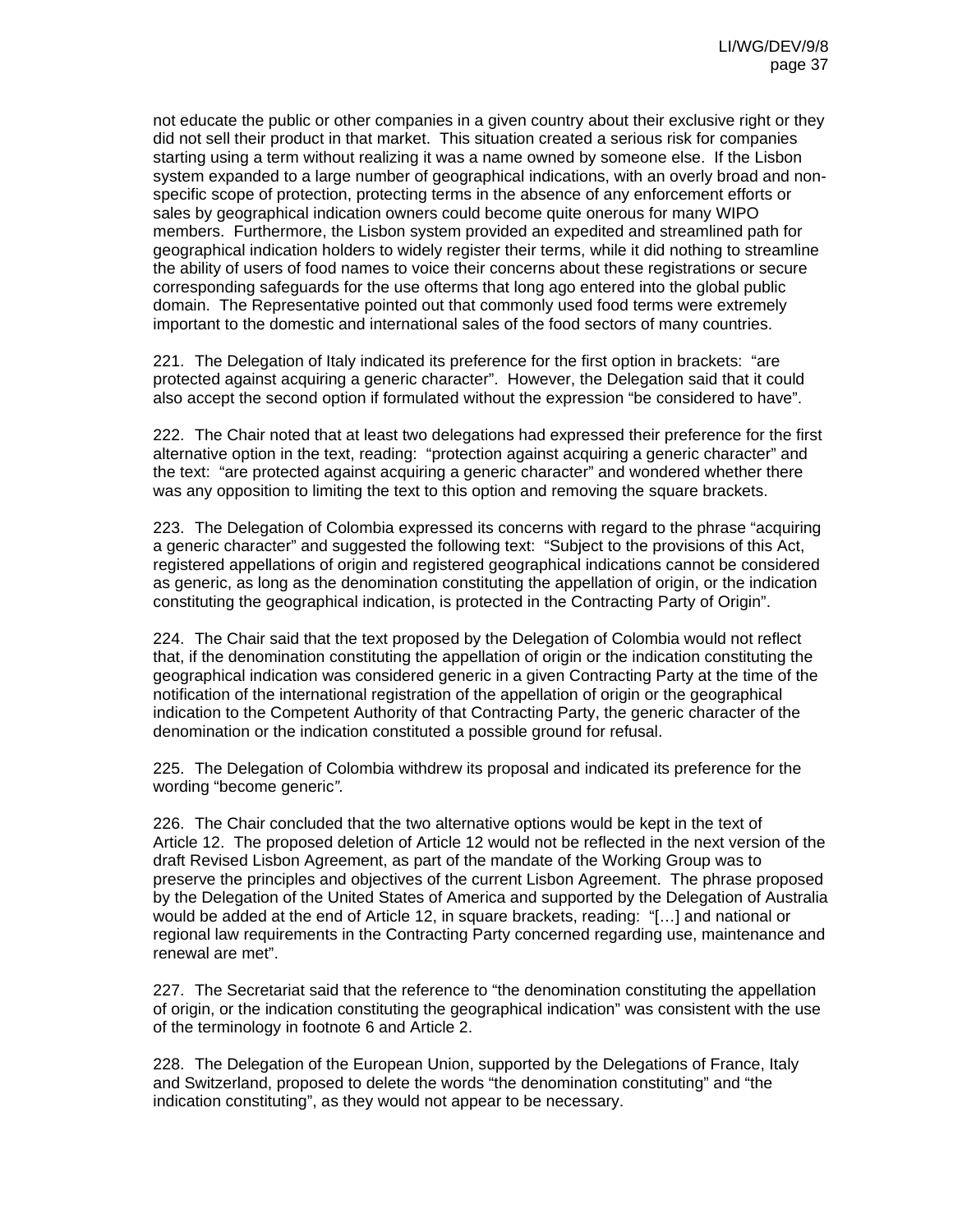not educate the public or other companies in a given country about their exclusive right or they did not sell their product in that market. This situation created a serious risk for companies starting using a term without realizing it was a name owned by someone else. If the Lisbon system expanded to a large number of geographical indications, with an overly broad and non-specific scope of protection, protecting terms in the absence of any enforcement efforts or sales by geographical indication owners could become quite onerous for many WIPO members. Furthermore, the Lisbon system provided an expedited and streamlined path for geographical indication holders to widely register their terms, while it did nothing to streamline the ability of users of food names to voice their concerns about these registrations or secure corresponding safeguards for the use ofterms that long ago entered into the global public domain. The Representative pointed out that commonly used food terms were extremely important to the domestic and international sales of the food sectors of many countries.

221. The Delegation of Italy indicated its preference for the first option in brackets: "are protected against acquiring a generic character". However, the Delegation said that it could also accept the second option if formulated without the expression "be considered to have".

222. The Chair noted that at least two delegations had expressed their preference for the first alternative option in the text, reading: "protection against acquiring a generic character" and the text: "are protected against acquiring a generic character" and wondered whether there was any opposition to limiting the text to this option and removing the square brackets.

223. The Delegation of Colombia expressed its concerns with regard to the phrase "acquiring a generic character" and suggested the following text: "Subject to the provisions of this Act, registered appellations of origin and registered geographical indications cannot be considered as generic, as long as the denomination constituting the appellation of origin, or the indication constituting the geographical indication, is protected in the Contracting Party of Origin".

224. The Chair said that the text proposed by the Delegation of Colombia would not reflect that, if the denomination constituting the appellation of origin or the indication constituting the geographical indication was considered generic in a given Contracting Party at the time of the notification of the international registration of the appellation of origin or the geographical indication to the Competent Authority of that Contracting Party, the generic character of the denomination or the indication constituted a possible ground for refusal.

225. The Delegation of Colombia withdrew its proposal and indicated its preference for the wording "become generic".

226. The Chair concluded that the two alternative options would be kept in the text of Article 12. The proposed deletion of Article 12 would not be reflected in the next version of the draft Revised Lisbon Agreement, as part of the mandate of the Working Group was to preserve the principles and objectives of the current Lisbon Agreement. The phrase proposed by the Delegation of the United States of America and supported by the Delegation of Australia would be added at the end of Article 12, in square brackets, reading: "[…] and national or regional law requirements in the Contracting Party concerned regarding use, maintenance and renewal are met".

227. The Secretariat said that the reference to "the denomination constituting the appellation of origin, or the indication constituting the geographical indication" was consistent with the use of the terminology in footnote 6 and Article 2.

228. The Delegation of the European Union, supported by the Delegations of France, Italy and Switzerland, proposed to delete the words "the denomination constituting" and "the indication constituting", as they would not appear to be necessary.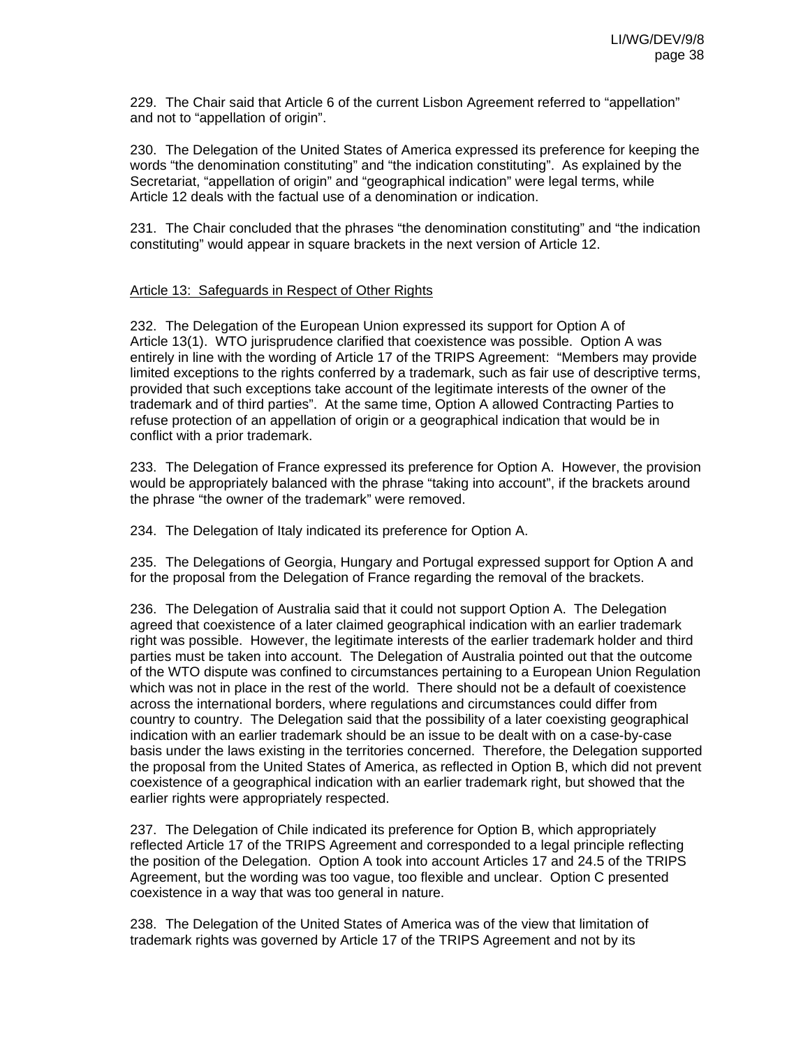229. The Chair said that Article 6 of the current Lisbon Agreement referred to "appellation" and not to "appellation of origin".

230. The Delegation of the United States of America expressed its preference for keeping the words "the denomination constituting" and "the indication constituting". As explained by the Secretariat, "appellation of origin" and "geographical indication" were legal terms, while Article 12 deals with the factual use of a denomination or indication.

231. The Chair concluded that the phrases "the denomination constituting" and "the indication constituting" would appear in square brackets in the next version of Article 12.

Article 13: Safeguards in Respect of Other Rights

232. The Delegation of the European Union expressed its support for Option A of Article 13(1). WTO jurisprudence clarified that coexistence was possible. Option A was entirely in line with the wording of Article 17 of the TRIPS Agreement: "Members may provide limited exceptions to the rights conferred by a trademark, such as fair use of descriptive terms, provided that such exceptions take account of the legitimate interests of the owner of the trademark and of third parties". At the same time, Option A allowed Contracting Parties to refuse protection of an appellation of origin or a geographical indication that would be in conflict with a prior trademark.

233. The Delegation of France expressed its preference for Option A. However, the provision would be appropriately balanced with the phrase "taking into account", if the brackets around the phrase "the owner of the trademark" were removed.

234. The Delegation of Italy indicated its preference for Option A.

235. The Delegations of Georgia, Hungary and Portugal expressed support for Option A and for the proposal from the Delegation of France regarding the removal of the brackets.

236. The Delegation of Australia said that it could not support Option A. The Delegation agreed that coexistence of a later claimed geographical indication with an earlier trademark right was possible. However, the legitimate interests of the earlier trademark holder and third parties must be taken into account. The Delegation of Australia pointed out that the outcome of the WTO dispute was confined to circumstances pertaining to a European Union Regulation which was not in place in the rest of the world. There should not be a default of coexistence across the international borders, where regulations and circumstances could differ from country to country. The Delegation said that the possibility of a later coexisting geographical indication with an earlier trademark should be an issue to be dealt with on a case-by-case basis under the laws existing in the territories concerned. Therefore, the Delegation supported the proposal from the United States of America, as reflected in Option B, which did not prevent coexistence of a geographical indication with an earlier trademark right, but showed that the earlier rights were appropriately respected.

237. The Delegation of Chile indicated its preference for Option B, which appropriately reflected Article 17 of the TRIPS Agreement and corresponded to a legal principle reflecting the position of the Delegation. Option A took into account Articles 17 and 24.5 of the TRIPS Agreement, but the wording was too vague, too flexible and unclear. Option C presented coexistence in a way that was too general in nature.

238. The Delegation of the United States of America was of the view that limitation of trademark rights was governed by Article 17 of the TRIPS Agreement and not by its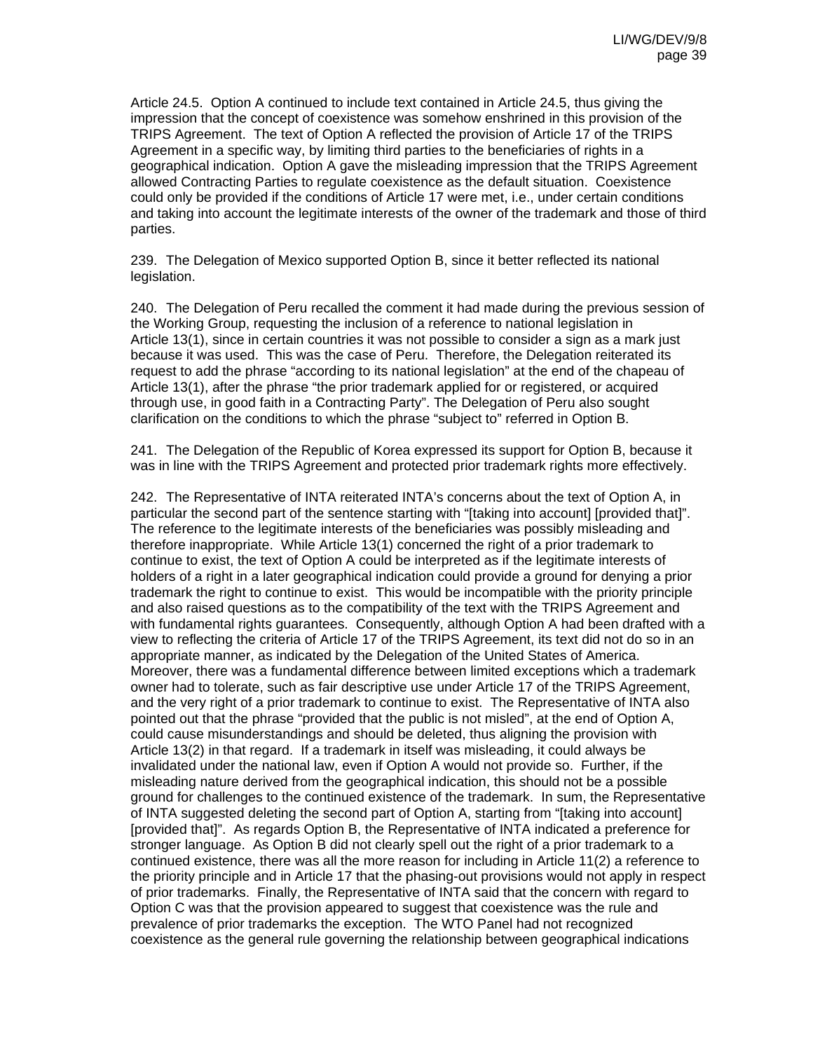Article 24.5. Option A continued to include text contained in Article 24.5, thus giving the impression that the concept of coexistence was somehow enshrined in this provision of the TRIPS Agreement. The text of Option A reflected the provision of Article 17 of the TRIPS Agreement in a specific way, by limiting third parties to the beneficiaries of rights in a geographical indication. Option A gave the misleading impression that the TRIPS Agreement allowed Contracting Parties to regulate coexistence as the default situation. Coexistence could only be provided if the conditions of Article 17 were met, i.e., under certain conditions and taking into account the legitimate interests of the owner of the trademark and those of third parties.

239. The Delegation of Mexico supported Option B, since it better reflected its national legislation.

240. The Delegation of Peru recalled the comment it had made during the previous session of the Working Group, requesting the inclusion of a reference to national legislation in Article 13(1), since in certain countries it was not possible to consider a sign as a mark just because it was used. This was the case of Peru. Therefore, the Delegation reiterated its request to add the phrase "according to its national legislation" at the end of the chapeau of Article 13(1), after the phrase "the prior trademark applied for or registered, or acquired through use, in good faith in a Contracting Party". The Delegation of Peru also sought clarification on the conditions to which the phrase "subject to" referred in Option B.

241. The Delegation of the Republic of Korea expressed its support for Option B, because it was in line with the TRIPS Agreement and protected prior trademark rights more effectively.

242. The Representative of INTA reiterated INTA's concerns about the text of Option A, in particular the second part of the sentence starting with "[taking into account] [provided that]". The reference to the legitimate interests of the beneficiaries was possibly misleading and therefore inappropriate. While Article 13(1) concerned the right of a prior trademark to continue to exist, the text of Option A could be interpreted as if the legitimate interests of holders of a right in a later geographical indication could provide a ground for denying a prior trademark the right to continue to exist. This would be incompatible with the priority principle and also raised questions as to the compatibility of the text with the TRIPS Agreement and with fundamental rights guarantees. Consequently, although Option A had been drafted with a view to reflecting the criteria of Article 17 of the TRIPS Agreement, its text did not do so in an appropriate manner, as indicated by the Delegation of the United States of America. Moreover, there was a fundamental difference between limited exceptions which a trademark owner had to tolerate, such as fair descriptive use under Article 17 of the TRIPS Agreement, and the very right of a prior trademark to continue to exist. The Representative of INTA also pointed out that the phrase "provided that the public is not misled", at the end of Option A, could cause misunderstandings and should be deleted, thus aligning the provision with Article 13(2) in that regard. If a trademark in itself was misleading, it could always be invalidated under the national law, even if Option A would not provide so. Further, if the misleading nature derived from the geographical indication, this should not be a possible ground for challenges to the continued existence of the trademark. In sum, the Representative of INTA suggested deleting the second part of Option A, starting from "[taking into account] [provided that]". As regards Option B, the Representative of INTA indicated a preference for stronger language. As Option B did not clearly spell out the right of a prior trademark to a continued existence, there was all the more reason for including in Article 11(2) a reference to the priority principle and in Article 17 that the phasing-out provisions would not apply in respect of prior trademarks. Finally, the Representative of INTA said that the concern with regard to Option C was that the provision appeared to suggest that coexistence was the rule and prevalence of prior trademarks the exception. The WTO Panel had not recognized coexistence as the general rule governing the relationship between geographical indications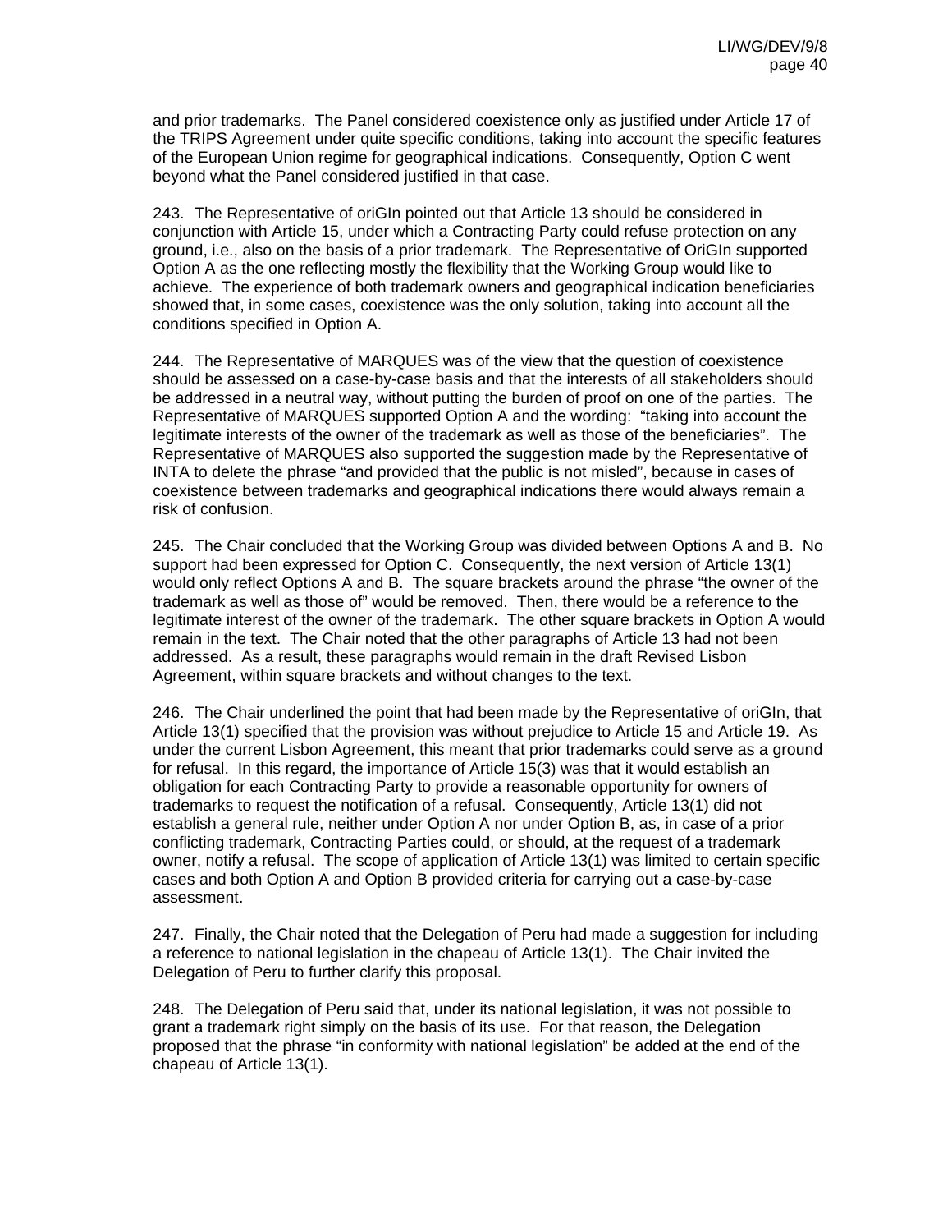and prior trademarks. The Panel considered coexistence only as justified under Article 17 of the TRIPS Agreement under quite specific conditions, taking into account the specific features of the European Union regime for geographical indications. Consequently, Option C went beyond what the Panel considered justified in that case.

243. The Representative of oriGIn pointed out that Article 13 should be considered in conjunction with Article 15, under which a Contracting Party could refuse protection on any ground, i.e., also on the basis of a prior trademark. The Representative of OriGIn supported Option A as the one reflecting mostly the flexibility that the Working Group would like to achieve. The experience of both trademark owners and geographical indication beneficiaries showed that, in some cases, coexistence was the only solution, taking into account all the conditions specified in Option A.

244. The Representative of MARQUES was of the view that the question of coexistence should be assessed on a case-by-case basis and that the interests of all stakeholders should be addressed in a neutral way, without putting the burden of proof on one of the parties. The Representative of MARQUES supported Option A and the wording: "taking into account the legitimate interests of the owner of the trademark as well as those of the beneficiaries". The Representative of MARQUES also supported the suggestion made by the Representative of INTA to delete the phrase "and provided that the public is not misled", because in cases of coexistence between trademarks and geographical indications there would always remain a risk of confusion.

245. The Chair concluded that the Working Group was divided between Options A and B. No support had been expressed for Option C. Consequently, the next version of Article 13(1) would only reflect Options A and B. The square brackets around the phrase "the owner of the trademark as well as those of" would be removed. Then, there would be a reference to the legitimate interest of the owner of the trademark. The other square brackets in Option A would remain in the text. The Chair noted that the other paragraphs of Article 13 had not been addressed. As a result, these paragraphs would remain in the draft Revised Lisbon Agreement, within square brackets and without changes to the text.

246. The Chair underlined the point that had been made by the Representative of oriGIn, that Article 13(1) specified that the provision was without prejudice to Article 15 and Article 19. As under the current Lisbon Agreement, this meant that prior trademarks could serve as a ground for refusal. In this regard, the importance of Article 15(3) was that it would establish an obligation for each Contracting Party to provide a reasonable opportunity for owners of trademarks to request the notification of a refusal. Consequently, Article 13(1) did not establish a general rule, neither under Option A nor under Option B, as, in case of a prior conflicting trademark, Contracting Parties could, or should, at the request of a trademark owner, notify a refusal. The scope of application of Article 13(1) was limited to certain specific cases and both Option A and Option B provided criteria for carrying out a case-by-case assessment.

247. Finally, the Chair noted that the Delegation of Peru had made a suggestion for including a reference to national legislation in the chapeau of Article 13(1). The Chair invited the Delegation of Peru to further clarify this proposal.

248. The Delegation of Peru said that, under its national legislation, it was not possible to grant a trademark right simply on the basis of its use. For that reason, the Delegation proposed that the phrase "in conformity with national legislation" be added at the end of the chapeau of Article 13(1).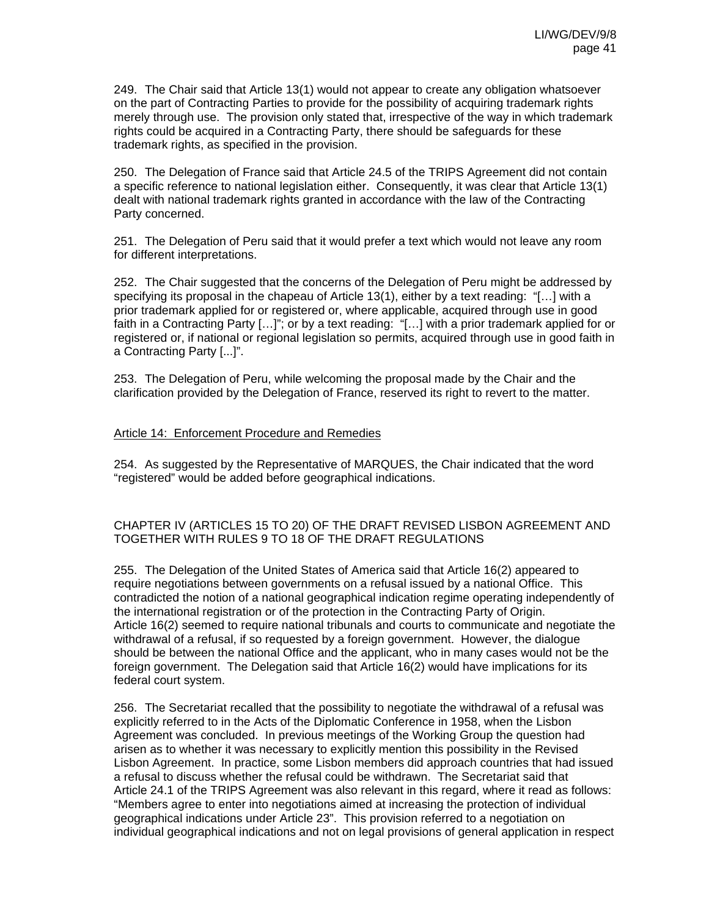249. The Chair said that Article 13(1) would not appear to create any obligation whatsoever on the part of Contracting Parties to provide for the possibility of acquiring trademark rights merely through use. The provision only stated that, irrespective of the way in which trademark rights could be acquired in a Contracting Party, there should be safeguards for these trademark rights, as specified in the provision.

250. The Delegation of France said that Article 24.5 of the TRIPS Agreement did not contain a specific reference to national legislation either. Consequently, it was clear that Article 13(1) dealt with national trademark rights granted in accordance with the law of the Contracting Party concerned.

251. The Delegation of Peru said that it would prefer a text which would not leave any room for different interpretations.

252. The Chair suggested that the concerns of the Delegation of Peru might be addressed by specifying its proposal in the chapeau of Article 13(1), either by a text reading: "[…] with a prior trademark applied for or registered or, where applicable, acquired through use in good faith in a Contracting Party […]"; or by a text reading: "[…] with a prior trademark applied for or registered or, if national or regional legislation so permits, acquired through use in good faith in a Contracting Party [...]".

253. The Delegation of Peru, while welcoming the proposal made by the Chair and the clarification provided by the Delegation of France, reserved its right to revert to the matter.

## Article 14: Enforcement Procedure and Remedies

254. As suggested by the Representative of MARQUES, the Chair indicated that the word "registered" would be added before geographical indications.

## CHAPTER IV (ARTICLES 15 TO 20) OF THE DRAFT REVISED LISBON AGREEMENT AND TOGETHER WITH RULES 9 TO 18 OF THE DRAFT REGULATIONS

255. The Delegation of the United States of America said that Article 16(2) appeared to require negotiations between governments on a refusal issued by a national Office. This contradicted the notion of a national geographical indication regime operating independently of the international registration or of the protection in the Contracting Party of Origin. Article 16(2) seemed to require national tribunals and courts to communicate and negotiate the withdrawal of a refusal, if so requested by a foreign government. However, the dialogue should be between the national Office and the applicant, who in many cases would not be the foreign government. The Delegation said that Article 16(2) would have implications for its federal court system.

256. The Secretariat recalled that the possibility to negotiate the withdrawal of a refusal was explicitly referred to in the Acts of the Diplomatic Conference in 1958, when the Lisbon Agreement was concluded. In previous meetings of the Working Group the question had arisen as to whether it was necessary to explicitly mention this possibility in the Revised Lisbon Agreement. In practice, some Lisbon members did approach countries that had issued a refusal to discuss whether the refusal could be withdrawn. The Secretariat said that Article 24.1 of the TRIPS Agreement was also relevant in this regard, where it read as follows: "Members agree to enter into negotiations aimed at increasing the protection of individual geographical indications under Article 23". This provision referred to a negotiation on individual geographical indications and not on legal provisions of general application in respect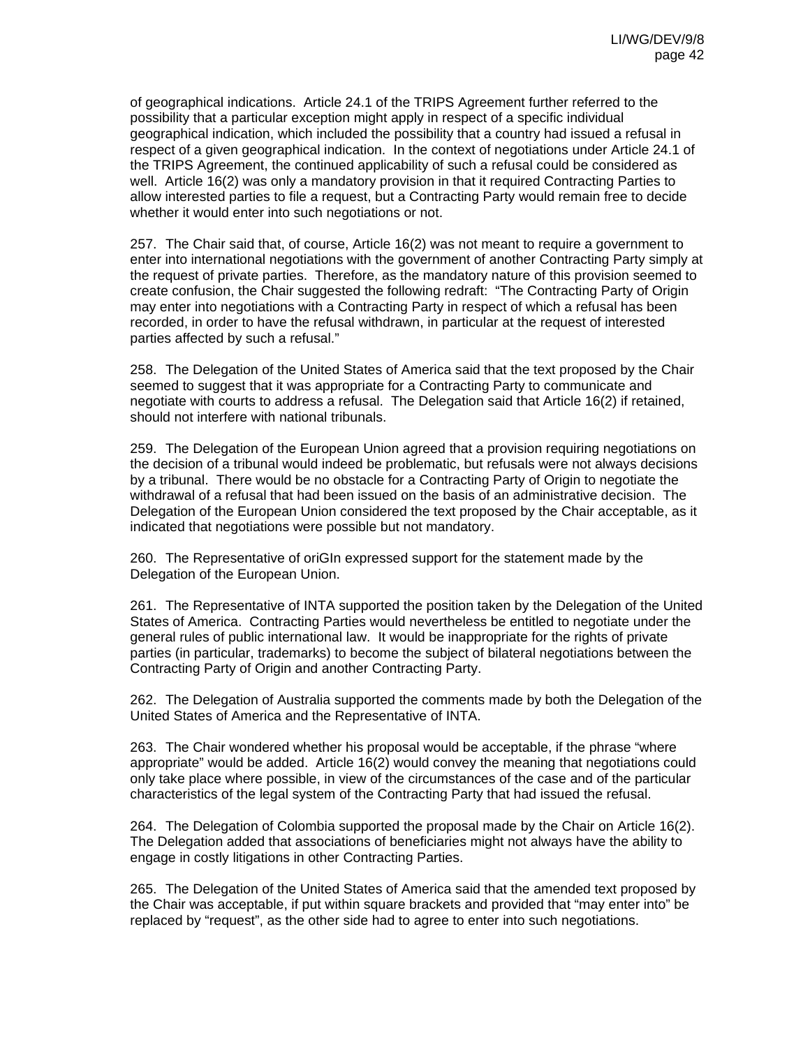of geographical indications. Article 24.1 of the TRIPS Agreement further referred to the possibility that a particular exception might apply in respect of a specific individual geographical indication, which included the possibility that a country had issued a refusal in respect of a given geographical indication. In the context of negotiations under Article 24.1 of the TRIPS Agreement, the continued applicability of such a refusal could be considered as well. Article 16(2) was only a mandatory provision in that it required Contracting Parties to allow interested parties to file a request, but a Contracting Party would remain free to decide whether it would enter into such negotiations or not.

257. The Chair said that, of course, Article 16(2) was not meant to require a government to enter into international negotiations with the government of another Contracting Party simply at the request of private parties. Therefore, as the mandatory nature of this provision seemed to create confusion, the Chair suggested the following redraft: "The Contracting Party of Origin may enter into negotiations with a Contracting Party in respect of which a refusal has been recorded, in order to have the refusal withdrawn, in particular at the request of interested parties affected by such a refusal."

258. The Delegation of the United States of America said that the text proposed by the Chair seemed to suggest that it was appropriate for a Contracting Party to communicate and negotiate with courts to address a refusal. The Delegation said that Article 16(2) if retained, should not interfere with national tribunals.

259. The Delegation of the European Union agreed that a provision requiring negotiations on the decision of a tribunal would indeed be problematic, but refusals were not always decisions by a tribunal. There would be no obstacle for a Contracting Party of Origin to negotiate the withdrawal of a refusal that had been issued on the basis of an administrative decision. The Delegation of the European Union considered the text proposed by the Chair acceptable, as it indicated that negotiations were possible but not mandatory.

260. The Representative of oriGIn expressed support for the statement made by the Delegation of the European Union.

261. The Representative of INTA supported the position taken by the Delegation of the United States of America. Contracting Parties would nevertheless be entitled to negotiate under the general rules of public international law. It would be inappropriate for the rights of private parties (in particular, trademarks) to become the subject of bilateral negotiations between the Contracting Party of Origin and another Contracting Party.

262. The Delegation of Australia supported the comments made by both the Delegation of the United States of America and the Representative of INTA.

263. The Chair wondered whether his proposal would be acceptable, if the phrase "where appropriate" would be added. Article 16(2) would convey the meaning that negotiations could only take place where possible, in view of the circumstances of the case and of the particular characteristics of the legal system of the Contracting Party that had issued the refusal.

264. The Delegation of Colombia supported the proposal made by the Chair on Article 16(2). The Delegation added that associations of beneficiaries might not always have the ability to engage in costly litigations in other Contracting Parties.

265. The Delegation of the United States of America said that the amended text proposed by the Chair was acceptable, if put within square brackets and provided that "may enter into" be replaced by "request", as the other side had to agree to enter into such negotiations.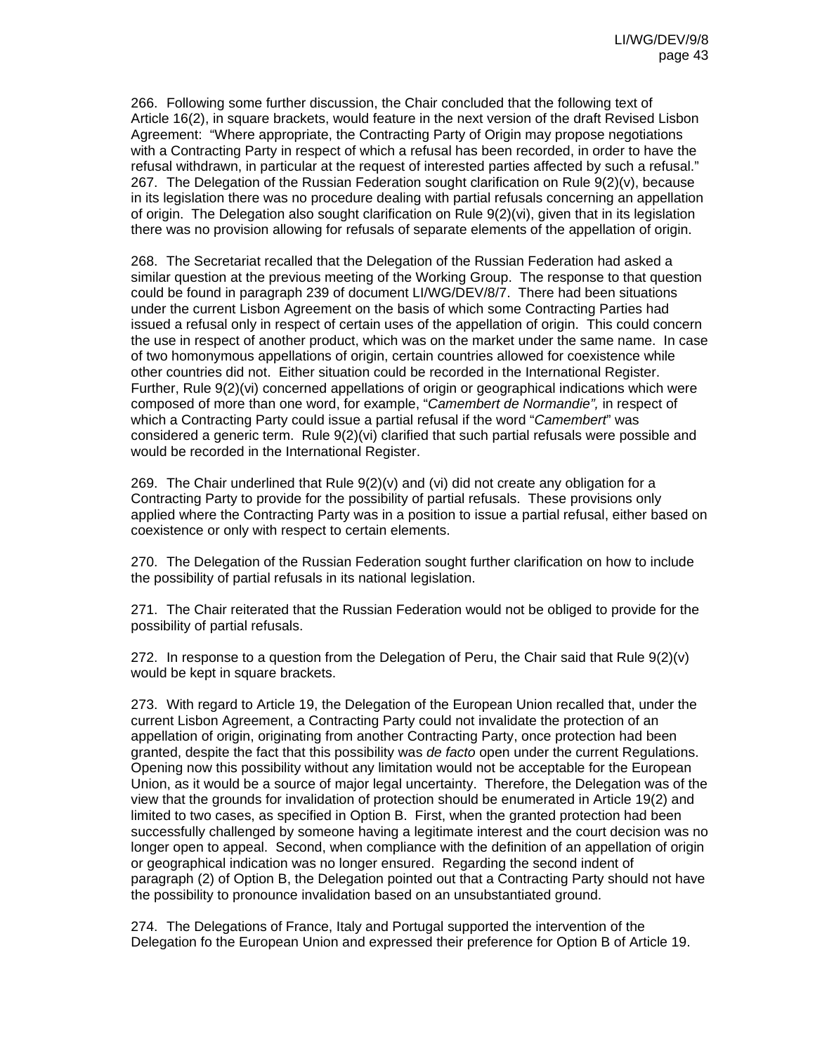266. Following some further discussion, the Chair concluded that the following text of Article 16(2), in square brackets, would feature in the next version of the draft Revised Lisbon Agreement: "Where appropriate, the Contracting Party of Origin may propose negotiations with a Contracting Party in respect of which a refusal has been recorded, in order to have the refusal withdrawn, in particular at the request of interested parties affected by such a refusal."

267. The Delegation of the Russian Federation sought clarification on Rule 9(2)(v), because in its legislation there was no procedure dealing with partial refusals concerning an appellation of origin. The Delegation also sought clarification on Rule 9(2)(vi), given that in its legislation there was no provision allowing for refusals of separate elements of the appellation of origin.

268. The Secretariat recalled that the Delegation of the Russian Federation had asked a similar question at the previous meeting of the Working Group. The response to that question could be found in paragraph 239 of document LI/WG/DEV/8/7. There had been situations under the current Lisbon Agreement on the basis of which some Contracting Parties had issued a refusal only in respect of certain uses of the appellation of origin. This could concern the use in respect of another product, which was on the market under the same name. In case of two homonymous appellations of origin, certain countries allowed for coexistence while other countries did not. Either situation could be recorded in the International Register. Further, Rule 9(2)(vi) concerned appellations of origin or geographical indications which were composed of more than one word, for example, "*Camembert de Normandie",* in respect of which a Contracting Party could issue a partial refusal if the word "*Camembert*" was considered a generic term. Rule 9(2)(vi) clarified that such partial refusals were possible and would be recorded in the International Register.

269. The Chair underlined that Rule 9(2)(v) and (vi) did not create any obligation for a Contracting Party to provide for the possibility of partial refusals. These provisions only applied where the Contracting Party was in a position to issue a partial refusal, either based on coexistence or only with respect to certain elements.

270. The Delegation of the Russian Federation sought further clarification on how to include the possibility of partial refusals in its national legislation.

271. The Chair reiterated that the Russian Federation would not be obliged to provide for the possibility of partial refusals.

272. In response to a question from the Delegation of Peru, the Chair said that Rule 9(2)(v) would be kept in square brackets.

273. With regard to Article 19, the Delegation of the European Union recalled that, under the current Lisbon Agreement, a Contracting Party could not invalidate the protection of an appellation of origin, originating from another Contracting Party, once protection had been granted, despite the fact that this possibility was *de facto* open under the current Regulations. Opening now this possibility without any limitation would not be acceptable for the European Union, as it would be a source of major legal uncertainty. Therefore, the Delegation was of the view that the grounds for invalidation of protection should be enumerated in Article 19(2) and limited to two cases, as specified in Option B. First, when the granted protection had been successfully challenged by someone having a legitimate interest and the court decision was no longer open to appeal. Second, when compliance with the definition of an appellation of origin or geographical indication was no longer ensured. Regarding the second indent of paragraph (2) of Option B, the Delegation pointed out that a Contracting Party should not have the possibility to pronounce invalidation based on an unsubstantiated ground.

274. The Delegations of France, Italy and Portugal supported the intervention of the Delegation fo the European Union and expressed their preference for Option B of Article 19.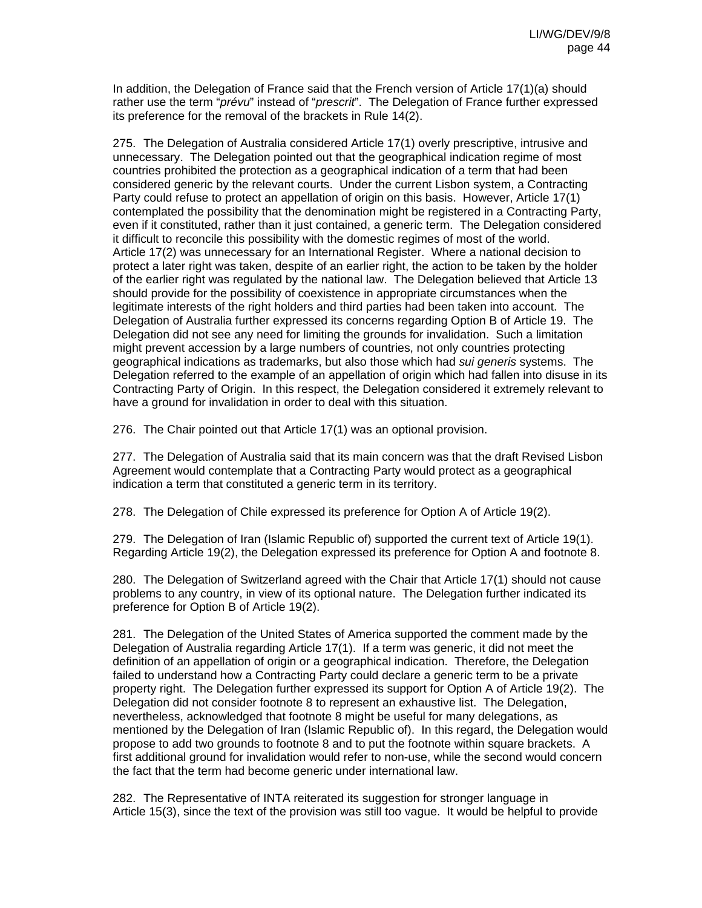In addition, the Delegation of France said that the French version of Article 17(1)(a) should rather use the term "*prévu*" instead of "*prescrit*". The Delegation of France further expressed its preference for the removal of the brackets in Rule 14(2).

275. The Delegation of Australia considered Article 17(1) overly prescriptive, intrusive and unnecessary. The Delegation pointed out that the geographical indication regime of most countries prohibited the protection as a geographical indication of a term that had been considered generic by the relevant courts. Under the current Lisbon system, a Contracting Party could refuse to protect an appellation of origin on this basis. However, Article 17(1) contemplated the possibility that the denomination might be registered in a Contracting Party, even if it constituted, rather than it just contained, a generic term. The Delegation considered it difficult to reconcile this possibility with the domestic regimes of most of the world. Article 17(2) was unnecessary for an International Register. Where a national decision to protect a later right was taken, despite of an earlier right, the action to be taken by the holder of the earlier right was regulated by the national law. The Delegation believed that Article 13 should provide for the possibility of coexistence in appropriate circumstances when the legitimate interests of the right holders and third parties had been taken into account. The Delegation of Australia further expressed its concerns regarding Option B of Article 19. The Delegation did not see any need for limiting the grounds for invalidation. Such a limitation might prevent accession by a large numbers of countries, not only countries protecting geographical indications as trademarks, but also those which had *sui generis* systems. The Delegation referred to the example of an appellation of origin which had fallen into disuse in its Contracting Party of Origin. In this respect, the Delegation considered it extremely relevant to have a ground for invalidation in order to deal with this situation.

276. The Chair pointed out that Article 17(1) was an optional provision.

277. The Delegation of Australia said that its main concern was that the draft Revised Lisbon Agreement would contemplate that a Contracting Party would protect as a geographical indication a term that constituted a generic term in its territory.

278. The Delegation of Chile expressed its preference for Option A of Article 19(2).

279. The Delegation of Iran (Islamic Republic of) supported the current text of Article 19(1). Regarding Article 19(2), the Delegation expressed its preference for Option A and footnote 8.

280. The Delegation of Switzerland agreed with the Chair that Article 17(1) should not cause problems to any country, in view of its optional nature. The Delegation further indicated its preference for Option B of Article 19(2).

281. The Delegation of the United States of America supported the comment made by the Delegation of Australia regarding Article 17(1). If a term was generic, it did not meet the definition of an appellation of origin or a geographical indication. Therefore, the Delegation failed to understand how a Contracting Party could declare a generic term to be a private property right. The Delegation further expressed its support for Option A of Article 19(2). The Delegation did not consider footnote 8 to represent an exhaustive list. The Delegation, nevertheless, acknowledged that footnote 8 might be useful for many delegations, as mentioned by the Delegation of Iran (Islamic Republic of). In this regard, the Delegation would propose to add two grounds to footnote 8 and to put the footnote within square brackets. A first additional ground for invalidation would refer to non-use, while the second would concern the fact that the term had become generic under international law.

282. The Representative of INTA reiterated its suggestion for stronger language in Article 15(3), since the text of the provision was still too vague. It would be helpful to provide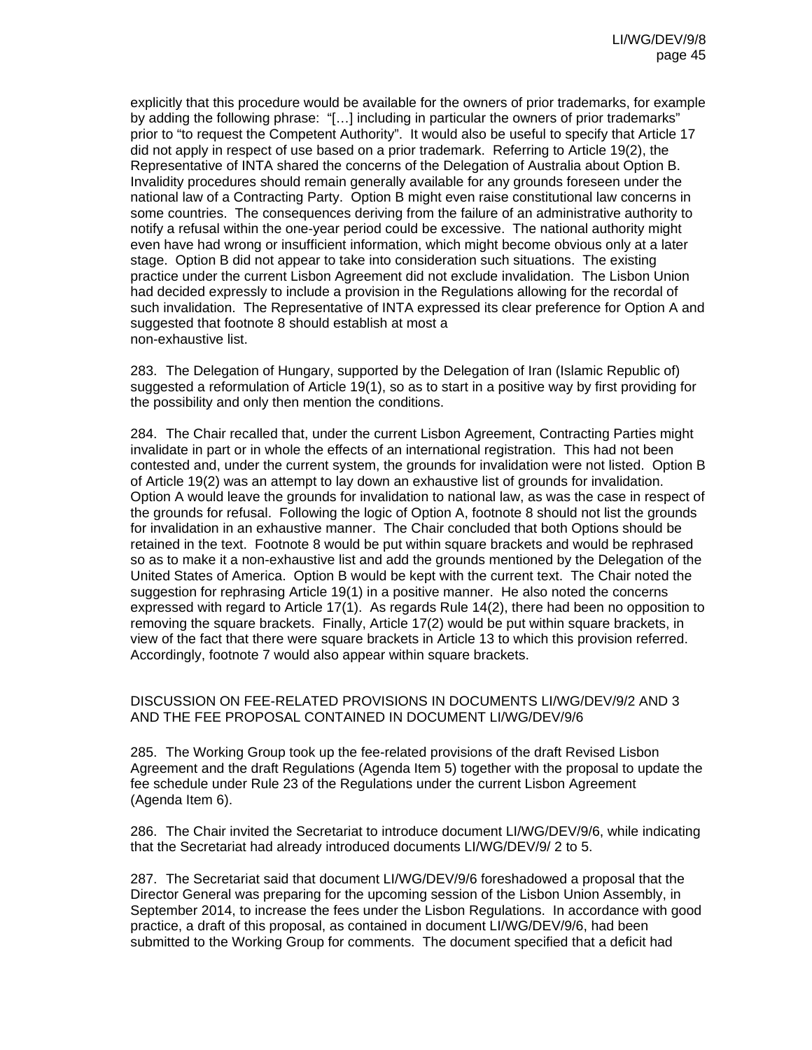explicitly that this procedure would be available for the owners of prior trademarks, for example by adding the following phrase: "[…] including in particular the owners of prior trademarks" prior to "to request the Competent Authority". It would also be useful to specify that Article 17 did not apply in respect of use based on a prior trademark. Referring to Article 19(2), the Representative of INTA shared the concerns of the Delegation of Australia about Option B. Invalidity procedures should remain generally available for any grounds foreseen under the national law of a Contracting Party. Option B might even raise constitutional law concerns in some countries. The consequences deriving from the failure of an administrative authority to notify a refusal within the one-year period could be excessive. The national authority might even have had wrong or insufficient information, which might become obvious only at a later stage. Option B did not appear to take into consideration such situations. The existing practice under the current Lisbon Agreement did not exclude invalidation. The Lisbon Union had decided expressly to include a provision in the Regulations allowing for the recordal of such invalidation. The Representative of INTA expressed its clear preference for Option A and suggested that footnote 8 should establish at most a non-exhaustive list.

283. The Delegation of Hungary, supported by the Delegation of Iran (Islamic Republic of) suggested a reformulation of Article 19(1), so as to start in a positive way by first providing for the possibility and only then mention the conditions.

284. The Chair recalled that, under the current Lisbon Agreement, Contracting Parties might invalidate in part or in whole the effects of an international registration. This had not been contested and, under the current system, the grounds for invalidation were not listed. Option B of Article 19(2) was an attempt to lay down an exhaustive list of grounds for invalidation. Option A would leave the grounds for invalidation to national law, as was the case in respect of the grounds for refusal. Following the logic of Option A, footnote 8 should not list the grounds for invalidation in an exhaustive manner. The Chair concluded that both Options should be retained in the text. Footnote 8 would be put within square brackets and would be rephrased so as to make it a non-exhaustive list and add the grounds mentioned by the Delegation of the United States of America. Option B would be kept with the current text. The Chair noted the suggestion for rephrasing Article 19(1) in a positive manner. He also noted the concerns expressed with regard to Article 17(1). As regards Rule 14(2), there had been no opposition to removing the square brackets. Finally, Article 17(2) would be put within square brackets, in view of the fact that there were square brackets in Article 13 to which this provision referred. Accordingly, footnote 7 would also appear within square brackets.

## DISCUSSION ON FEE-RELATED PROVISIONS IN DOCUMENTS LI/WG/DEV/9/2 AND 3 AND THE FEE PROPOSAL CONTAINED IN DOCUMENT LI/WG/DEV/9/6

285. The Working Group took up the fee-related provisions of the draft Revised Lisbon Agreement and the draft Regulations (Agenda Item 5) together with the proposal to update the fee schedule under Rule 23 of the Regulations under the current Lisbon Agreement (Agenda Item 6).

286. The Chair invited the Secretariat to introduce document LI/WG/DEV/9/6, while indicating that the Secretariat had already introduced documents LI/WG/DEV/9/ 2 to 5.

287. The Secretariat said that document LI/WG/DEV/9/6 foreshadowed a proposal that the Director General was preparing for the upcoming session of the Lisbon Union Assembly, in September 2014, to increase the fees under the Lisbon Regulations. In accordance with good practice, a draft of this proposal, as contained in document LI/WG/DEV/9/6, had been submitted to the Working Group for comments. The document specified that a deficit had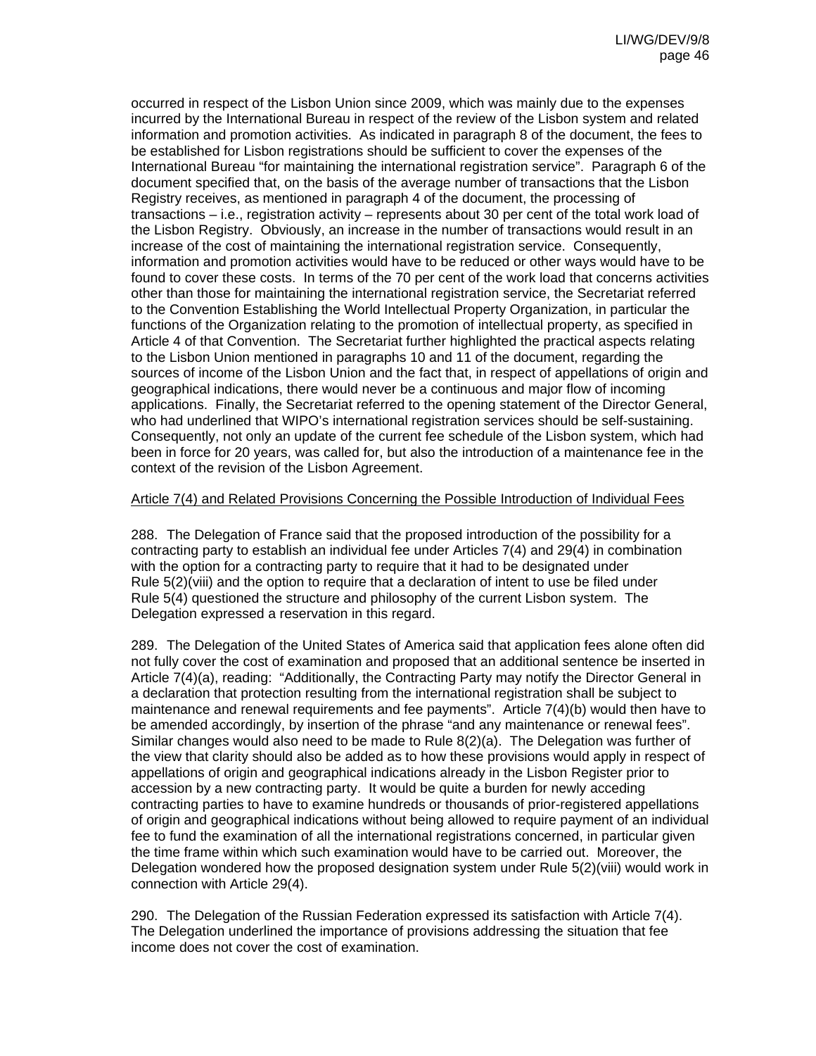occurred in respect of the Lisbon Union since 2009, which was mainly due to the expenses incurred by the International Bureau in respect of the review of the Lisbon system and related information and promotion activities. As indicated in paragraph 8 of the document, the fees to be established for Lisbon registrations should be sufficient to cover the expenses of the International Bureau "for maintaining the international registration service". Paragraph 6 of the document specified that, on the basis of the average number of transactions that the Lisbon Registry receives, as mentioned in paragraph 4 of the document, the processing of transactions – i.e., registration activity – represents about 30 per cent of the total work load of the Lisbon Registry. Obviously, an increase in the number of transactions would result in an increase of the cost of maintaining the international registration service. Consequently, information and promotion activities would have to be reduced or other ways would have to be found to cover these costs. In terms of the 70 per cent of the work load that concerns activities other than those for maintaining the international registration service, the Secretariat referred to the Convention Establishing the World Intellectual Property Organization, in particular the functions of the Organization relating to the promotion of intellectual property, as specified in Article 4 of that Convention. The Secretariat further highlighted the practical aspects relating to the Lisbon Union mentioned in paragraphs 10 and 11 of the document, regarding the sources of income of the Lisbon Union and the fact that, in respect of appellations of origin and geographical indications, there would never be a continuous and major flow of incoming applications. Finally, the Secretariat referred to the opening statement of the Director General, who had underlined that WIPO's international registration services should be self-sustaining. Consequently, not only an update of the current fee schedule of the Lisbon system, which had been in force for 20 years, was called for, but also the introduction of a maintenance fee in the context of the revision of the Lisbon Agreement.

<u>Article 7(4) and Related Provisions Concerning the Possible Introduction of Individual Fees</u>

288. The Delegation of France said that the proposed introduction of the possibility for a contracting party to establish an individual fee under Articles 7(4) and 29(4) in combination with the option for a contracting party to require that it had to be designated under Rule 5(2)(viii) and the option to require that a declaration of intent to use be filed under Rule 5(4) questioned the structure and philosophy of the current Lisbon system. The Delegation expressed a reservation in this regard.

289. The Delegation of the United States of America said that application fees alone often did not fully cover the cost of examination and proposed that an additional sentence be inserted in Article 7(4)(a), reading: "Additionally, the Contracting Party may notify the Director General in a declaration that protection resulting from the international registration shall be subject to maintenance and renewal requirements and fee payments". Article 7(4)(b) would then have to be amended accordingly, by insertion of the phrase "and any maintenance or renewal fees". Similar changes would also need to be made to Rule 8(2)(a). The Delegation was further of the view that clarity should also be added as to how these provisions would apply in respect of appellations of origin and geographical indications already in the Lisbon Register prior to accession by a new contracting party. It would be quite a burden for newly acceding contracting parties to have to examine hundreds or thousands of prior-registered appellations of origin and geographical indications without being allowed to require payment of an individual fee to fund the examination of all the international registrations concerned, in particular given the time frame within which such examination would have to be carried out. Moreover, the Delegation wondered how the proposed designation system under Rule 5(2)(viii) would work in connection with Article 29(4).

290. The Delegation of the Russian Federation expressed its satisfaction with Article 7(4). The Delegation underlined the importance of provisions addressing the situation that fee income does not cover the cost of examination.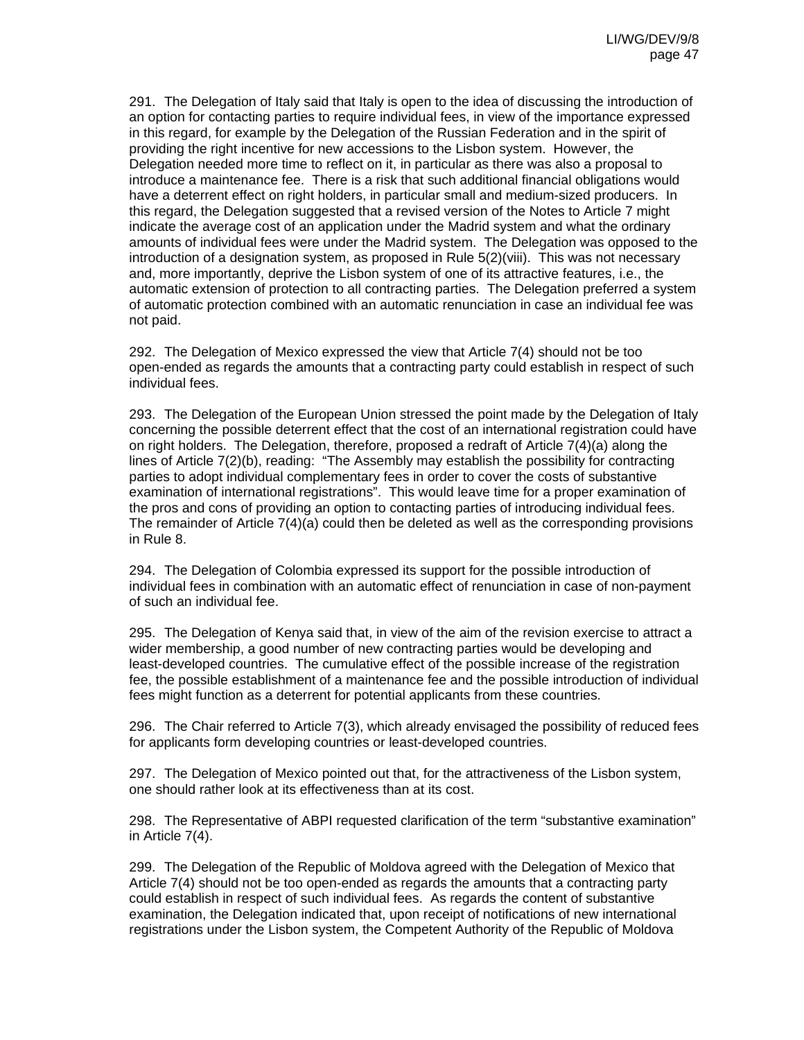291. The Delegation of Italy said that Italy is open to the idea of discussing the introduction of an option for contacting parties to require individual fees, in view of the importance expressed in this regard, for example by the Delegation of the Russian Federation and in the spirit of providing the right incentive for new accessions to the Lisbon system. However, the Delegation needed more time to reflect on it, in particular as there was also a proposal to introduce a maintenance fee. There is a risk that such additional financial obligations would have a deterrent effect on right holders, in particular small and medium-sized producers. In this regard, the Delegation suggested that a revised version of the Notes to Article 7 might indicate the average cost of an application under the Madrid system and what the ordinary amounts of individual fees were under the Madrid system. The Delegation was opposed to the introduction of a designation system, as proposed in Rule 5(2)(viii). This was not necessary and, more importantly, deprive the Lisbon system of one of its attractive features, i.e., the automatic extension of protection to all contracting parties. The Delegation preferred a system of automatic protection combined with an automatic renunciation in case an individual fee was not paid.

292. The Delegation of Mexico expressed the view that Article 7(4) should not be too open-ended as regards the amounts that a contracting party could establish in respect of such individual fees.

293. The Delegation of the European Union stressed the point made by the Delegation of Italy concerning the possible deterrent effect that the cost of an international registration could have on right holders. The Delegation, therefore, proposed a redraft of Article 7(4)(a) along the lines of Article 7(2)(b), reading: "The Assembly may establish the possibility for contracting parties to adopt individual complementary fees in order to cover the costs of substantive examination of international registrations". This would leave time for a proper examination of the pros and cons of providing an option to contacting parties of introducing individual fees. The remainder of Article 7(4)(a) could then be deleted as well as the corresponding provisions in Rule 8.

294. The Delegation of Colombia expressed its support for the possible introduction of individual fees in combination with an automatic effect of renunciation in case of non-payment of such an individual fee.

295. The Delegation of Kenya said that, in view of the aim of the revision exercise to attract a wider membership, a good number of new contracting parties would be developing and least-developed countries. The cumulative effect of the possible increase of the registration fee, the possible establishment of a maintenance fee and the possible introduction of individual fees might function as a deterrent for potential applicants from these countries.

296. The Chair referred to Article 7(3), which already envisaged the possibility of reduced fees for applicants form developing countries or least-developed countries.

297. The Delegation of Mexico pointed out that, for the attractiveness of the Lisbon system, one should rather look at its effectiveness than at its cost.

298. The Representative of ABPI requested clarification of the term "substantive examination" in Article 7(4).

299. The Delegation of the Republic of Moldova agreed with the Delegation of Mexico that Article 7(4) should not be too open-ended as regards the amounts that a contracting party could establish in respect of such individual fees. As regards the content of substantive examination, the Delegation indicated that, upon receipt of notifications of new international registrations under the Lisbon system, the Competent Authority of the Republic of Moldova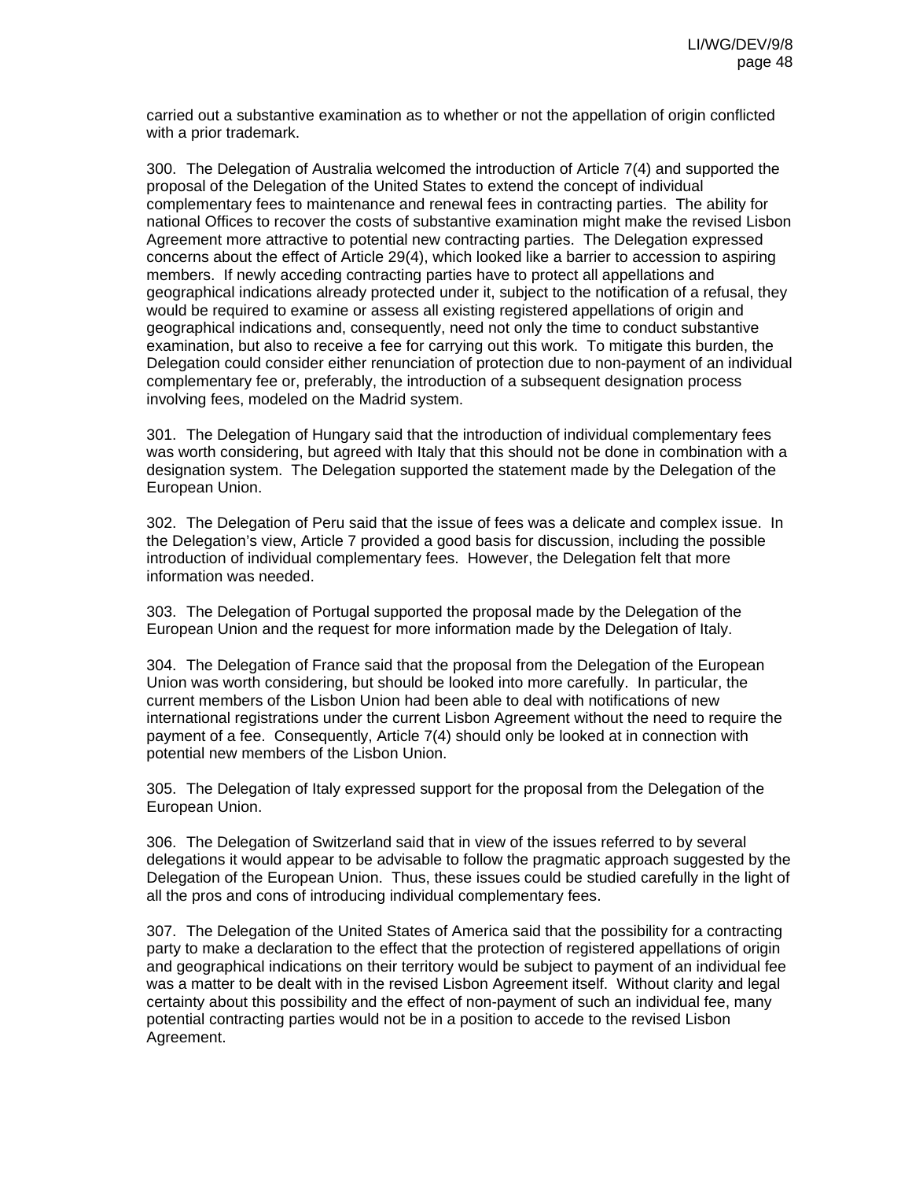carried out a substantive examination as to whether or not the appellation of origin conflicted with a prior trademark.

300. The Delegation of Australia welcomed the introduction of Article 7(4) and supported the proposal of the Delegation of the United States to extend the concept of individual complementary fees to maintenance and renewal fees in contracting parties. The ability for national Offices to recover the costs of substantive examination might make the revised Lisbon Agreement more attractive to potential new contracting parties. The Delegation expressed concerns about the effect of Article 29(4), which looked like a barrier to accession to aspiring members. If newly acceding contracting parties have to protect all appellations and geographical indications already protected under it, subject to the notification of a refusal, they would be required to examine or assess all existing registered appellations of origin and geographical indications and, consequently, need not only the time to conduct substantive examination, but also to receive a fee for carrying out this work. To mitigate this burden, the Delegation could consider either renunciation of protection due to non-payment of an individual complementary fee or, preferably, the introduction of a subsequent designation process involving fees, modeled on the Madrid system.

301. The Delegation of Hungary said that the introduction of individual complementary fees was worth considering, but agreed with Italy that this should not be done in combination with a designation system. The Delegation supported the statement made by the Delegation of the European Union.

302. The Delegation of Peru said that the issue of fees was a delicate and complex issue. In the Delegation's view, Article 7 provided a good basis for discussion, including the possible introduction of individual complementary fees. However, the Delegation felt that more information was needed.

303. The Delegation of Portugal supported the proposal made by the Delegation of the European Union and the request for more information made by the Delegation of Italy.

304. The Delegation of France said that the proposal from the Delegation of the European Union was worth considering, but should be looked into more carefully. In particular, the current members of the Lisbon Union had been able to deal with notifications of new international registrations under the current Lisbon Agreement without the need to require the payment of a fee. Consequently, Article 7(4) should only be looked at in connection with potential new members of the Lisbon Union.

305. The Delegation of Italy expressed support for the proposal from the Delegation of the European Union.

306. The Delegation of Switzerland said that in view of the issues referred to by several delegations it would appear to be advisable to follow the pragmatic approach suggested by the Delegation of the European Union. Thus, these issues could be studied carefully in the light of all the pros and cons of introducing individual complementary fees.

307. The Delegation of the United States of America said that the possibility for a contracting party to make a declaration to the effect that the protection of registered appellations of origin and geographical indications on their territory would be subject to payment of an individual fee was a matter to be dealt with in the revised Lisbon Agreement itself. Without clarity and legal certainty about this possibility and the effect of non-payment of such an individual fee, many potential contracting parties would not be in a position to accede to the revised Lisbon Agreement.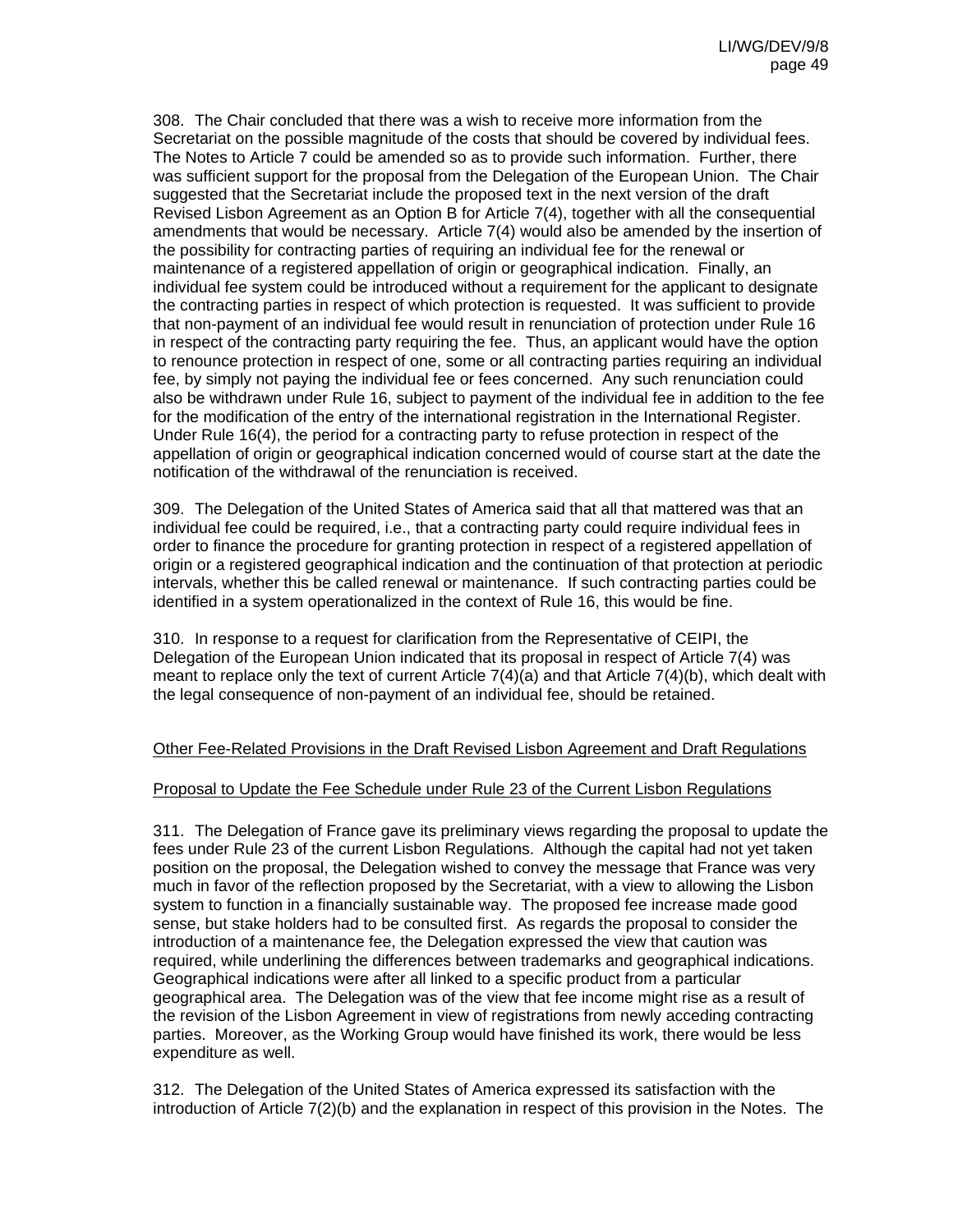308. The Chair concluded that there was a wish to receive more information from the Secretariat on the possible magnitude of the costs that should be covered by individual fees. The Notes to Article 7 could be amended so as to provide such information. Further, there was sufficient support for the proposal from the Delegation of the European Union. The Chair suggested that the Secretariat include the proposed text in the next version of the draft Revised Lisbon Agreement as an Option B for Article 7(4), together with all the consequential amendments that would be necessary. Article 7(4) would also be amended by the insertion of the possibility for contracting parties of requiring an individual fee for the renewal or maintenance of a registered appellation of origin or geographical indication. Finally, an individual fee system could be introduced without a requirement for the applicant to designate the contracting parties in respect of which protection is requested. It was sufficient to provide that non-payment of an individual fee would result in renunciation of protection under Rule 16 in respect of the contracting party requiring the fee. Thus, an applicant would have the option to renounce protection in respect of one, some or all contracting parties requiring an individual fee, by simply not paying the individual fee or fees concerned. Any such renunciation could also be withdrawn under Rule 16, subject to payment of the individual fee in addition to the fee for the modification of the entry of the international registration in the International Register. Under Rule 16(4), the period for a contracting party to refuse protection in respect of the appellation of origin or geographical indication concerned would of course start at the date the notification of the withdrawal of the renunciation is received.

309. The Delegation of the United States of America said that all that mattered was that an individual fee could be required, i.e., that a contracting party could require individual fees in order to finance the procedure for granting protection in respect of a registered appellation of origin or a registered geographical indication and the continuation of that protection at periodic intervals, whether this be called renewal or maintenance. If such contracting parties could be identified in a system operationalized in the context of Rule 16, this would be fine.

310. In response to a request for clarification from the Representative of CEIPI, the Delegation of the European Union indicated that its proposal in respect of Article 7(4) was meant to replace only the text of current Article 7(4)(a) and that Article 7(4)(b), which dealt with the legal consequence of non-payment of an individual fee, should be retained.

Other Fee-Related Provisions in the Draft Revised Lisbon Agreement and Draft Regulations

Proposal to Update the Fee Schedule under Rule 23 of the Current Lisbon Regulations

311. The Delegation of France gave its preliminary views regarding the proposal to update the fees under Rule 23 of the current Lisbon Regulations. Although the capital had not yet taken position on the proposal, the Delegation wished to convey the message that France was very much in favor of the reflection proposed by the Secretariat, with a view to allowing the Lisbon system to function in a financially sustainable way. The proposed fee increase made good sense, but stake holders had to be consulted first. As regards the proposal to consider the introduction of a maintenance fee, the Delegation expressed the view that caution was required, while underlining the differences between trademarks and geographical indications. Geographical indications were after all linked to a specific product from a particular geographical area. The Delegation was of the view that fee income might rise as a result of the revision of the Lisbon Agreement in view of registrations from newly acceding contracting parties. Moreover, as the Working Group would have finished its work, there would be less expenditure as well.

312. The Delegation of the United States of America expressed its satisfaction with the introduction of Article 7(2)(b) and the explanation in respect of this provision in the Notes. The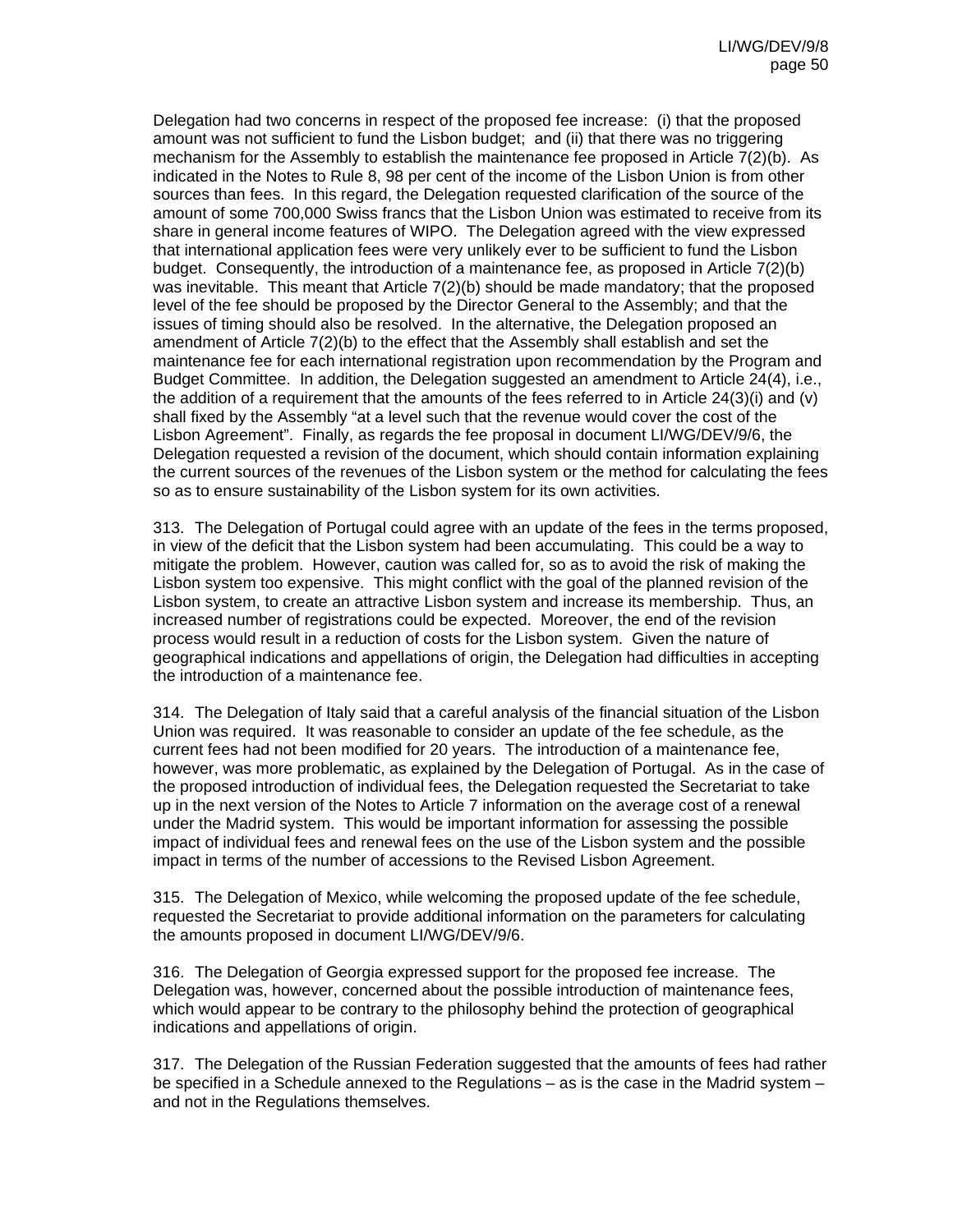Delegation had two concerns in respect of the proposed fee increase: (i) that the proposed amount was not sufficient to fund the Lisbon budget; and (ii) that there was no triggering mechanism for the Assembly to establish the maintenance fee proposed in Article 7(2)(b). As indicated in the Notes to Rule 8, 98 per cent of the income of the Lisbon Union is from other sources than fees. In this regard, the Delegation requested clarification of the source of the amount of some 700,000 Swiss francs that the Lisbon Union was estimated to receive from its share in general income features of WIPO. The Delegation agreed with the view expressed that international application fees were very unlikely ever to be sufficient to fund the Lisbon budget. Consequently, the introduction of a maintenance fee, as proposed in Article 7(2)(b) was inevitable. This meant that Article 7(2)(b) should be made mandatory; that the proposed level of the fee should be proposed by the Director General to the Assembly; and that the issues of timing should also be resolved. In the alternative, the Delegation proposed an amendment of Article 7(2)(b) to the effect that the Assembly shall establish and set the maintenance fee for each international registration upon recommendation by the Program and Budget Committee. In addition, the Delegation suggested an amendment to Article 24(4), i.e., the addition of a requirement that the amounts of the fees referred to in Article 24(3)(i) and (v) shall fixed by the Assembly "at a level such that the revenue would cover the cost of the Lisbon Agreement". Finally, as regards the fee proposal in document LI/WG/DEV/9/6, the Delegation requested a revision of the document, which should contain information explaining the current sources of the revenues of the Lisbon system or the method for calculating the fees so as to ensure sustainability of the Lisbon system for its own activities.

313. The Delegation of Portugal could agree with an update of the fees in the terms proposed, in view of the deficit that the Lisbon system had been accumulating. This could be a way to mitigate the problem. However, caution was called for, so as to avoid the risk of making the Lisbon system too expensive. This might conflict with the goal of the planned revision of the Lisbon system, to create an attractive Lisbon system and increase its membership. Thus, an increased number of registrations could be expected. Moreover, the end of the revision process would result in a reduction of costs for the Lisbon system. Given the nature of geographical indications and appellations of origin, the Delegation had difficulties in accepting the introduction of a maintenance fee.

314. The Delegation of Italy said that a careful analysis of the financial situation of the Lisbon Union was required. It was reasonable to consider an update of the fee schedule, as the current fees had not been modified for 20 years. The introduction of a maintenance fee, however, was more problematic, as explained by the Delegation of Portugal. As in the case of the proposed introduction of individual fees, the Delegation requested the Secretariat to take up in the next version of the Notes to Article 7 information on the average cost of a renewal under the Madrid system. This would be important information for assessing the possible impact of individual fees and renewal fees on the use of the Lisbon system and the possible impact in terms of the number of accessions to the Revised Lisbon Agreement.

315. The Delegation of Mexico, while welcoming the proposed update of the fee schedule, requested the Secretariat to provide additional information on the parameters for calculating the amounts proposed in document LI/WG/DEV/9/6.

316. The Delegation of Georgia expressed support for the proposed fee increase. The Delegation was, however, concerned about the possible introduction of maintenance fees, which would appear to be contrary to the philosophy behind the protection of geographical indications and appellations of origin.

317. The Delegation of the Russian Federation suggested that the amounts of fees had rather be specified in a Schedule annexed to the Regulations – as is the case in the Madrid system – and not in the Regulations themselves.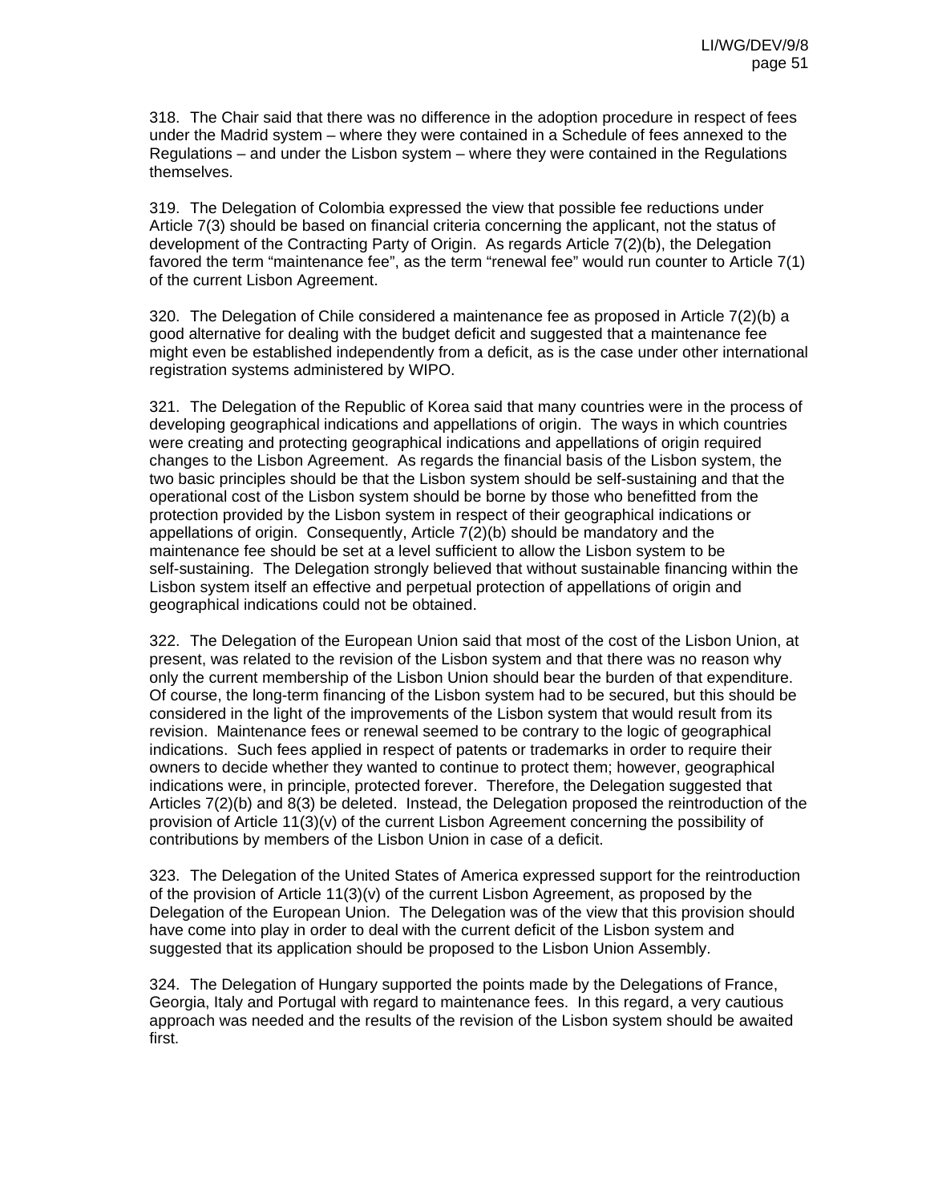318. The Chair said that there was no difference in the adoption procedure in respect of fees under the Madrid system – where they were contained in a Schedule of fees annexed to the Regulations – and under the Lisbon system – where they were contained in the Regulations themselves.

319. The Delegation of Colombia expressed the view that possible fee reductions under Article 7(3) should be based on financial criteria concerning the applicant, not the status of development of the Contracting Party of Origin. As regards Article 7(2)(b), the Delegation favored the term "maintenance fee", as the term "renewal fee" would run counter to Article 7(1) of the current Lisbon Agreement.

320. The Delegation of Chile considered a maintenance fee as proposed in Article 7(2)(b) a good alternative for dealing with the budget deficit and suggested that a maintenance fee might even be established independently from a deficit, as is the case under other international registration systems administered by WIPO.

321. The Delegation of the Republic of Korea said that many countries were in the process of developing geographical indications and appellations of origin. The ways in which countries were creating and protecting geographical indications and appellations of origin required changes to the Lisbon Agreement. As regards the financial basis of the Lisbon system, the two basic principles should be that the Lisbon system should be self-sustaining and that the operational cost of the Lisbon system should be borne by those who benefitted from the protection provided by the Lisbon system in respect of their geographical indications or appellations of origin. Consequently, Article 7(2)(b) should be mandatory and the maintenance fee should be set at a level sufficient to allow the Lisbon system to be self-sustaining. The Delegation strongly believed that without sustainable financing within the Lisbon system itself an effective and perpetual protection of appellations of origin and geographical indications could not be obtained.

322. The Delegation of the European Union said that most of the cost of the Lisbon Union, at present, was related to the revision of the Lisbon system and that there was no reason why only the current membership of the Lisbon Union should bear the burden of that expenditure. Of course, the long-term financing of the Lisbon system had to be secured, but this should be considered in the light of the improvements of the Lisbon system that would result from its revision. Maintenance fees or renewal seemed to be contrary to the logic of geographical indications. Such fees applied in respect of patents or trademarks in order to require their owners to decide whether they wanted to continue to protect them; however, geographical indications were, in principle, protected forever. Therefore, the Delegation suggested that Articles 7(2)(b) and 8(3) be deleted. Instead, the Delegation proposed the reintroduction of the provision of Article 11(3)(v) of the current Lisbon Agreement concerning the possibility of contributions by members of the Lisbon Union in case of a deficit.

323. The Delegation of the United States of America expressed support for the reintroduction of the provision of Article 11(3)(v) of the current Lisbon Agreement, as proposed by the Delegation of the European Union. The Delegation was of the view that this provision should have come into play in order to deal with the current deficit of the Lisbon system and suggested that its application should be proposed to the Lisbon Union Assembly.

324. The Delegation of Hungary supported the points made by the Delegations of France, Georgia, Italy and Portugal with regard to maintenance fees. In this regard, a very cautious approach was needed and the results of the revision of the Lisbon system should be awaited first.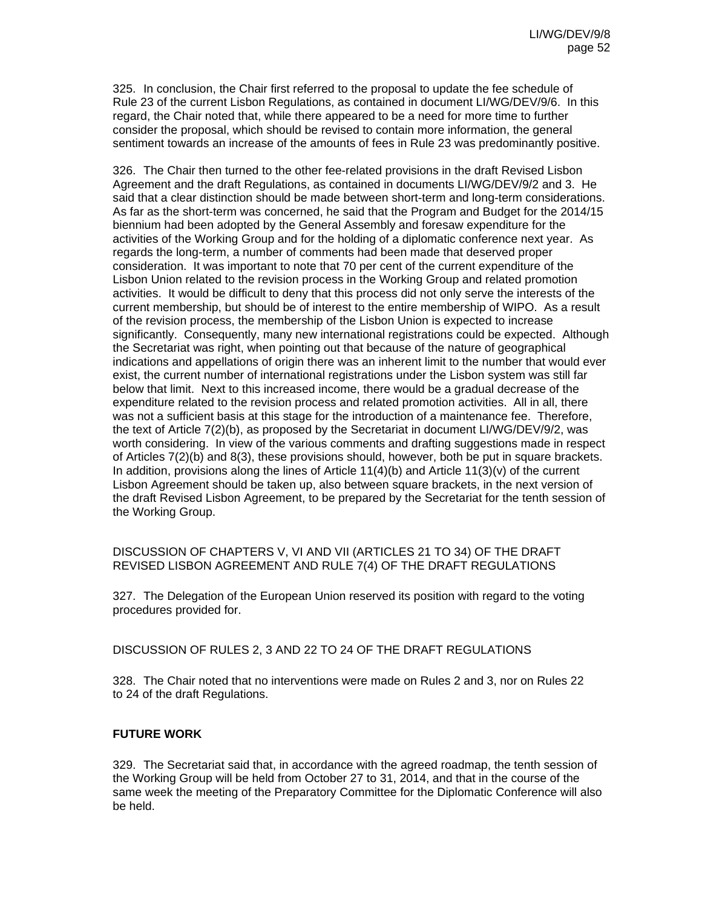325. In conclusion, the Chair first referred to the proposal to update the fee schedule of Rule 23 of the current Lisbon Regulations, as contained in document LI/WG/DEV/9/6. In this regard, the Chair noted that, while there appeared to be a need for more time to further consider the proposal, which should be revised to contain more information, the general sentiment towards an increase of the amounts of fees in Rule 23 was predominantly positive.

326. The Chair then turned to the other fee-related provisions in the draft Revised Lisbon Agreement and the draft Regulations, as contained in documents LI/WG/DEV/9/2 and 3. He said that a clear distinction should be made between short-term and long-term considerations. As far as the short-term was concerned, he said that the Program and Budget for the 2014/15 biennium had been adopted by the General Assembly and foresaw expenditure for the activities of the Working Group and for the holding of a diplomatic conference next year. As regards the long-term, a number of comments had been made that deserved proper consideration. It was important to note that 70 per cent of the current expenditure of the Lisbon Union related to the revision process in the Working Group and related promotion activities. It would be difficult to deny that this process did not only serve the interests of the current membership, but should be of interest to the entire membership of WIPO. As a result of the revision process, the membership of the Lisbon Union is expected to increase significantly. Consequently, many new international registrations could be expected. Although the Secretariat was right, when pointing out that because of the nature of geographical indications and appellations of origin there was an inherent limit to the number that would ever exist, the current number of international registrations under the Lisbon system was still far below that limit. Next to this increased income, there would be a gradual decrease of the expenditure related to the revision process and related promotion activities. All in all, there was not a sufficient basis at this stage for the introduction of a maintenance fee. Therefore, the text of Article 7(2)(b), as proposed by the Secretariat in document LI/WG/DEV/9/2, was worth considering. In view of the various comments and drafting suggestions made in respect of Articles 7(2)(b) and 8(3), these provisions should, however, both be put in square brackets. In addition, provisions along the lines of Article 11(4)(b) and Article 11(3)(v) of the current Lisbon Agreement should be taken up, also between square brackets, in the next version of the draft Revised Lisbon Agreement, to be prepared by the Secretariat for the tenth session of the Working Group.

DISCUSSION OF CHAPTERS V, VI AND VII (ARTICLES 21 TO 34) OF THE DRAFT REVISED LISBON AGREEMENT AND RULE 7(4) OF THE DRAFT REGULATIONS

327. The Delegation of the European Union reserved its position with regard to the voting procedures provided for.

DISCUSSION OF RULES 2, 3 AND 22 TO 24 OF THE DRAFT REGULATIONS

328. The Chair noted that no interventions were made on Rules 2 and 3, nor on Rules 22 to 24 of the draft Regulations.

**FUTURE WORK**

329. The Secretariat said that, in accordance with the agreed roadmap, the tenth session of the Working Group will be held from October 27 to 31, 2014, and that in the course of the same week the meeting of the Preparatory Committee for the Diplomatic Conference will also be held.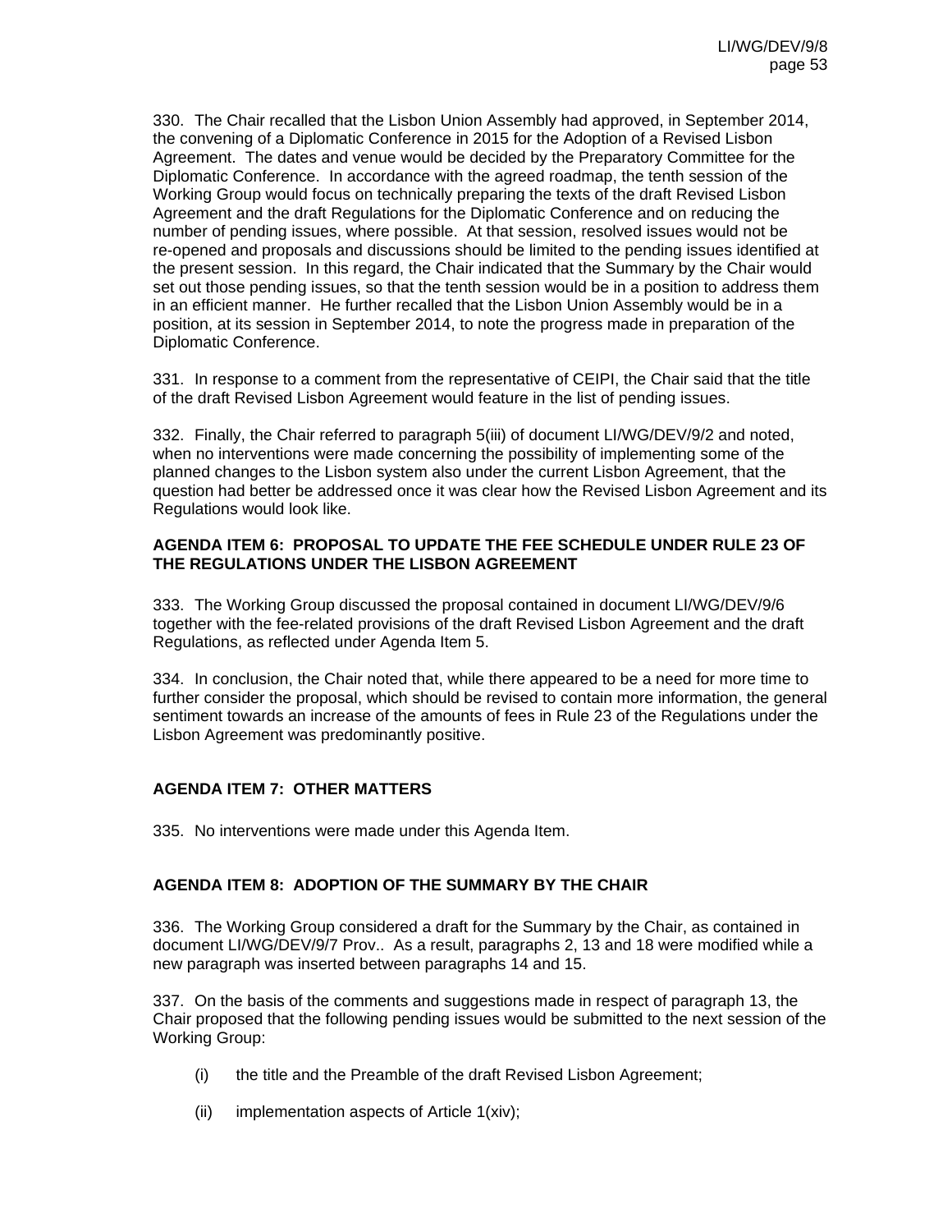330. The Chair recalled that the Lisbon Union Assembly had approved, in September 2014, the convening of a Diplomatic Conference in 2015 for the Adoption of a Revised Lisbon Agreement. The dates and venue would be decided by the Preparatory Committee for the Diplomatic Conference. In accordance with the agreed roadmap, the tenth session of the Working Group would focus on technically preparing the texts of the draft Revised Lisbon Agreement and the draft Regulations for the Diplomatic Conference and on reducing the number of pending issues, where possible. At that session, resolved issues would not be re-opened and proposals and discussions should be limited to the pending issues identified at the present session. In this regard, the Chair indicated that the Summary by the Chair would set out those pending issues, so that the tenth session would be in a position to address them in an efficient manner. He further recalled that the Lisbon Union Assembly would be in a position, at its session in September 2014, to note the progress made in preparation of the Diplomatic Conference.

331. In response to a comment from the representative of CEIPI, the Chair said that the title of the draft Revised Lisbon Agreement would feature in the list of pending issues.

332. Finally, the Chair referred to paragraph 5(iii) of document LI/WG/DEV/9/2 and noted, when no interventions were made concerning the possibility of implementing some of the planned changes to the Lisbon system also under the current Lisbon Agreement, that the question had better be addressed once it was clear how the Revised Lisbon Agreement and its Regulations would look like.

**AGENDA ITEM 6: PROPOSAL TO UPDATE THE FEE SCHEDULE UNDER RULE 23 OF THE REGULATIONS UNDER THE LISBON AGREEMENT**

333. The Working Group discussed the proposal contained in document LI/WG/DEV/9/6 together with the fee-related provisions of the draft Revised Lisbon Agreement and the draft Regulations, as reflected under Agenda Item 5.

334. In conclusion, the Chair noted that, while there appeared to be a need for more time to further consider the proposal, which should be revised to contain more information, the general sentiment towards an increase of the amounts of fees in Rule 23 of the Regulations under the Lisbon Agreement was predominantly positive.

**AGENDA ITEM 7: OTHER MATTERS**

335. No interventions were made under this Agenda Item.

**AGENDA ITEM 8: ADOPTION OF THE SUMMARY BY THE CHAIR**

336. The Working Group considered a draft for the Summary by the Chair, as contained in document LI/WG/DEV/9/7 Prov.. As a result, paragraphs 2, 13 and 18 were modified while a new paragraph was inserted between paragraphs 14 and 15.

337. On the basis of the comments and suggestions made in respect of paragraph 13, the Chair proposed that the following pending issues would be submitted to the next session of the Working Group:

(i) the title and the Preamble of the draft Revised Lisbon Agreement;

(ii) implementation aspects of Article 1(xiv);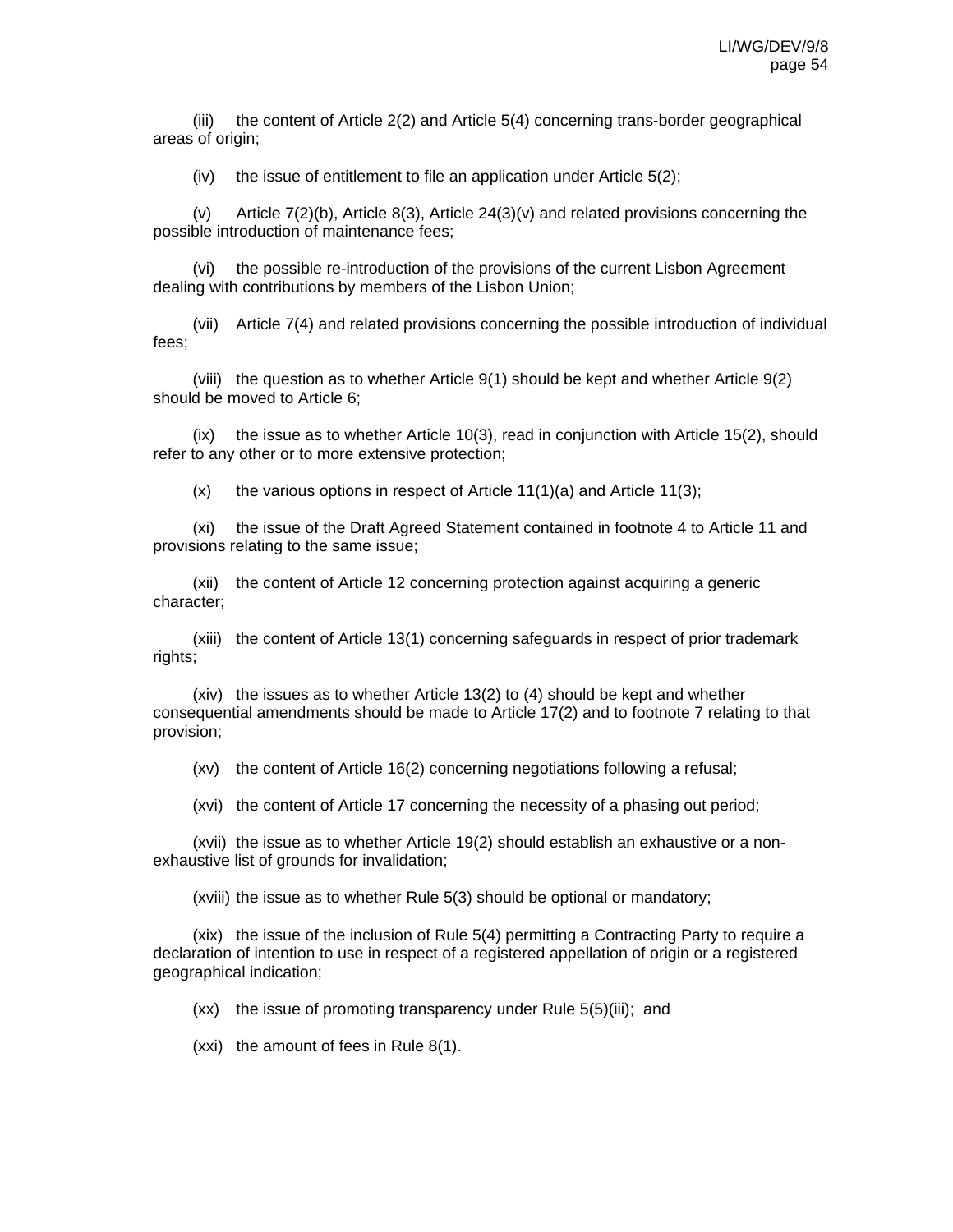(iii) the content of Article 2(2) and Article 5(4) concerning trans-border geographical areas of origin;

(iv) the issue of entitlement to file an application under Article 5(2);

(v) Article 7(2)(b), Article 8(3), Article 24(3)(v) and related provisions concerning the possible introduction of maintenance fees;

(vi) the possible re-introduction of the provisions of the current Lisbon Agreement dealing with contributions by members of the Lisbon Union;

(vii) Article 7(4) and related provisions concerning the possible introduction of individual fees;

(viii) the question as to whether Article 9(1) should be kept and whether Article 9(2) should be moved to Article 6;

(ix) the issue as to whether Article 10(3), read in conjunction with Article 15(2), should refer to any other or to more extensive protection;

(x) the various options in respect of Article 11(1)(a) and Article 11(3);

(xi) the issue of the Draft Agreed Statement contained in footnote 4 to Article 11 and provisions relating to the same issue;

(xii) the content of Article 12 concerning protection against acquiring a generic character;

(xiii) the content of Article 13(1) concerning safeguards in respect of prior trademark rights;

(xiv) the issues as to whether Article 13(2) to (4) should be kept and whether consequential amendments should be made to Article 17(2) and to footnote 7 relating to that provision;

(xv) the content of Article 16(2) concerning negotiations following a refusal;

(xvi) the content of Article 17 concerning the necessity of a phasing out period;

(xvii) the issue as to whether Article 19(2) should establish an exhaustive or a non-exhaustive list of grounds for invalidation;

(xviii) the issue as to whether Rule 5(3) should be optional or mandatory;

(xix) the issue of the inclusion of Rule 5(4) permitting a Contracting Party to require a declaration of intention to use in respect of a registered appellation of origin or a registered geographical indication;

(xx) the issue of promoting transparency under Rule 5(5)(iii); and

(xxi) the amount of fees in Rule 8(1).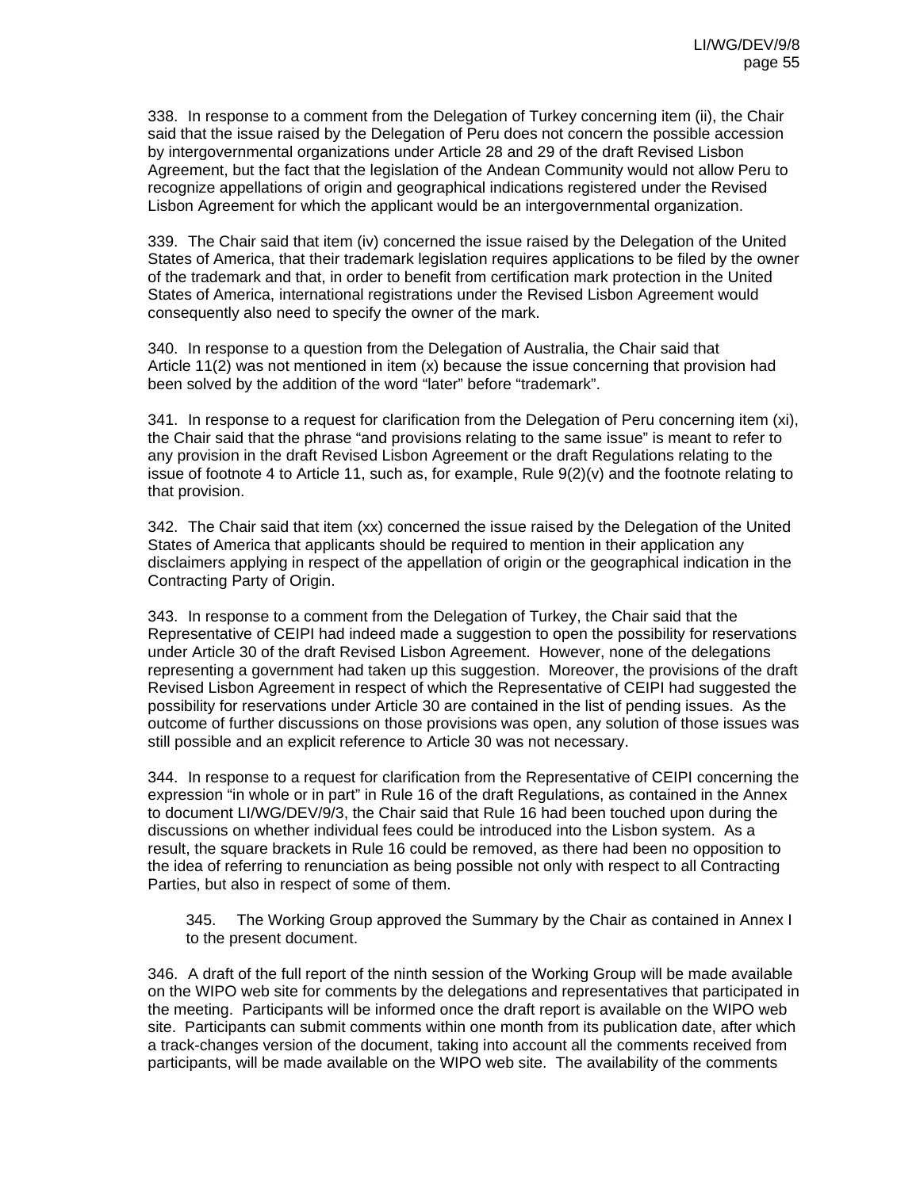338. In response to a comment from the Delegation of Turkey concerning item (ii), the Chair said that the issue raised by the Delegation of Peru does not concern the possible accession by intergovernmental organizations under Article 28 and 29 of the draft Revised Lisbon Agreement, but the fact that the legislation of the Andean Community would not allow Peru to recognize appellations of origin and geographical indications registered under the Revised Lisbon Agreement for which the applicant would be an intergovernmental organization.

339. The Chair said that item (iv) concerned the issue raised by the Delegation of the United States of America, that their trademark legislation requires applications to be filed by the owner of the trademark and that, in order to benefit from certification mark protection in the United States of America, international registrations under the Revised Lisbon Agreement would consequently also need to specify the owner of the mark.

340. In response to a question from the Delegation of Australia, the Chair said that Article 11(2) was not mentioned in item (x) because the issue concerning that provision had been solved by the addition of the word "later" before "trademark".

341. In response to a request for clarification from the Delegation of Peru concerning item (xi), the Chair said that the phrase "and provisions relating to the same issue" is meant to refer to any provision in the draft Revised Lisbon Agreement or the draft Regulations relating to the issue of footnote 4 to Article 11, such as, for example, Rule 9(2)(v) and the footnote relating to that provision.

342. The Chair said that item (xx) concerned the issue raised by the Delegation of the United States of America that applicants should be required to mention in their application any disclaimers applying in respect of the appellation of origin or the geographical indication in the Contracting Party of Origin.

343. In response to a comment from the Delegation of Turkey, the Chair said that the Representative of CEIPI had indeed made a suggestion to open the possibility for reservations under Article 30 of the draft Revised Lisbon Agreement. However, none of the delegations representing a government had taken up this suggestion. Moreover, the provisions of the draft Revised Lisbon Agreement in respect of which the Representative of CEIPI had suggested the possibility for reservations under Article 30 are contained in the list of pending issues. As the outcome of further discussions on those provisions was open, any solution of those issues was still possible and an explicit reference to Article 30 was not necessary.

344. In response to a request for clarification from the Representative of CEIPI concerning the expression "in whole or in part" in Rule 16 of the draft Regulations, as contained in the Annex to document LI/WG/DEV/9/3, the Chair said that Rule 16 had been touched upon during the discussions on whether individual fees could be introduced into the Lisbon system. As a result, the square brackets in Rule 16 could be removed, as there had been no opposition to the idea of referring to renunciation as being possible not only with respect to all Contracting Parties, but also in respect of some of them.

> 345. The Working Group approved the Summary by the Chair as contained in Annex I to the present document.

346. A draft of the full report of the ninth session of the Working Group will be made available on the WIPO web site for comments by the delegations and representatives that participated in the meeting. Participants will be informed once the draft report is available on the WIPO web site. Participants can submit comments within one month from its publication date, after which a track-changes version of the document, taking into account all the comments received from participants, will be made available on the WIPO web site. The availability of the comments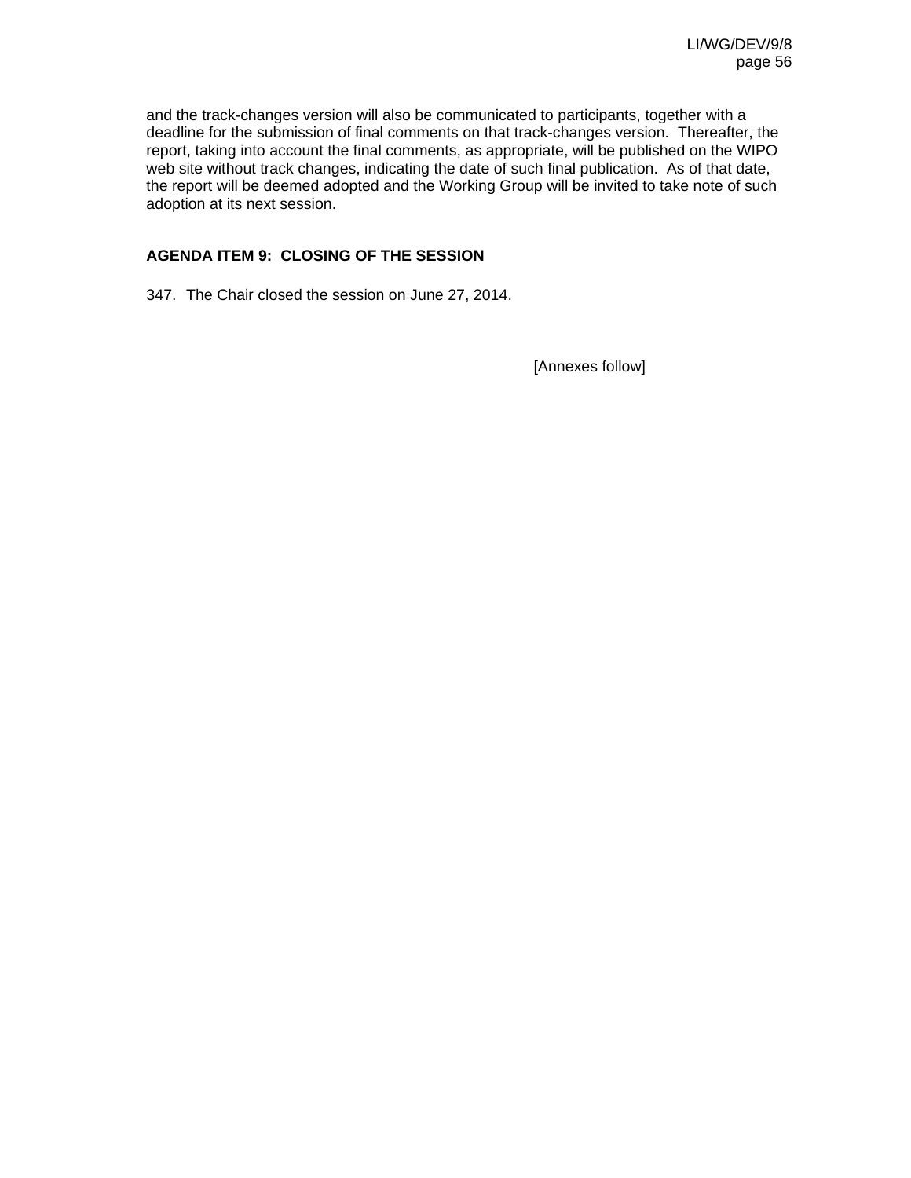and the track-changes version will also be communicated to participants, together with a deadline for the submission of final comments on that track-changes version. Thereafter, the report, taking into account the final comments, as appropriate, will be published on the WIPO web site without track changes, indicating the date of such final publication. As of that date, the report will be deemed adopted and the Working Group will be invited to take note of such adoption at its next session.

## AGENDA ITEM 9: CLOSING OF THE SESSION

347. The Chair closed the session on June 27, 2014.

[Annexes follow]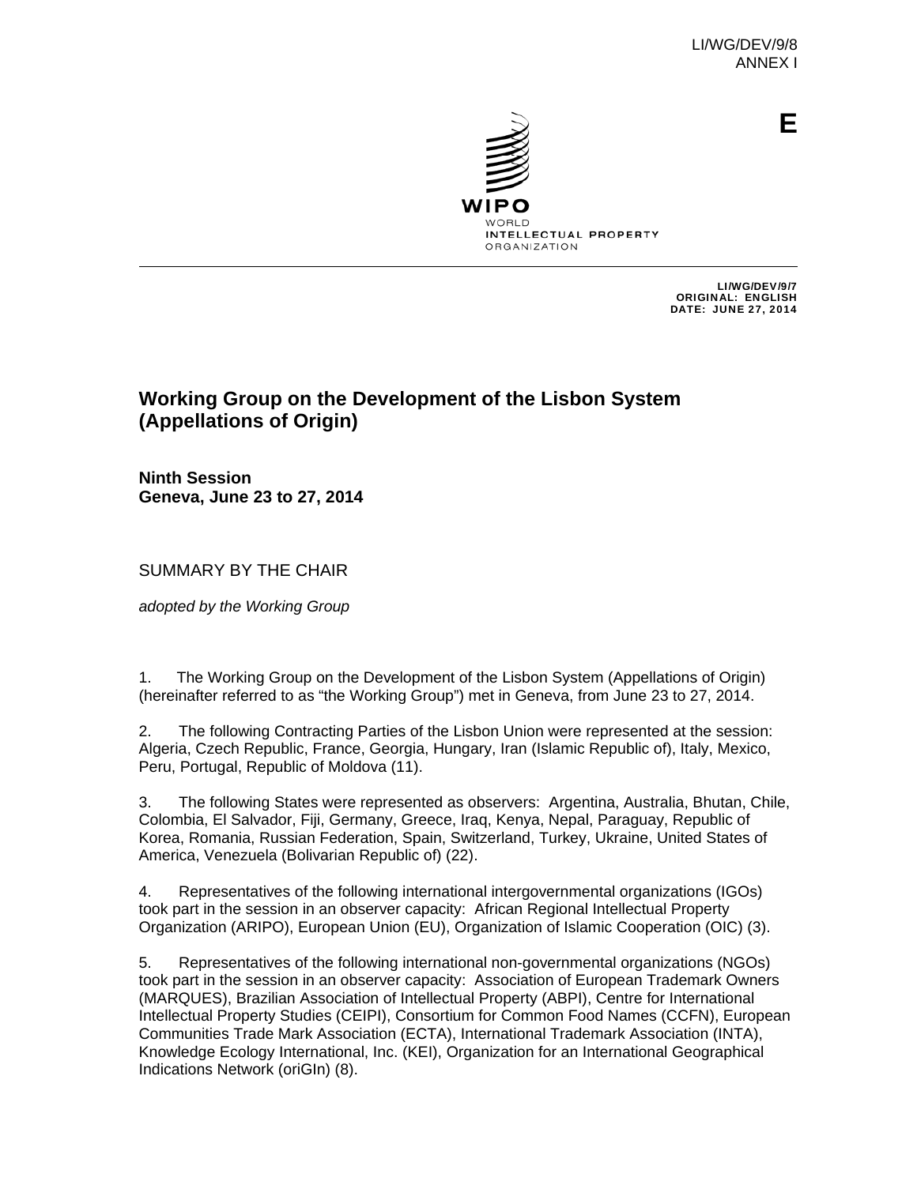LI/WG/DEV/9/8
ANNEX I

E

WIPO
WORLD
INTELLECTUAL PROPERTY
ORGANIZATION

LI/WG/DEV/9/7
ORIGINAL: ENGLISH
DATE: JUNE 27, 2014

## Working Group on the Development of the Lisbon System (Appellations of Origin)

**Ninth Session**
**Geneva, June 23 to 27, 2014**

SUMMARY BY THE CHAIR

*adopted by the Working Group*

1. The Working Group on the Development of the Lisbon System (Appellations of Origin) (hereinafter referred to as "the Working Group") met in Geneva, from June 23 to 27, 2014.

2. The following Contracting Parties of the Lisbon Union were represented at the session: Algeria, Czech Republic, France, Georgia, Hungary, Iran (Islamic Republic of), Italy, Mexico, Peru, Portugal, Republic of Moldova (11).

3. The following States were represented as observers: Argentina, Australia, Bhutan, Chile, Colombia, El Salvador, Fiji, Germany, Greece, Iraq, Kenya, Nepal, Paraguay, Republic of Korea, Romania, Russian Federation, Spain, Switzerland, Turkey, Ukraine, United States of America, Venezuela (Bolivarian Republic of) (22).

4. Representatives of the following international intergovernmental organizations (IGOs) took part in the session in an observer capacity: African Regional Intellectual Property Organization (ARIPO), European Union (EU), Organization of Islamic Cooperation (OIC) (3).

5. Representatives of the following international non-governmental organizations (NGOs) took part in the session in an observer capacity: Association of European Trademark Owners (MARQUES), Brazilian Association of Intellectual Property (ABPI), Centre for International Intellectual Property Studies (CEIPI), Consortium for Common Food Names (CCFN), European Communities Trade Mark Association (ECTA), International Trademark Association (INTA), Knowledge Ecology International, Inc. (KEI), Organization for an International Geographical Indications Network (oriGIn) (8).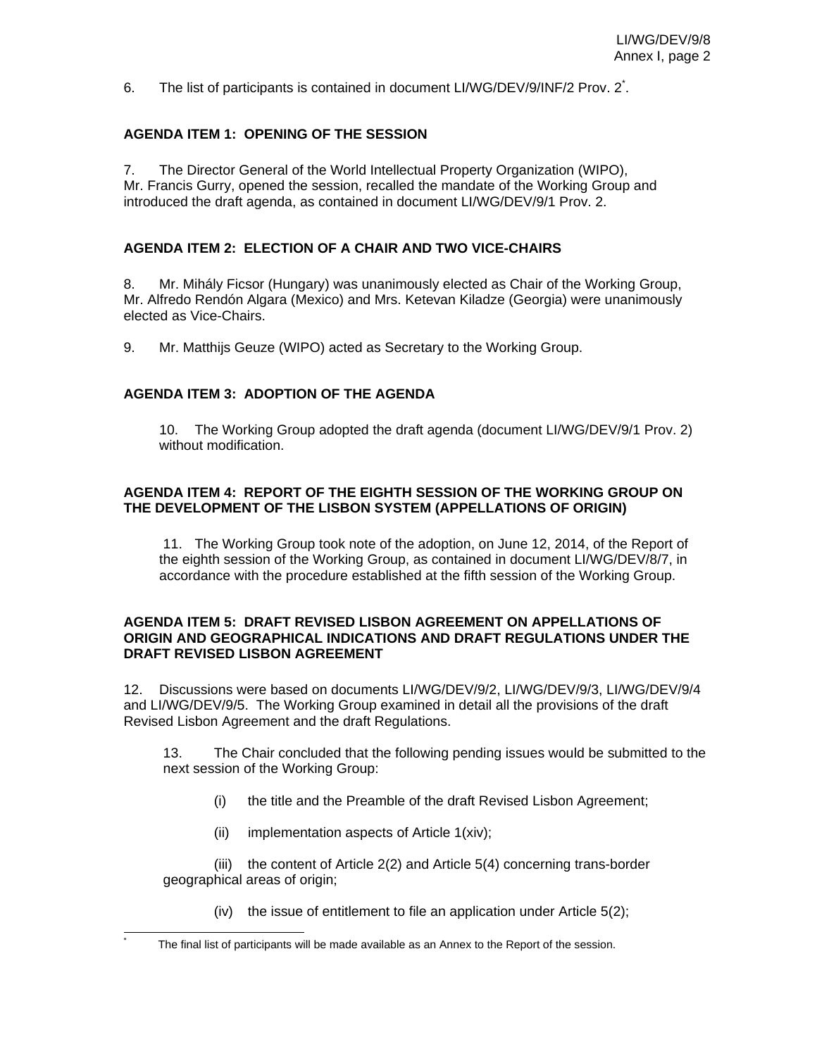6. The list of participants is contained in document LI/WG/DEV/9/INF/2 Prov. 2[*].

**AGENDA ITEM 1: OPENING OF THE SESSION**

7. The Director General of the World Intellectual Property Organization (WIPO), Mr. Francis Gurry, opened the session, recalled the mandate of the Working Group and introduced the draft agenda, as contained in document LI/WG/DEV/9/1 Prov. 2.

**AGENDA ITEM 2: ELECTION OF A CHAIR AND TWO VICE-CHAIRS**

8. Mr. Mihály Ficsor (Hungary) was unanimously elected as Chair of the Working Group, Mr. Alfredo Rendón Algara (Mexico) and Mrs. Ketevan Kiladze (Georgia) were unanimously elected as Vice-Chairs.

9. Mr. Matthijs Geuze (WIPO) acted as Secretary to the Working Group.

**AGENDA ITEM 3: ADOPTION OF THE AGENDA**

> 10. The Working Group adopted the draft agenda (document LI/WG/DEV/9/1 Prov. 2) without modification.

**AGENDA ITEM 4: REPORT OF THE EIGHTH SESSION OF THE WORKING GROUP ON THE DEVELOPMENT OF THE LISBON SYSTEM (APPELLATIONS OF ORIGIN)**

> 11. The Working Group took note of the adoption, on June 12, 2014, of the Report of the eighth session of the Working Group, as contained in document LI/WG/DEV/8/7, in accordance with the procedure established at the fifth session of the Working Group.

**AGENDA ITEM 5: DRAFT REVISED LISBON AGREEMENT ON APPELLATIONS OF ORIGIN AND GEOGRAPHICAL INDICATIONS AND DRAFT REGULATIONS UNDER THE DRAFT REVISED LISBON AGREEMENT**

12. Discussions were based on documents LI/WG/DEV/9/2, LI/WG/DEV/9/3, LI/WG/DEV/9/4 and LI/WG/DEV/9/5. The Working Group examined in detail all the provisions of the draft Revised Lisbon Agreement and the draft Regulations.

> 13. The Chair concluded that the following pending issues would be submitted to the next session of the Working Group:
>
> (i) the title and the Preamble of the draft Revised Lisbon Agreement;
>
> (ii) implementation aspects of Article 1(xiv);
>
> (iii) the content of Article 2(2) and Article 5(4) concerning trans-border geographical areas of origin;
>
> (iv) the issue of entitlement to file an application under Article 5(2);

[*] The final list of participants will be made available as an Annex to the Report of the session.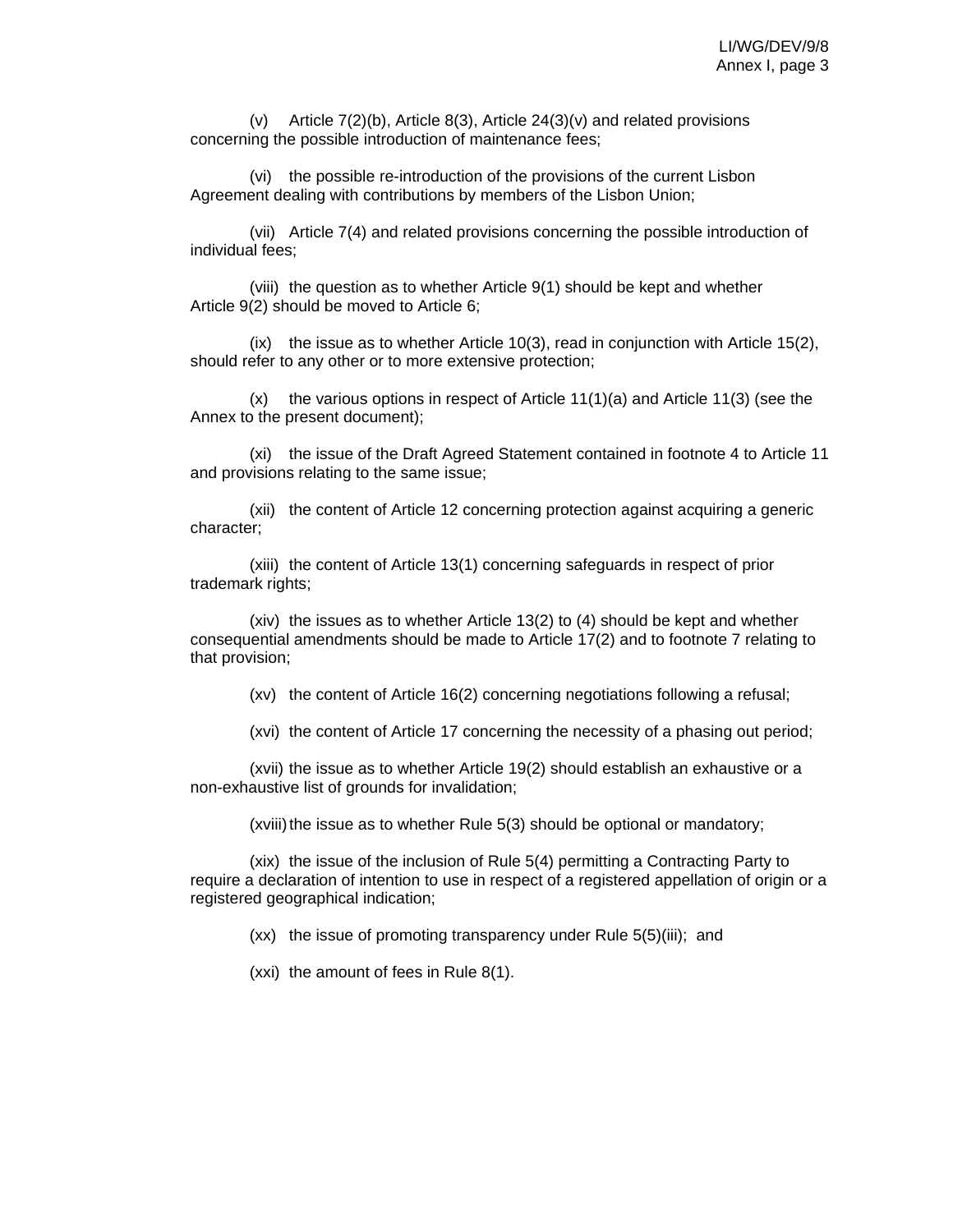(v) Article 7(2)(b), Article 8(3), Article 24(3)(v) and related provisions concerning the possible introduction of maintenance fees;

(vi) the possible re-introduction of the provisions of the current Lisbon Agreement dealing with contributions by members of the Lisbon Union;

(vii) Article 7(4) and related provisions concerning the possible introduction of individual fees;

(viii) the question as to whether Article 9(1) should be kept and whether Article 9(2) should be moved to Article 6;

(ix) the issue as to whether Article 10(3), read in conjunction with Article 15(2), should refer to any other or to more extensive protection;

(x) the various options in respect of Article 11(1)(a) and Article 11(3) (see the Annex to the present document);

(xi) the issue of the Draft Agreed Statement contained in footnote 4 to Article 11 and provisions relating to the same issue;

(xii) the content of Article 12 concerning protection against acquiring a generic character;

(xiii) the content of Article 13(1) concerning safeguards in respect of prior trademark rights;

(xiv) the issues as to whether Article 13(2) to (4) should be kept and whether consequential amendments should be made to Article 17(2) and to footnote 7 relating to that provision;

(xv) the content of Article 16(2) concerning negotiations following a refusal;

(xvi) the content of Article 17 concerning the necessity of a phasing out period;

(xvii) the issue as to whether Article 19(2) should establish an exhaustive or a non-exhaustive list of grounds for invalidation;

(xviii) the issue as to whether Rule 5(3) should be optional or mandatory;

(xix) the issue of the inclusion of Rule 5(4) permitting a Contracting Party to require a declaration of intention to use in respect of a registered appellation of origin or a registered geographical indication;

(xx) the issue of promoting transparency under Rule 5(5)(iii); and

(xxi) the amount of fees in Rule 8(1).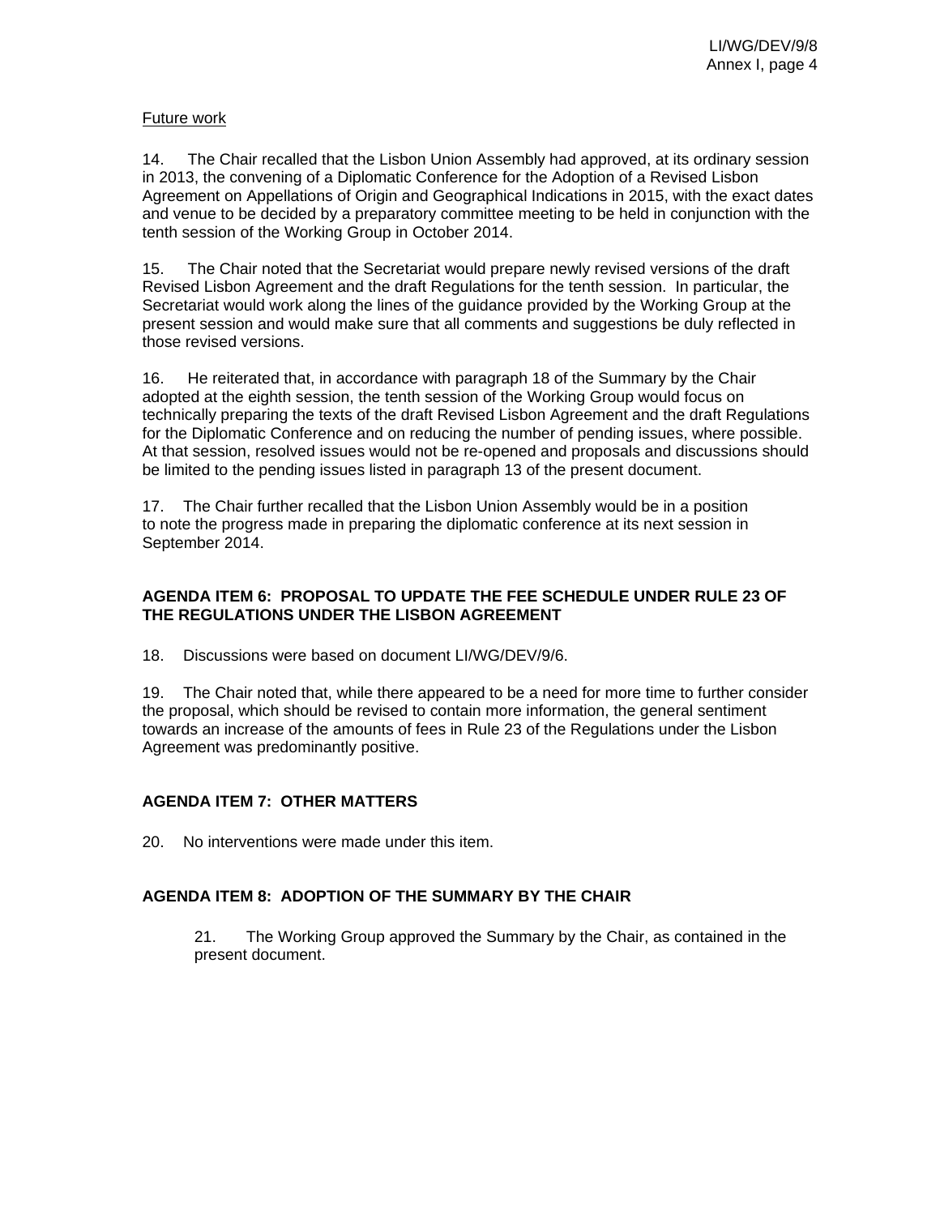Future work

14. The Chair recalled that the Lisbon Union Assembly had approved, at its ordinary session in 2013, the convening of a Diplomatic Conference for the Adoption of a Revised Lisbon Agreement on Appellations of Origin and Geographical Indications in 2015, with the exact dates and venue to be decided by a preparatory committee meeting to be held in conjunction with the tenth session of the Working Group in October 2014.

15. The Chair noted that the Secretariat would prepare newly revised versions of the draft Revised Lisbon Agreement and the draft Regulations for the tenth session. In particular, the Secretariat would work along the lines of the guidance provided by the Working Group at the present session and would make sure that all comments and suggestions be duly reflected in those revised versions.

16. He reiterated that, in accordance with paragraph 18 of the Summary by the Chair adopted at the eighth session, the tenth session of the Working Group would focus on technically preparing the texts of the draft Revised Lisbon Agreement and the draft Regulations for the Diplomatic Conference and on reducing the number of pending issues, where possible. At that session, resolved issues would not be re-opened and proposals and discussions should be limited to the pending issues listed in paragraph 13 of the present document.

17. The Chair further recalled that the Lisbon Union Assembly would be in a position to note the progress made in preparing the diplomatic conference at its next session in September 2014.

## AGENDA ITEM 6: PROPOSAL TO UPDATE THE FEE SCHEDULE UNDER RULE 23 OF THE REGULATIONS UNDER THE LISBON AGREEMENT

18. Discussions were based on document LI/WG/DEV/9/6.

19. The Chair noted that, while there appeared to be a need for more time to further consider the proposal, which should be revised to contain more information, the general sentiment towards an increase of the amounts of fees in Rule 23 of the Regulations under the Lisbon Agreement was predominantly positive.

## AGENDA ITEM 7: OTHER MATTERS

20. No interventions were made under this item.

## AGENDA ITEM 8: ADOPTION OF THE SUMMARY BY THE CHAIR

21. The Working Group approved the Summary by the Chair, as contained in the present document.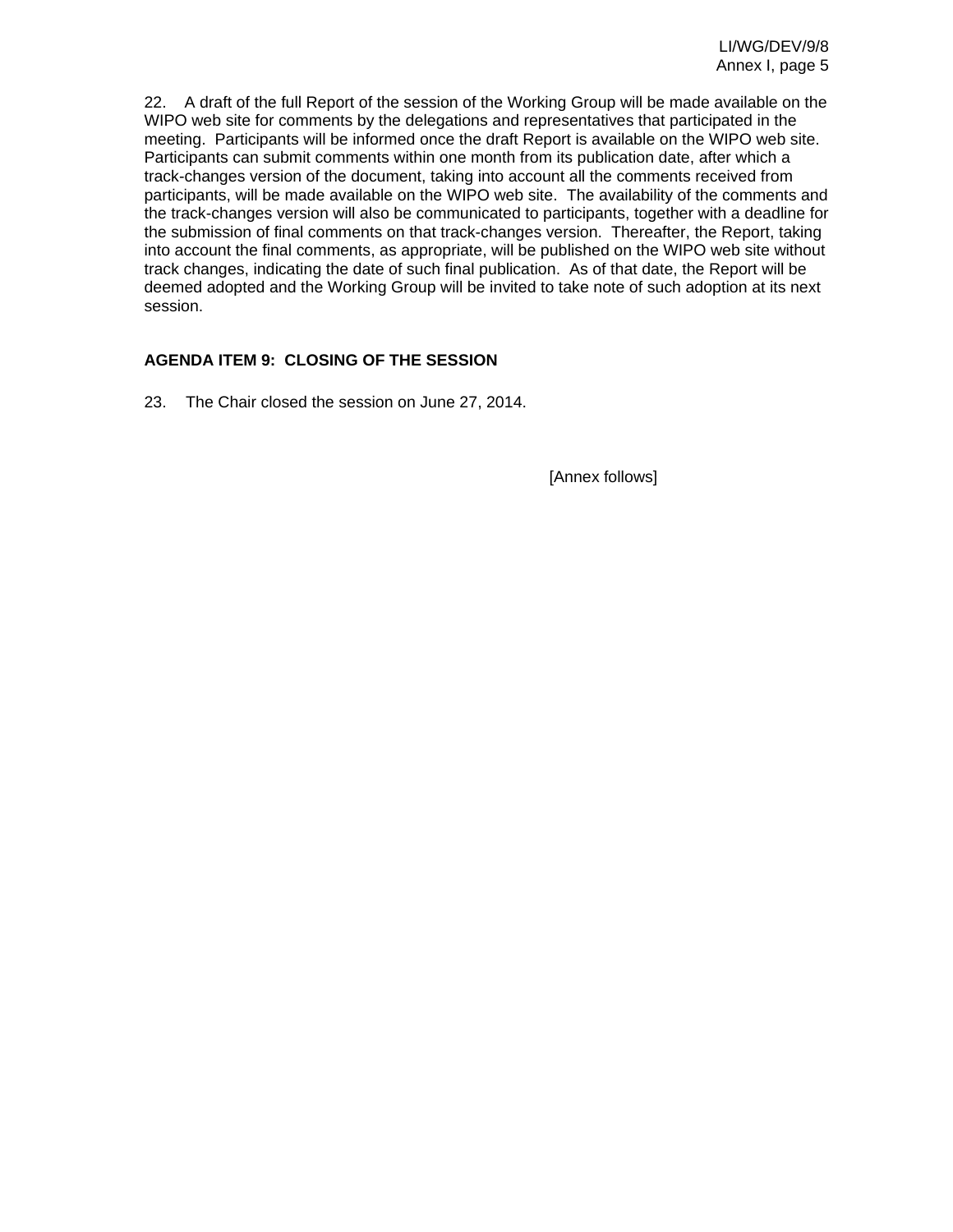22. A draft of the full Report of the session of the Working Group will be made available on the WIPO web site for comments by the delegations and representatives that participated in the meeting. Participants will be informed once the draft Report is available on the WIPO web site. Participants can submit comments within one month from its publication date, after which a track-changes version of the document, taking into account all the comments received from participants, will be made available on the WIPO web site. The availability of the comments and the track-changes version will also be communicated to participants, together with a deadline for the submission of final comments on that track-changes version. Thereafter, the Report, taking into account the final comments, as appropriate, will be published on the WIPO web site without track changes, indicating the date of such final publication. As of that date, the Report will be deemed adopted and the Working Group will be invited to take note of such adoption at its next session.

**AGENDA ITEM 9: CLOSING OF THE SESSION**

23. The Chair closed the session on June 27, 2014.

[Annex follows]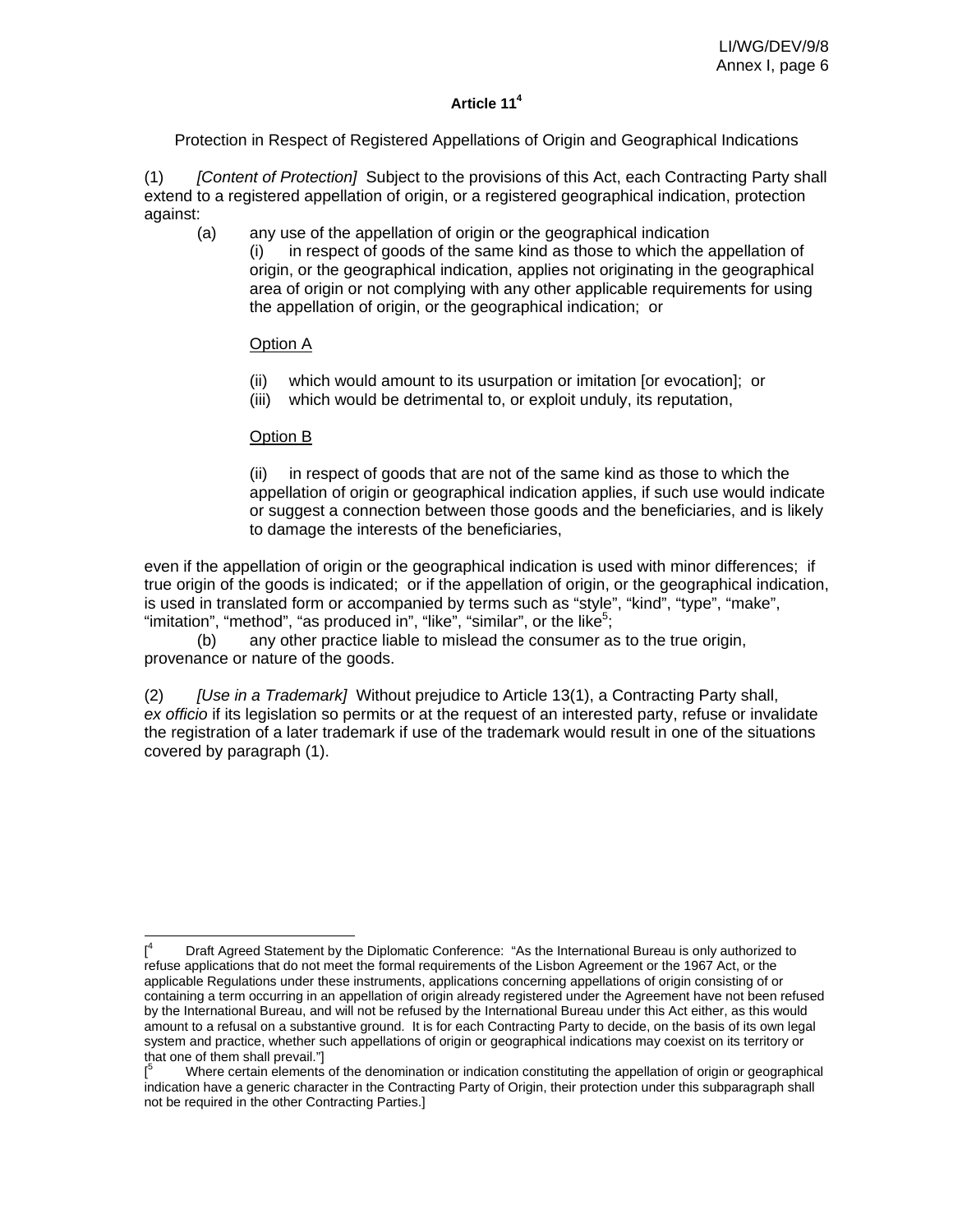### Article 11[4]

Protection in Respect of Registered Appellations of Origin and Geographical Indications

(1) *[Content of Protection]* Subject to the provisions of this Act, each Contracting Party shall extend to a registered appellation of origin, or a registered geographical indication, protection against:

(a) any use of the appellation of origin or the geographical indication

(i) in respect of goods of the same kind as those to which the appellation of origin, or the geographical indication, applies not originating in the geographical area of origin or not complying with any other applicable requirements for using the appellation of origin, or the geographical indication; or

Option A

(ii) which would amount to its usurpation or imitation [or evocation]; or

(iii) which would be detrimental to, or exploit unduly, its reputation,

Option B

(ii) in respect of goods that are not of the same kind as those to which the appellation of origin or geographical indication applies, if such use would indicate or suggest a connection between those goods and the beneficiaries, and is likely to damage the interests of the beneficiaries,

even if the appellation of origin or the geographical indication is used with minor differences; if true origin of the goods is indicated; or if the appellation of origin, or the geographical indication, is used in translated form or accompanied by terms such as "style", "kind", "type", "make", "imitation", "method", "as produced in", "like", "similar", or the like[5];

(b) any other practice liable to mislead the consumer as to the true origin, provenance or nature of the goods.

(2) *[Use in a Trademark]* Without prejudice to Article 13(1), a Contracting Party shall, *ex officio* if its legislation so permits or at the request of an interested party, refuse or invalidate the registration of a later trademark if use of the trademark would result in one of the situations covered by paragraph (1).

---

[[4] Draft Agreed Statement by the Diplomatic Conference: "As the International Bureau is only authorized to refuse applications that do not meet the formal requirements of the Lisbon Agreement or the 1967 Act, or the applicable Regulations under these instruments, applications concerning appellations of origin consisting of or containing a term occurring in an appellation of origin already registered under the Agreement have not been refused by the International Bureau, and will not be refused by the International Bureau under this Act either, as this would amount to a refusal on a substantive ground. It is for each Contracting Party to decide, on the basis of its own legal system and practice, whether such appellations of origin or geographical indications may coexist on its territory or that one of them shall prevail."]

[[5] Where certain elements of the denomination or indication constituting the appellation of origin or geographical indication have a generic character in the Contracting Party of Origin, their protection under this subparagraph shall not be required in the other Contracting Parties.]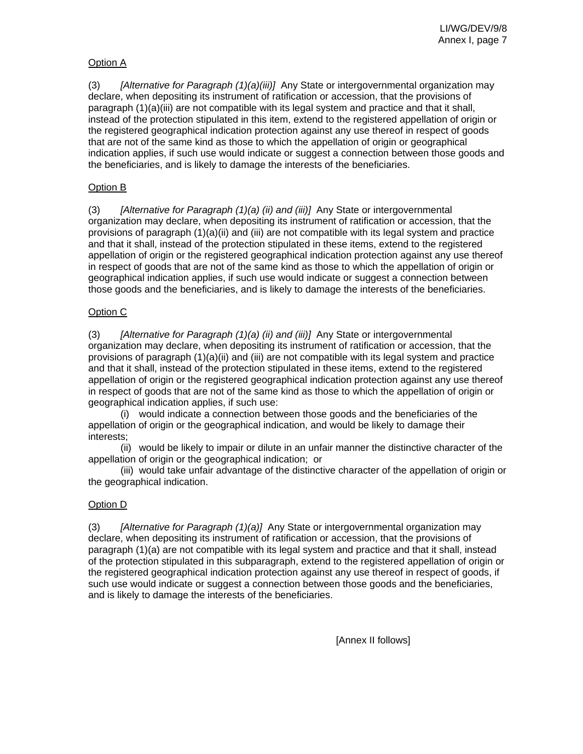<u>Option A</u>

(3) *[Alternative for Paragraph (1)(a)(iii)]* Any State or intergovernmental organization may declare, when depositing its instrument of ratification or accession, that the provisions of paragraph (1)(a)(iii) are not compatible with its legal system and practice and that it shall, instead of the protection stipulated in this item, extend to the registered appellation of origin or the registered geographical indication protection against any use thereof in respect of goods that are not of the same kind as those to which the appellation of origin or geographical indication applies, if such use would indicate or suggest a connection between those goods and the beneficiaries, and is likely to damage the interests of the beneficiaries.

<u>Option B</u>

(3) *[Alternative for Paragraph (1)(a) (ii) and (iii)]* Any State or intergovernmental organization may declare, when depositing its instrument of ratification or accession, that the provisions of paragraph (1)(a)(ii) and (iii) are not compatible with its legal system and practice and that it shall, instead of the protection stipulated in these items, extend to the registered appellation of origin or the registered geographical indication protection against any use thereof in respect of goods that are not of the same kind as those to which the appellation of origin or geographical indication applies, if such use would indicate or suggest a connection between those goods and the beneficiaries, and is likely to damage the interests of the beneficiaries.

<u>Option C</u>

(3) *[Alternative for Paragraph (1)(a) (ii) and (iii)]* Any State or intergovernmental organization may declare, when depositing its instrument of ratification or accession, that the provisions of paragraph (1)(a)(ii) and (iii) are not compatible with its legal system and practice and that it shall, instead of the protection stipulated in these items, extend to the registered appellation of origin or the registered geographical indication protection against any use thereof in respect of goods that are not of the same kind as those to which the appellation of origin or geographical indication applies, if such use:

(i) would indicate a connection between those goods and the beneficiaries of the appellation of origin or the geographical indication, and would be likely to damage their interests;

(ii) would be likely to impair or dilute in an unfair manner the distinctive character of the appellation of origin or the geographical indication; or

(iii) would take unfair advantage of the distinctive character of the appellation of origin or the geographical indication.

<u>Option D</u>

(3) *[Alternative for Paragraph (1)(a)]* Any State or intergovernmental organization may declare, when depositing its instrument of ratification or accession, that the provisions of paragraph (1)(a) are not compatible with its legal system and practice and that it shall, instead of the protection stipulated in this subparagraph, extend to the registered appellation of origin or the registered geographical indication protection against any use thereof in respect of goods, if such use would indicate or suggest a connection between those goods and the beneficiaries, and is likely to damage the interests of the beneficiaries.

[Annex II follows]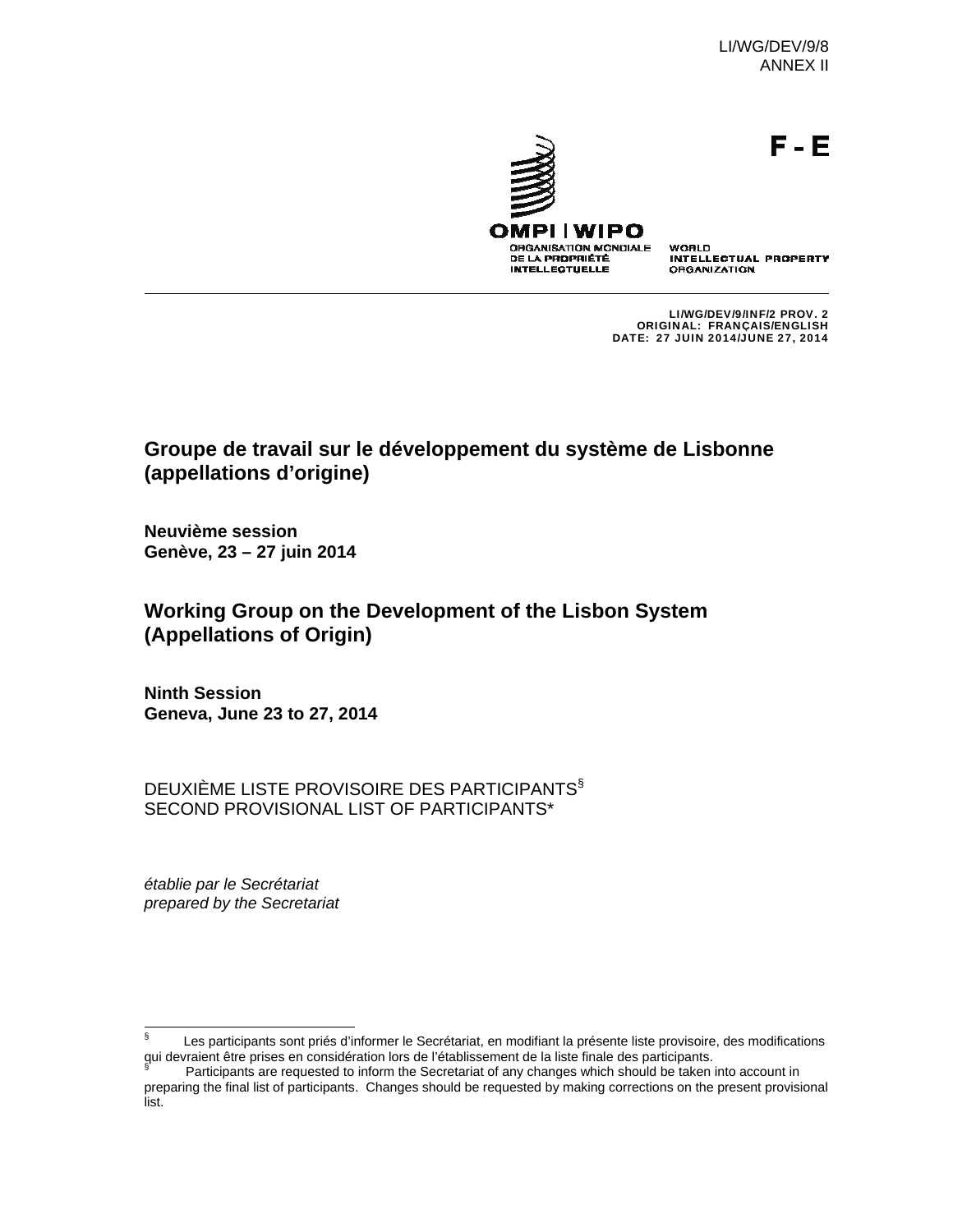LI/WG/DEV/9/8
ANNEX II

F - E

OMPI | WIPO
ORGANISATION MONDIALE DE LA PROPRIÉTÉ INTELLECTUELLE
WORLD INTELLECTUAL PROPERTY ORGANIZATION

**LI/WG/DEV/9/INF/2 PROV. 2**
**ORIGINAL: FRANÇAIS/ENGLISH**
**DATE: 27 JUIN 2014/JUNE 27, 2014**

## Groupe de travail sur le développement du système de Lisbonne (appellations d'origine)

**Neuvième session**
**Genève, 23 – 27 juin 2014**

## Working Group on the Development of the Lisbon System (Appellations of Origin)

**Ninth Session**
**Geneva, June 23 to 27, 2014**

DEUXIÈME LISTE PROVISOIRE DES PARTICIPANTS[§]
SECOND PROVISIONAL LIST OF PARTICIPANTS*

*établie par le Secrétariat*
*prepared by the Secretariat*

---

[§] Les participants sont priés d'informer le Secrétariat, en modifiant la présente liste provisoire, des modifications qui devraient être prises en considération lors de l'établissement de la liste finale des participants.
[§] Participants are requested to inform the Secretariat of any changes which should be taken into account in preparing the final list of participants. Changes should be requested by making corrections on the present provisional list.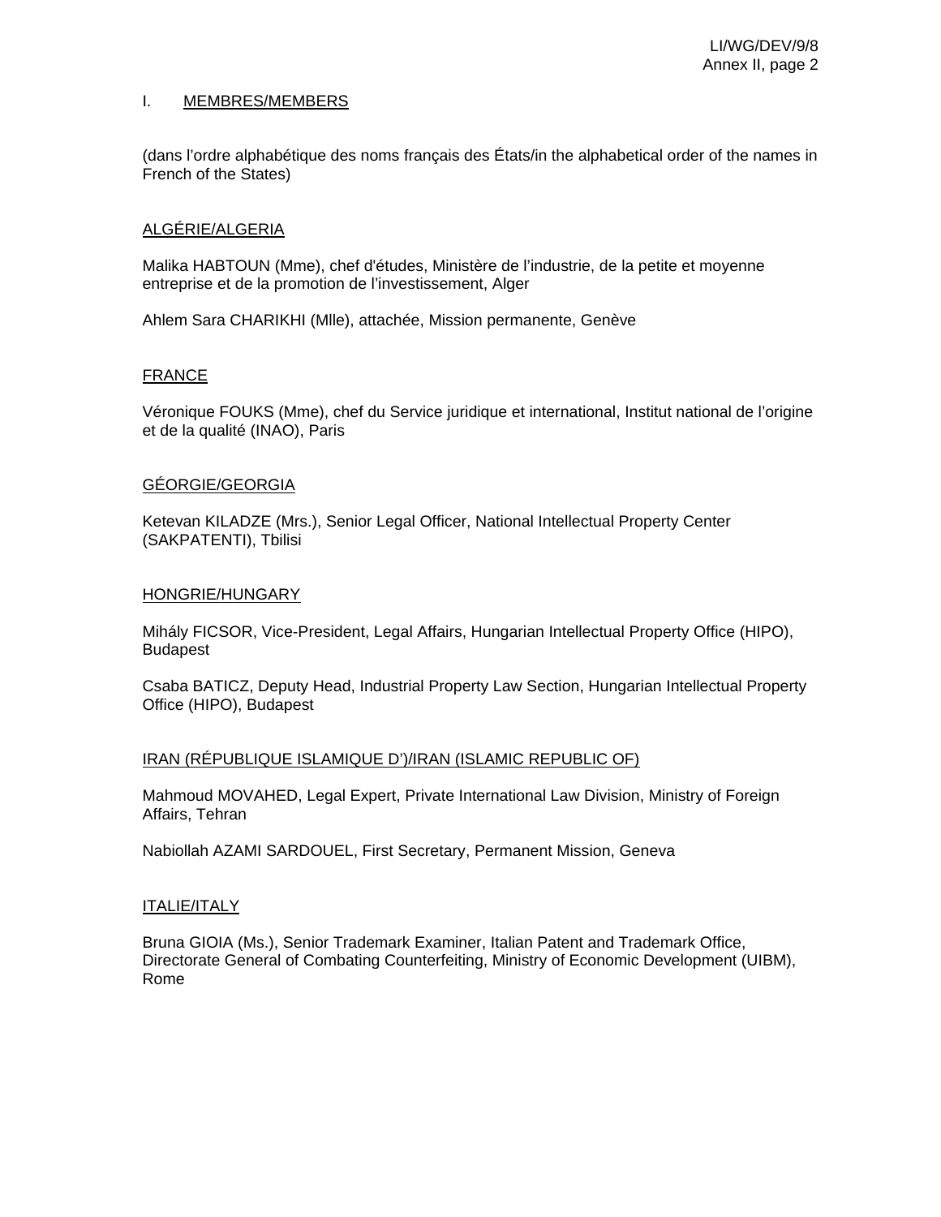## I. MEMBRES/MEMBERS

(dans l'ordre alphabétique des noms français des États/in the alphabetical order of the names in French of the States)

### ALGÉRIE/ALGERIA

Malika HABTOUN (Mme), chef d'études, Ministère de l'industrie, de la petite et moyenne entreprise et de la promotion de l'investissement, Alger

Ahlem Sara CHARIKHI (Mlle), attachée, Mission permanente, Genève

### FRANCE

Véronique FOUKS (Mme), chef du Service juridique et international, Institut national de l'origine et de la qualité (INAO), Paris

### GÉORGIE/GEORGIA

Ketevan KILADZE (Mrs.), Senior Legal Officer, National Intellectual Property Center (SAKPATENTI), Tbilisi

### HONGRIE/HUNGARY

Mihály FICSOR, Vice-President, Legal Affairs, Hungarian Intellectual Property Office (HIPO), Budapest

Csaba BATICZ, Deputy Head, Industrial Property Law Section, Hungarian Intellectual Property Office (HIPO), Budapest

### IRAN (RÉPUBLIQUE ISLAMIQUE D')/IRAN (ISLAMIC REPUBLIC OF)

Mahmoud MOVAHED, Legal Expert, Private International Law Division, Ministry of Foreign Affairs, Tehran

Nabiollah AZAMI SARDOUEL, First Secretary, Permanent Mission, Geneva

### ITALIE/ITALY

Bruna GIOIA (Ms.), Senior Trademark Examiner, Italian Patent and Trademark Office, Directorate General of Combating Counterfeiting, Ministry of Economic Development (UIBM), Rome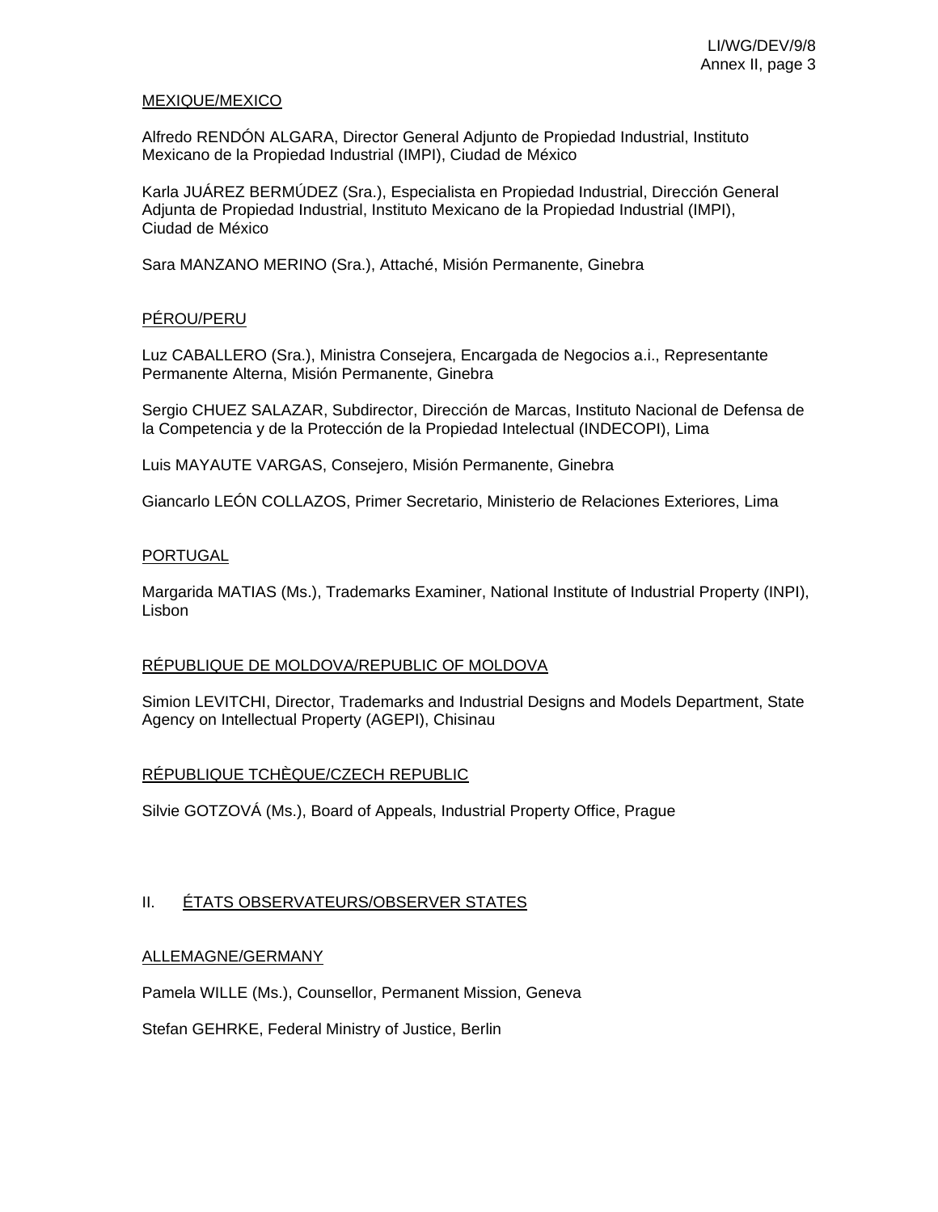MEXIQUE/MEXICO

Alfredo RENDÓN ALGARA, Director General Adjunto de Propiedad Industrial, Instituto Mexicano de la Propiedad Industrial (IMPI), Ciudad de México

Karla JUÁREZ BERMÚDEZ (Sra.), Especialista en Propiedad Industrial, Dirección General Adjunta de Propiedad Industrial, Instituto Mexicano de la Propiedad Industrial (IMPI), Ciudad de México

Sara MANZANO MERINO (Sra.), Attaché, Misión Permanente, Ginebra

PÉROU/PERU

Luz CABALLERO (Sra.), Ministra Consejera, Encargada de Negocios a.i., Representante Permanente Alterna, Misión Permanente, Ginebra

Sergio CHUEZ SALAZAR, Subdirector, Dirección de Marcas, Instituto Nacional de Defensa de la Competencia y de la Protección de la Propiedad Intelectual (INDECOPI), Lima

Luis MAYAUTE VARGAS, Consejero, Misión Permanente, Ginebra

Giancarlo LEÓN COLLAZOS, Primer Secretario, Ministerio de Relaciones Exteriores, Lima

PORTUGAL

Margarida MATIAS (Ms.), Trademarks Examiner, National Institute of Industrial Property (INPI), Lisbon

RÉPUBLIQUE DE MOLDOVA/REPUBLIC OF MOLDOVA

Simion LEVITCHI, Director, Trademarks and Industrial Designs and Models Department, State Agency on Intellectual Property (AGEPI), Chisinau

RÉPUBLIQUE TCHÈQUE/CZECH REPUBLIC

Silvie GOTZOVÁ (Ms.), Board of Appeals, Industrial Property Office, Prague

## II. ÉTATS OBSERVATEURS/OBSERVER STATES

ALLEMAGNE/GERMANY

Pamela WILLE (Ms.), Counsellor, Permanent Mission, Geneva

Stefan GEHRKE, Federal Ministry of Justice, Berlin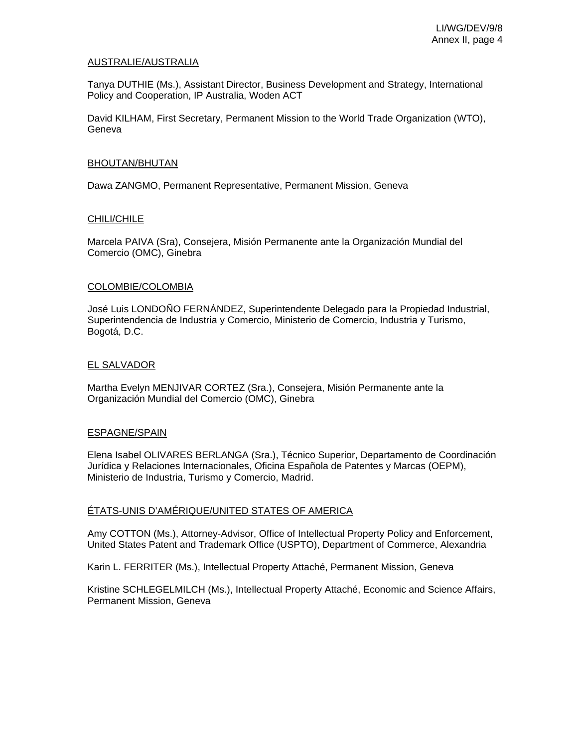AUSTRALIE/AUSTRALIA

Tanya DUTHIE (Ms.), Assistant Director, Business Development and Strategy, International Policy and Cooperation, IP Australia, Woden ACT

David KILHAM, First Secretary, Permanent Mission to the World Trade Organization (WTO), Geneva

BHOUTAN/BHUTAN

Dawa ZANGMO, Permanent Representative, Permanent Mission, Geneva

CHILI/CHILE

Marcela PAIVA (Sra), Consejera, Misión Permanente ante la Organización Mundial del Comercio (OMC), Ginebra

COLOMBIE/COLOMBIA

José Luis LONDOÑO FERNÁNDEZ, Superintendente Delegado para la Propiedad Industrial, Superintendencia de Industria y Comercio, Ministerio de Comercio, Industria y Turismo, Bogotá, D.C.

EL SALVADOR

Martha Evelyn MENJIVAR CORTEZ (Sra.), Consejera, Misión Permanente ante la Organización Mundial del Comercio (OMC), Ginebra

ESPAGNE/SPAIN

Elena Isabel OLIVARES BERLANGA (Sra.), Técnico Superior, Departamento de Coordinación Jurídica y Relaciones Internacionales, Oficina Española de Patentes y Marcas (OEPM), Ministerio de Industria, Turismo y Comercio, Madrid.

ÉTATS-UNIS D'AMÉRIQUE/UNITED STATES OF AMERICA

Amy COTTON (Ms.), Attorney-Advisor, Office of Intellectual Property Policy and Enforcement, United States Patent and Trademark Office (USPTO), Department of Commerce, Alexandria

Karin L. FERRITER (Ms.), Intellectual Property Attaché, Permanent Mission, Geneva

Kristine SCHLEGELMILCH (Ms.), Intellectual Property Attaché, Economic and Science Affairs, Permanent Mission, Geneva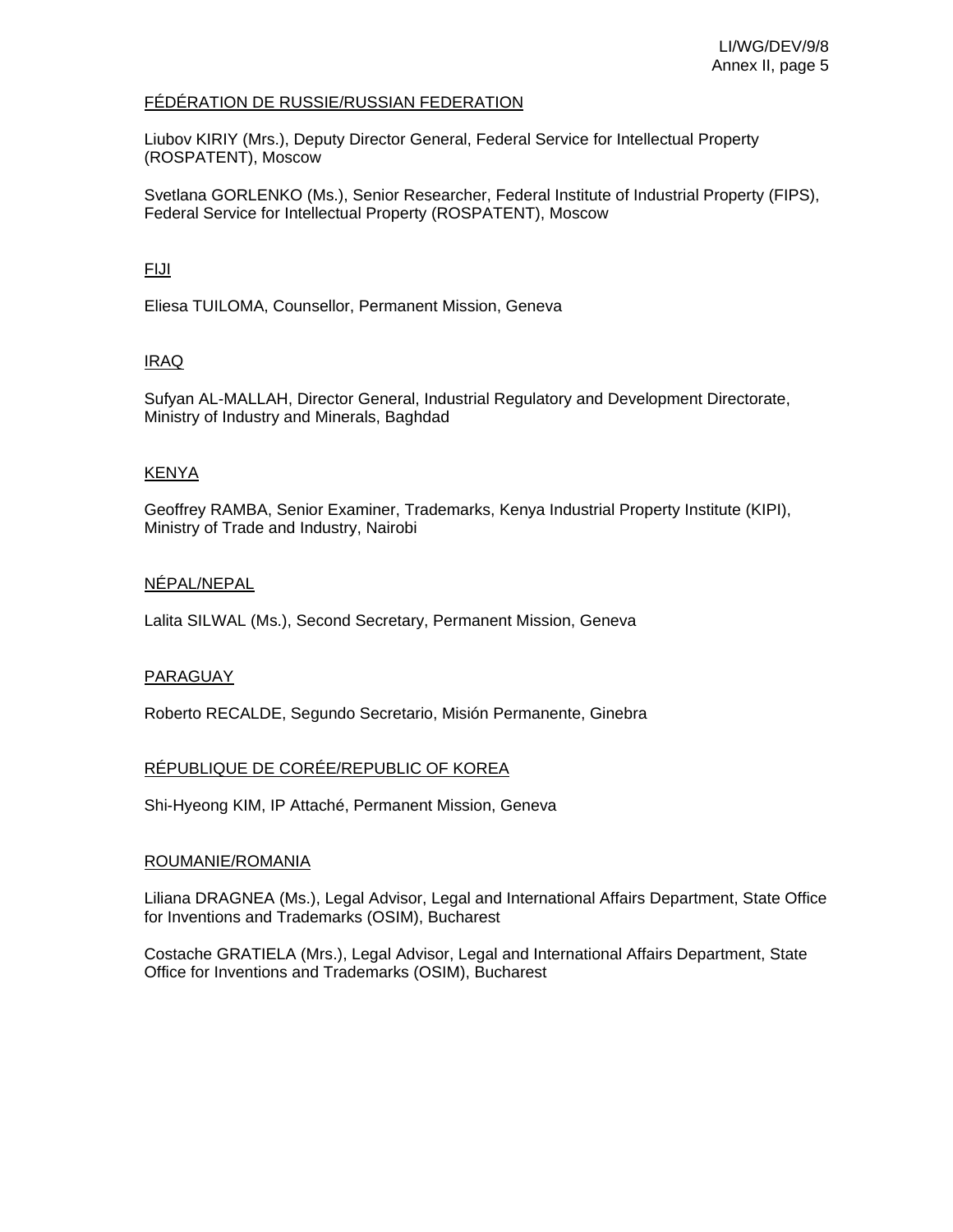FÉDÉRATION DE RUSSIE/RUSSIAN FEDERATION

Liubov KIRIY (Mrs.), Deputy Director General, Federal Service for Intellectual Property (ROSPATENT), Moscow

Svetlana GORLENKO (Ms.), Senior Researcher, Federal Institute of Industrial Property (FIPS), Federal Service for Intellectual Property (ROSPATENT), Moscow

FIJI

Eliesa TUILOMA, Counsellor, Permanent Mission, Geneva

IRAQ

Sufyan AL-MALLAH, Director General, Industrial Regulatory and Development Directorate, Ministry of Industry and Minerals, Baghdad

KENYA

Geoffrey RAMBA, Senior Examiner, Trademarks, Kenya Industrial Property Institute (KIPI), Ministry of Trade and Industry, Nairobi

NÉPAL/NEPAL

Lalita SILWAL (Ms.), Second Secretary, Permanent Mission, Geneva

PARAGUAY

Roberto RECALDE, Segundo Secretario, Misión Permanente, Ginebra

RÉPUBLIQUE DE CORÉE/REPUBLIC OF KOREA

Shi-Hyeong KIM, IP Attaché, Permanent Mission, Geneva

ROUMANIE/ROMANIA

Liliana DRAGNEA (Ms.), Legal Advisor, Legal and International Affairs Department, State Office for Inventions and Trademarks (OSIM), Bucharest

Costache GRATIELA (Mrs.), Legal Advisor, Legal and International Affairs Department, State Office for Inventions and Trademarks (OSIM), Bucharest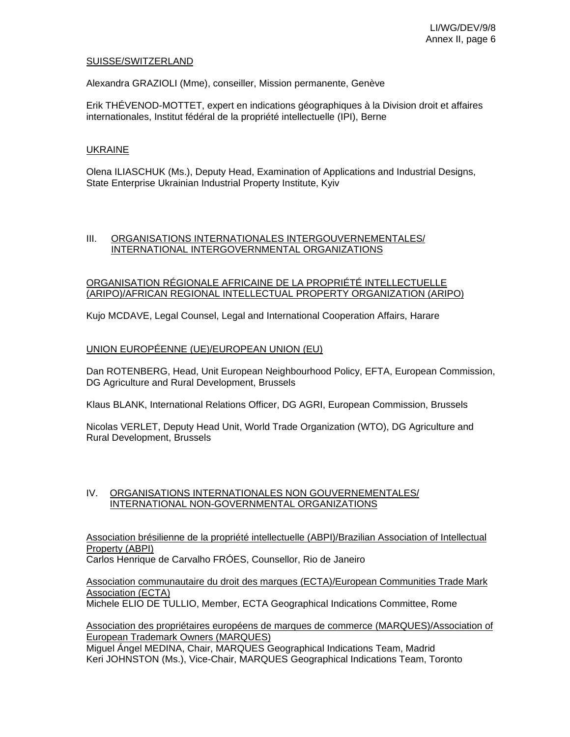SUISSE/SWITZERLAND

Alexandra GRAZIOLI (Mme), conseiller, Mission permanente, Genève

Erik THÉVENOD-MOTTET, expert en indications géographiques à la Division droit et affaires internationales, Institut fédéral de la propriété intellectuelle (IPI), Berne

UKRAINE

Olena ILIASCHUK (Ms.), Deputy Head, Examination of Applications and Industrial Designs, State Enterprise Ukrainian Industrial Property Institute, Kyiv

## III. ORGANISATIONS INTERNATIONALES INTERGOUVERNEMENTALES/ INTERNATIONAL INTERGOVERNMENTAL ORGANIZATIONS

ORGANISATION RÉGIONALE AFRICAINE DE LA PROPRIÉTÉ INTELLECTUELLE (ARIPO)/AFRICAN REGIONAL INTELLECTUAL PROPERTY ORGANIZATION (ARIPO)

Kujo MCDAVE, Legal Counsel, Legal and International Cooperation Affairs, Harare

UNION EUROPÉENNE (UE)/EUROPEAN UNION (EU)

Dan ROTENBERG, Head, Unit European Neighbourhood Policy, EFTA, European Commission, DG Agriculture and Rural Development, Brussels

Klaus BLANK, International Relations Officer, DG AGRI, European Commission, Brussels

Nicolas VERLET, Deputy Head Unit, World Trade Organization (WTO), DG Agriculture and Rural Development, Brussels

## IV. ORGANISATIONS INTERNATIONALES NON GOUVERNEMENTALES/ INTERNATIONAL NON-GOVERNMENTAL ORGANIZATIONS

Association brésilienne de la propriété intellectuelle (ABPI)/Brazilian Association of Intellectual Property (ABPI)
Carlos Henrique de Carvalho FRÓES, Counsellor, Rio de Janeiro

Association communautaire du droit des marques (ECTA)/European Communities Trade Mark Association (ECTA)
Michele ELIO DE TULLIO, Member, ECTA Geographical Indications Committee, Rome

Association des propriétaires européens de marques de commerce (MARQUES)/Association of European Trademark Owners (MARQUES)
Miguel Ángel MEDINA, Chair, MARQUES Geographical Indications Team, Madrid
Keri JOHNSTON (Ms.), Vice-Chair, MARQUES Geographical Indications Team, Toronto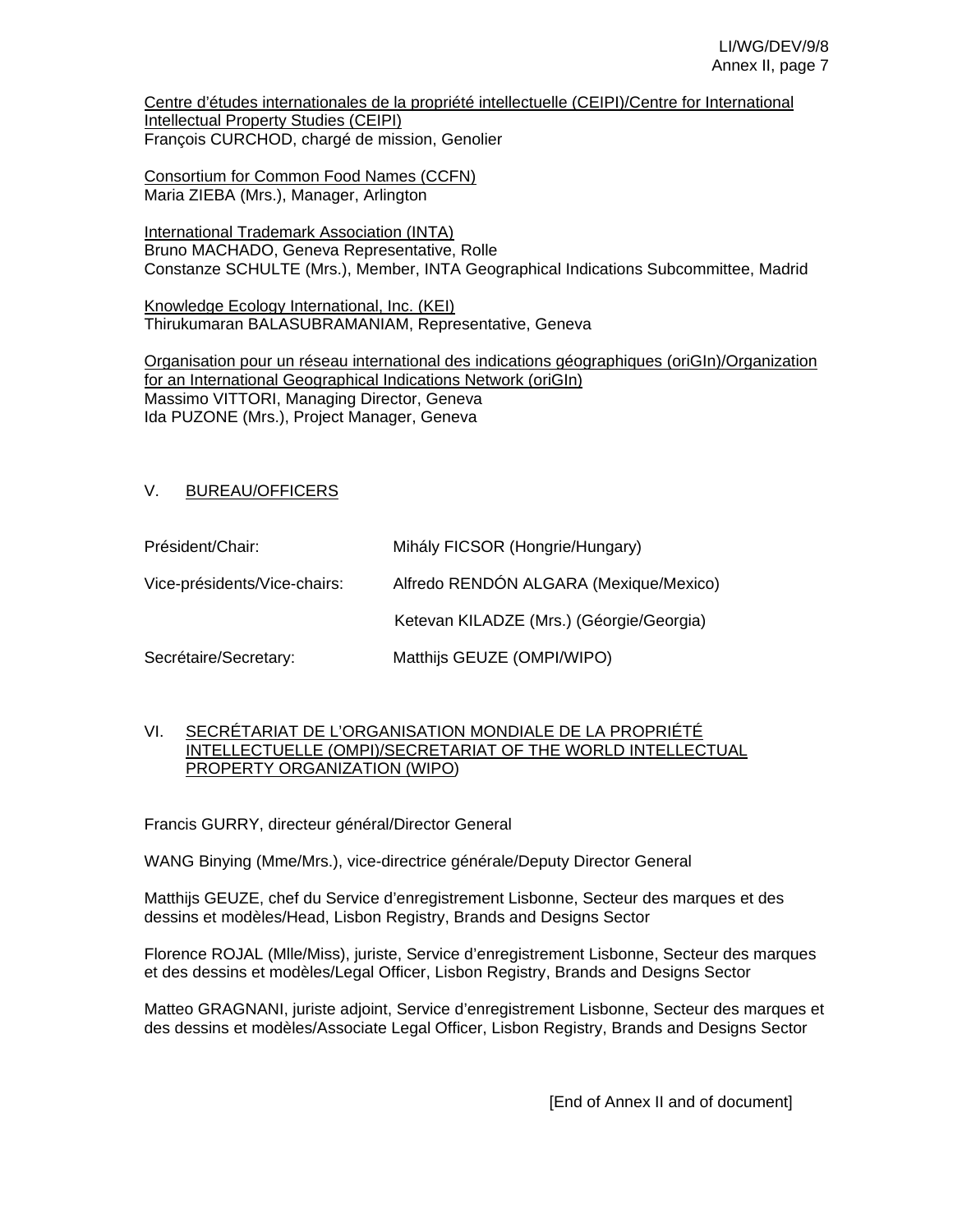Centre d'études internationales de la propriété intellectuelle (CEIPI)/Centre for International Intellectual Property Studies (CEIPI)
François CURCHOD, chargé de mission, Genolier

Consortium for Common Food Names (CCFN)
Maria ZIEBA (Mrs.), Manager, Arlington

International Trademark Association (INTA)
Bruno MACHADO, Geneva Representative, Rolle
Constanze SCHULTE (Mrs.), Member, INTA Geographical Indications Subcommittee, Madrid

Knowledge Ecology International, Inc. (KEI)
Thirukumaran BALASUBRAMANIAM, Representative, Geneva

Organisation pour un réseau international des indications géographiques (oriGIn)/Organization for an International Geographical Indications Network (oriGIn)
Massimo VITTORI, Managing Director, Geneva
Ida PUZONE (Mrs.), Project Manager, Geneva

## V. BUREAU/OFFICERS

| | |
|---|---|
| Président/Chair: | Mihály FICSOR (Hongrie/Hungary) |
| Vice-présidents/Vice-chairs: | Alfredo RENDÓN ALGARA (Mexique/Mexico) |
| | Ketevan KILADZE (Mrs.) (Géorgie/Georgia) |
| Secrétaire/Secretary: | Matthijs GEUZE (OMPI/WIPO) |

## VI. SECRÉTARIAT DE L'ORGANISATION MONDIALE DE LA PROPRIÉTÉ INTELLECTUELLE (OMPI)/SECRETARIAT OF THE WORLD INTELLECTUAL PROPERTY ORGANIZATION (WIPO)

Francis GURRY, directeur général/Director General

WANG Binying (Mme/Mrs.), vice-directrice générale/Deputy Director General

Matthijs GEUZE, chef du Service d'enregistrement Lisbonne, Secteur des marques et des dessins et modèles/Head, Lisbon Registry, Brands and Designs Sector

Florence ROJAL (Mlle/Miss), juriste, Service d'enregistrement Lisbonne, Secteur des marques et des dessins et modèles/Legal Officer, Lisbon Registry, Brands and Designs Sector

Matteo GRAGNANI, juriste adjoint, Service d'enregistrement Lisbonne, Secteur des marques et des dessins et modèles/Associate Legal Officer, Lisbon Registry, Brands and Designs Sector

[End of Annex II and of document]